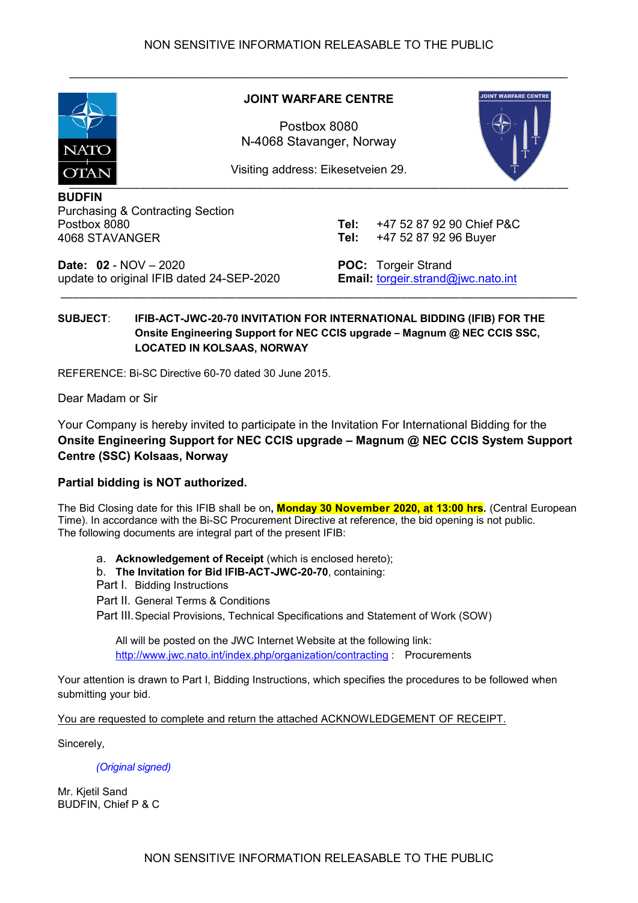NON SENSITIVE INFORMATION RELEASABLE TO THE PUBLIC

**JOINT WARFARE CENTRE**

Postbox 8080
N-4068 Stavanger, Norway

Visiting address: Eikesetveien 29.

**BUDFIN**
Purchasing & Contracting Section
Postbox 8080
4068 STAVANGER

**Tel:** +47 52 87 92 90 Chief P&C
**Tel:** +47 52 87 92 96 Buyer

**Date: 02** - NOV – 2020
update to original IFIB dated 24-SEP-2020

**POC:** Torgeir Strand
**Email:** torgeir.strand@jwc.nato.int

**SUBJECT**: **IFIB-ACT-JWC-20-70 INVITATION FOR INTERNATIONAL BIDDING (IFIB) FOR THE Onsite Engineering Support for NEC CCIS upgrade – Magnum @ NEC CCIS SSC, LOCATED IN KOLSAAS, NORWAY**

REFERENCE: Bi-SC Directive 60-70 dated 30 June 2015.

Dear Madam or Sir

Your Company is hereby invited to participate in the Invitation For International Bidding for the **Onsite Engineering Support for NEC CCIS upgrade – Magnum @ NEC CCIS System Support Centre (SSC) Kolsaas, Norway**

**Partial bidding is NOT authorized.**

The Bid Closing date for this IFIB shall be on**, Monday 30 November 2020, at 13:00 hrs.** (Central European Time). In accordance with the Bi-SC Procurement Directive at reference, the bid opening is not public.
The following documents are integral part of the present IFIB:

a. **Acknowledgement of Receipt** (which is enclosed hereto);
b. **The Invitation for Bid IFIB-ACT-JWC-20-70**, containing:

Part I. Bidding Instructions
Part II. General Terms & Conditions
Part III. Special Provisions, Technical Specifications and Statement of Work (SOW)

All will be posted on the JWC Internet Website at the following link:
http://www.jwc.nato.int/index.php/organization/contracting : Procurements

Your attention is drawn to Part I, Bidding Instructions, which specifies the procedures to be followed when submitting your bid.

You are requested to complete and return the attached ACKNOWLEDGEMENT OF RECEIPT.

Sincerely,

*(Original signed)*

Mr. Kjetil Sand
BUDFIN, Chief P & C

NON SENSITIVE INFORMATION RELEASABLE TO THE PUBLIC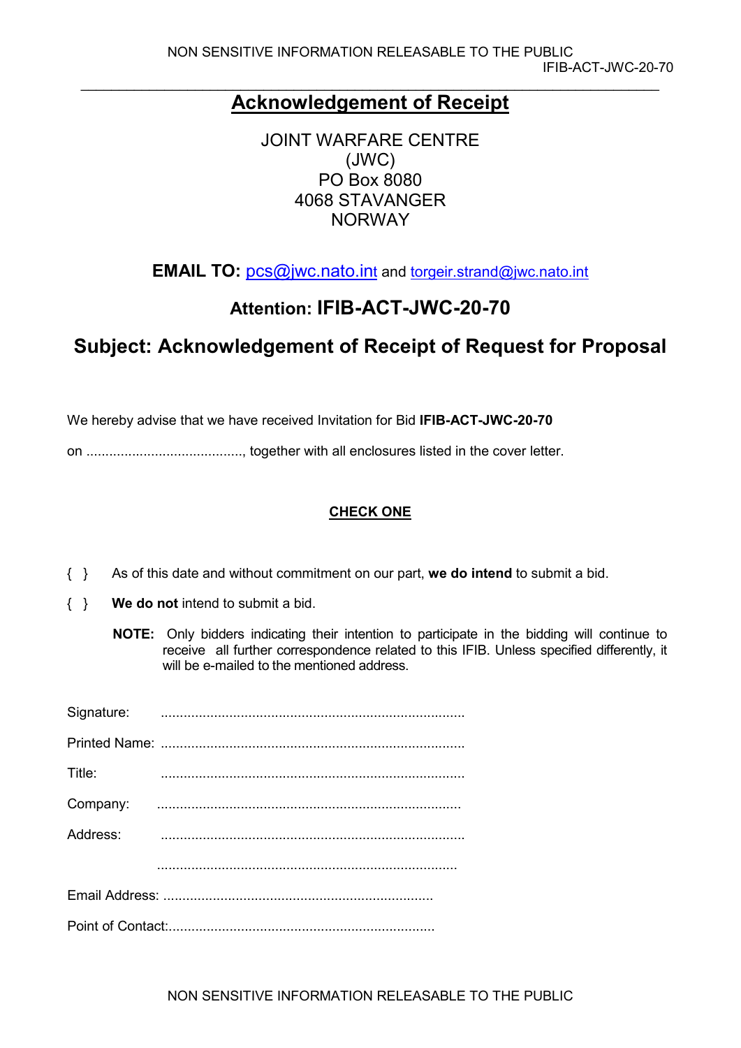# Acknowledgement of Receipt

JOINT WARFARE CENTRE
(JWC)
PO Box 8080
4068 STAVANGER
NORWAY

**EMAIL TO:** pcs@jwc.nato.int and torgeir.strand@jwc.nato.int

### Attention: IFIB-ACT-JWC-20-70

## Subject: Acknowledgement of Receipt of Request for Proposal

We hereby advise that we have received Invitation for Bid **IFIB-ACT-JWC-20-70**

on ........................................, together with all enclosures listed in the cover letter.

**CHECK ONE**

{ } As of this date and without commitment on our part, **we do intend** to submit a bid.

{ } **We do not** intend to submit a bid.

**NOTE:** Only bidders indicating their intention to participate in the bidding will continue to receive all further correspondence related to this IFIB. Unless specified differently, it will be e-mailed to the mentioned address.

Signature: ...............................................................................

Printed Name: ...............................................................................

Title: ...............................................................................

Company: ...............................................................................

Address: ...............................................................................

...............................................................................

Email Address: ......................................................................

Point of Contact:.....................................................................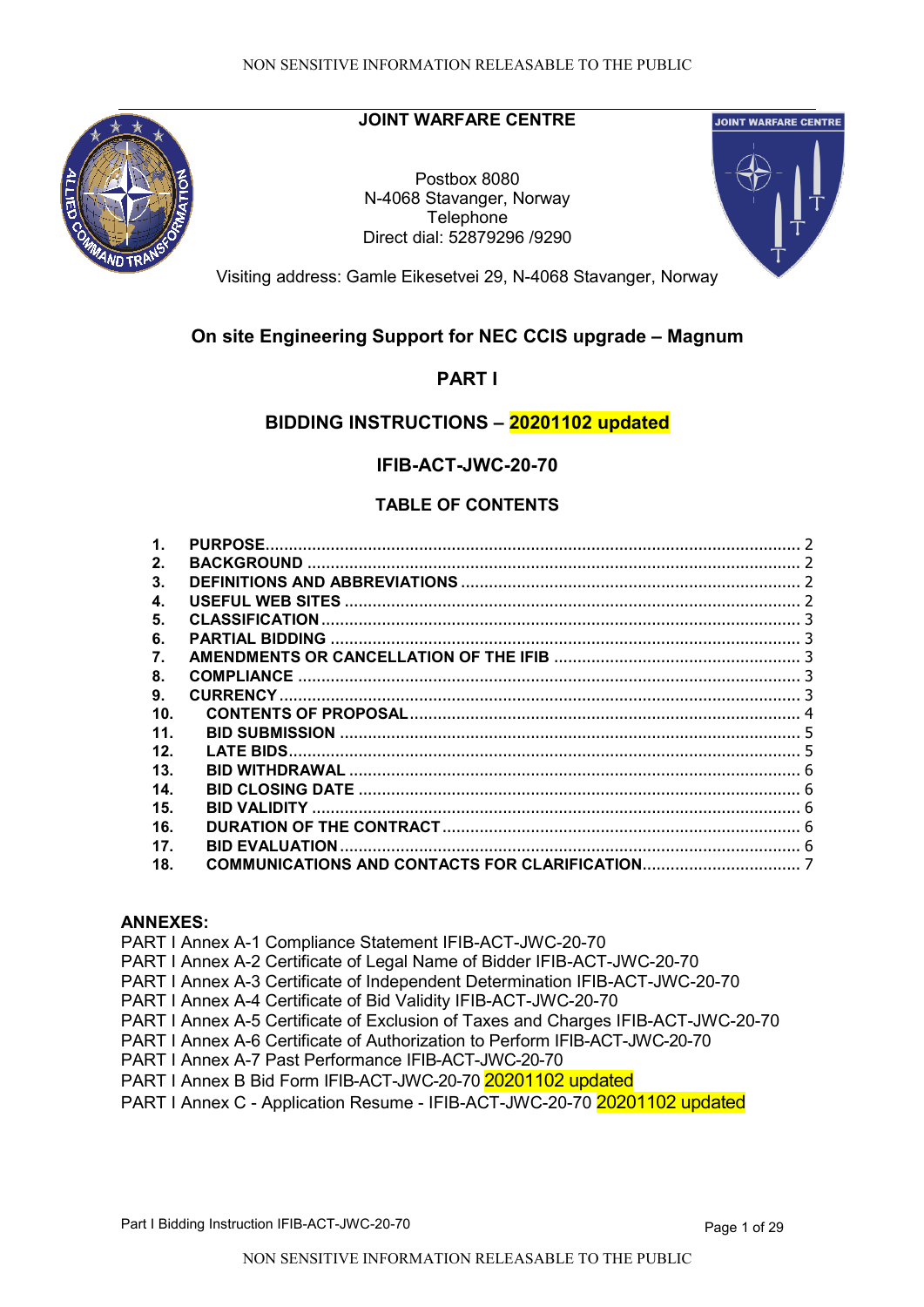**JOINT WARFARE CENTRE**

Postbox 8080
N-4068 Stavanger, Norway
Telephone
Direct dial: 52879296 /9290

Visiting address: Gamle Eikesetvei 29, N-4068 Stavanger, Norway

# On site Engineering Support for NEC CCIS upgrade – Magnum

## PART I

## BIDDING INSTRUCTIONS – 20201102 updated

## IFIB-ACT-JWC-20-70

### TABLE OF CONTENTS

1. PURPOSE .......... 2
2. BACKGROUND .......... 2
3. DEFINITIONS AND ABBREVIATIONS .......... 2
4. USEFUL WEB SITES .......... 2
5. CLASSIFICATION .......... 3
6. PARTIAL BIDDING .......... 3
7. AMENDMENTS OR CANCELLATION OF THE IFIB .......... 3
8. COMPLIANCE .......... 3
9. CURRENCY .......... 3
10. CONTENTS OF PROPOSAL .......... 4
11. BID SUBMISSION .......... 5
12. LATE BIDS .......... 5
13. BID WITHDRAWAL .......... 6
14. BID CLOSING DATE .......... 6
15. BID VALIDITY .......... 6
16. DURATION OF THE CONTRACT .......... 6
17. BID EVALUATION .......... 6
18. COMMUNICATIONS AND CONTACTS FOR CLARIFICATION .......... 7

**ANNEXES:**

PART I Annex A-1 Compliance Statement IFIB-ACT-JWC-20-70
PART I Annex A-2 Certificate of Legal Name of Bidder IFIB-ACT-JWC-20-70
PART I Annex A-3 Certificate of Independent Determination IFIB-ACT-JWC-20-70
PART I Annex A-4 Certificate of Bid Validity IFIB-ACT-JWC-20-70
PART I Annex A-5 Certificate of Exclusion of Taxes and Charges IFIB-ACT-JWC-20-70
PART I Annex A-6 Certificate of Authorization to Perform IFIB-ACT-JWC-20-70
PART I Annex A-7 Past Performance IFIB-ACT-JWC-20-70
PART I Annex B Bid Form IFIB-ACT-JWC-20-70 20201102 updated
PART I Annex C - Application Resume - IFIB-ACT-JWC-20-70 20201102 updated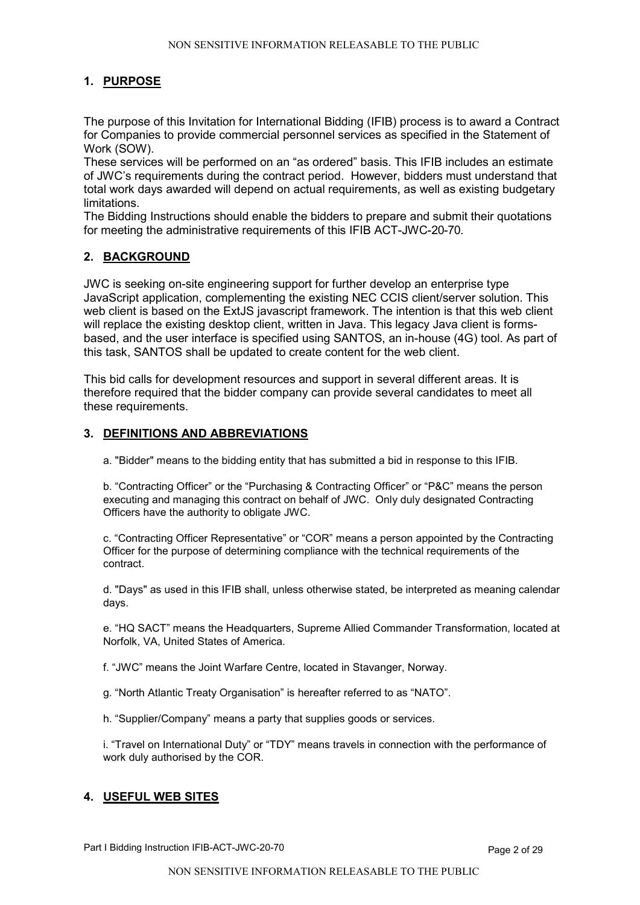## 1. PURPOSE

The purpose of this Invitation for International Bidding (IFIB) process is to award a Contract for Companies to provide commercial personnel services as specified in the Statement of Work (SOW).

These services will be performed on an "as ordered" basis. This IFIB includes an estimate of JWC's requirements during the contract period. However, bidders must understand that total work days awarded will depend on actual requirements, as well as existing budgetary limitations.

The Bidding Instructions should enable the bidders to prepare and submit their quotations for meeting the administrative requirements of this IFIB ACT-JWC-20-70.

## 2. BACKGROUND

JWC is seeking on-site engineering support for further develop an enterprise type JavaScript application, complementing the existing NEC CCIS client/server solution. This web client is based on the ExtJS javascript framework. The intention is that this web client will replace the existing desktop client, written in Java. This legacy Java client is forms-based, and the user interface is specified using SANTOS, an in-house (4G) tool. As part of this task, SANTOS shall be updated to create content for the web client.

This bid calls for development resources and support in several different areas. It is therefore required that the bidder company can provide several candidates to meet all these requirements.

## 3. DEFINITIONS AND ABBREVIATIONS

a. "Bidder" means to the bidding entity that has submitted a bid in response to this IFIB.

b. "Contracting Officer" or the "Purchasing & Contracting Officer" or "P&C" means the person executing and managing this contract on behalf of JWC. Only duly designated Contracting Officers have the authority to obligate JWC.

c. "Contracting Officer Representative" or "COR" means a person appointed by the Contracting Officer for the purpose of determining compliance with the technical requirements of the contract.

d. "Days" as used in this IFIB shall, unless otherwise stated, be interpreted as meaning calendar days.

e. "HQ SACT" means the Headquarters, Supreme Allied Commander Transformation, located at Norfolk, VA, United States of America.

f. "JWC" means the Joint Warfare Centre, located in Stavanger, Norway.

g. "North Atlantic Treaty Organisation" is hereafter referred to as "NATO".

h. "Supplier/Company" means a party that supplies goods or services.

i. "Travel on International Duty" or "TDY" means travels in connection with the performance of work duly authorised by the COR.

## 4. USEFUL WEB SITES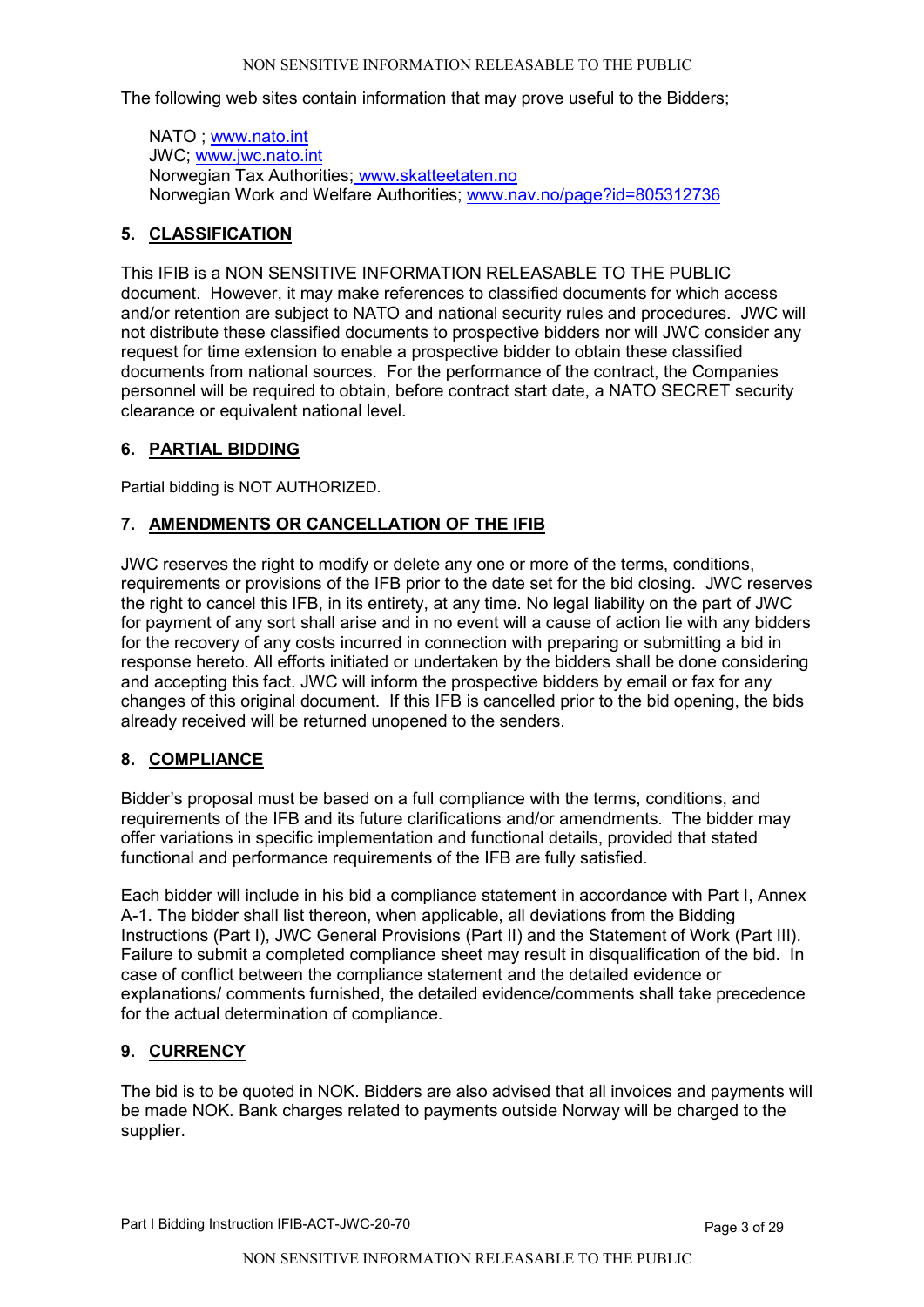The following web sites contain information that may prove useful to the Bidders;

NATO ; [www.nato.int](http://www.nato.int)
JWC; [www.jwc.nato.int](http://www.jwc.nato.int)
Norwegian Tax Authorities; [www.skatteetaten.no](http://www.skatteetaten.no)
Norwegian Work and Welfare Authorities; [www.nav.no/page?id=805312736](http://www.nav.no/page?id=805312736)

## 5. CLASSIFICATION

This IFIB is a NON SENSITIVE INFORMATION RELEASABLE TO THE PUBLIC document. However, it may make references to classified documents for which access and/or retention are subject to NATO and national security rules and procedures. JWC will not distribute these classified documents to prospective bidders nor will JWC consider any request for time extension to enable a prospective bidder to obtain these classified documents from national sources. For the performance of the contract, the Companies personnel will be required to obtain, before contract start date, a NATO SECRET security clearance or equivalent national level.

## 6. PARTIAL BIDDING

Partial bidding is NOT AUTHORIZED.

## 7. AMENDMENTS OR CANCELLATION OF THE IFIB

JWC reserves the right to modify or delete any one or more of the terms, conditions, requirements or provisions of the IFB prior to the date set for the bid closing. JWC reserves the right to cancel this IFB, in its entirety, at any time. No legal liability on the part of JWC for payment of any sort shall arise and in no event will a cause of action lie with any bidders for the recovery of any costs incurred in connection with preparing or submitting a bid in response hereto. All efforts initiated or undertaken by the bidders shall be done considering and accepting this fact. JWC will inform the prospective bidders by email or fax for any changes of this original document. If this IFB is cancelled prior to the bid opening, the bids already received will be returned unopened to the senders.

## 8. COMPLIANCE

Bidder's proposal must be based on a full compliance with the terms, conditions, and requirements of the IFB and its future clarifications and/or amendments. The bidder may offer variations in specific implementation and functional details, provided that stated functional and performance requirements of the IFB are fully satisfied.

Each bidder will include in his bid a compliance statement in accordance with Part I, Annex A-1. The bidder shall list thereon, when applicable, all deviations from the Bidding Instructions (Part I), JWC General Provisions (Part II) and the Statement of Work (Part III). Failure to submit a completed compliance sheet may result in disqualification of the bid. In case of conflict between the compliance statement and the detailed evidence or explanations/ comments furnished, the detailed evidence/comments shall take precedence for the actual determination of compliance.

## 9. CURRENCY

The bid is to be quoted in NOK. Bidders are also advised that all invoices and payments will be made NOK. Bank charges related to payments outside Norway will be charged to the supplier.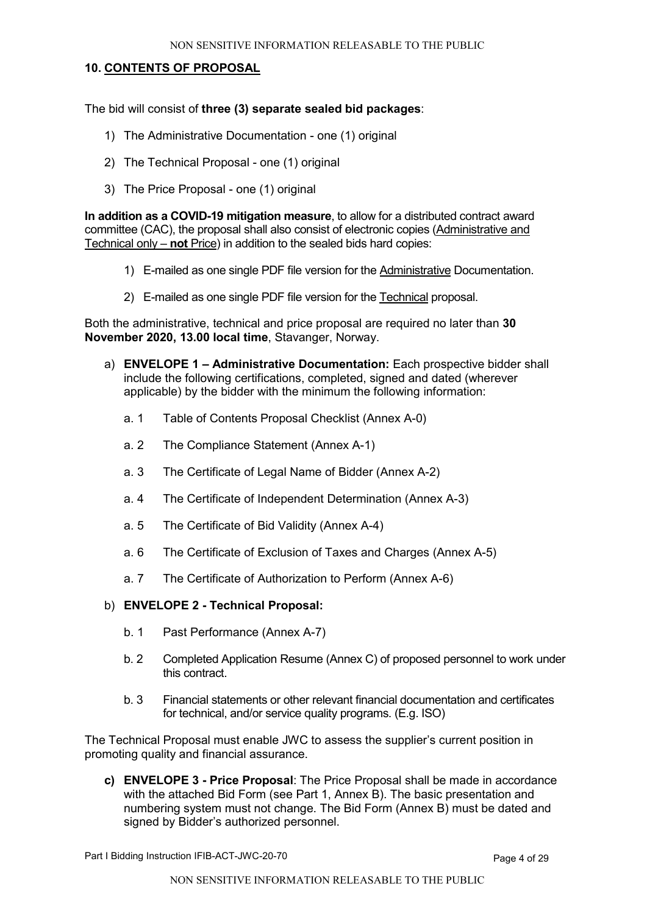## 10. CONTENTS OF PROPOSAL

The bid will consist of **three (3) separate sealed bid packages**:

1) The Administrative Documentation - one (1) original
2) The Technical Proposal - one (1) original
3) The Price Proposal - one (1) original

**In addition as a COVID-19 mitigation measure**, to allow for a distributed contract award committee (CAC), the proposal shall also consist of electronic copies (Administrative and Technical only – **not** Price) in addition to the sealed bids hard copies:

1) E-mailed as one single PDF file version for the Administrative Documentation.
2) E-mailed as one single PDF file version for the Technical proposal.

Both the administrative, technical and price proposal are required no later than **30 November 2020, 13.00 local time**, Stavanger, Norway.

a) **ENVELOPE 1 – Administrative Documentation:** Each prospective bidder shall include the following certifications, completed, signed and dated (wherever applicable) by the bidder with the minimum the following information:

   a. 1 Table of Contents Proposal Checklist (Annex A-0)

   a. 2 The Compliance Statement (Annex A-1)

   a. 3 The Certificate of Legal Name of Bidder (Annex A-2)

   a. 4 The Certificate of Independent Determination (Annex A-3)

   a. 5 The Certificate of Bid Validity (Annex A-4)

   a. 6 The Certificate of Exclusion of Taxes and Charges (Annex A-5)

   a. 7 The Certificate of Authorization to Perform (Annex A-6)

b) **ENVELOPE 2 - Technical Proposal:**

   b. 1 Past Performance (Annex A-7)

   b. 2 Completed Application Resume (Annex C) of proposed personnel to work under this contract.

   b. 3 Financial statements or other relevant financial documentation and certificates for technical, and/or service quality programs. (E.g. ISO)

The Technical Proposal must enable JWC to assess the supplier's current position in promoting quality and financial assurance.

**c) ENVELOPE 3 - Price Proposal**: The Price Proposal shall be made in accordance with the attached Bid Form (see Part 1, Annex B). The basic presentation and numbering system must not change. The Bid Form (Annex B) must be dated and signed by Bidder's authorized personnel.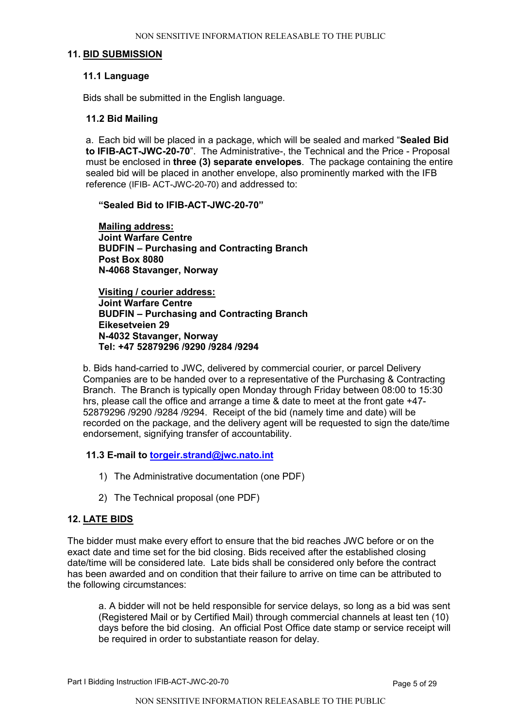## 11. BID SUBMISSION

### 11.1 Language

Bids shall be submitted in the English language.

### 11.2 Bid Mailing

a. Each bid will be placed in a package, which will be sealed and marked "**Sealed Bid to IFIB-ACT-JWC-20-70**". The Administrative-, the Technical and the Price - Proposal must be enclosed in **three (3) separate envelopes**. The package containing the entire sealed bid will be placed in another envelope, also prominently marked with the IFB reference (IFIB- ACT-JWC-20-70) and addressed to:

**"Sealed Bid to IFIB-ACT-JWC-20-70"**

**Mailing address:**
**Joint Warfare Centre**
**BUDFIN – Purchasing and Contracting Branch**
**Post Box 8080**
**N-4068 Stavanger, Norway**

**Visiting / courier address:**
**Joint Warfare Centre**
**BUDFIN – Purchasing and Contracting Branch**
**Eikesetveien 29**
**N-4032 Stavanger, Norway**
**Tel: +47 52879296 /9290 /9284 /9294**

b. Bids hand-carried to JWC, delivered by commercial courier, or parcel Delivery Companies are to be handed over to a representative of the Purchasing & Contracting Branch. The Branch is typically open Monday through Friday between 08:00 to 15:30 hrs, please call the office and arrange a time & date to meet at the front gate +47-52879296 /9290 /9284 /9294. Receipt of the bid (namely time and date) will be recorded on the package, and the delivery agent will be requested to sign the date/time endorsement, signifying transfer of accountability.

### 11.3 E-mail to torgeir.strand@jwc.nato.int

1) The Administrative documentation (one PDF)
2) The Technical proposal (one PDF)

## 12. LATE BIDS

The bidder must make every effort to ensure that the bid reaches JWC before or on the exact date and time set for the bid closing. Bids received after the established closing date/time will be considered late. Late bids shall be considered only before the contract has been awarded and on condition that their failure to arrive on time can be attributed to the following circumstances:

a. A bidder will not be held responsible for service delays, so long as a bid was sent (Registered Mail or by Certified Mail) through commercial channels at least ten (10) days before the bid closing. An official Post Office date stamp or service receipt will be required in order to substantiate reason for delay.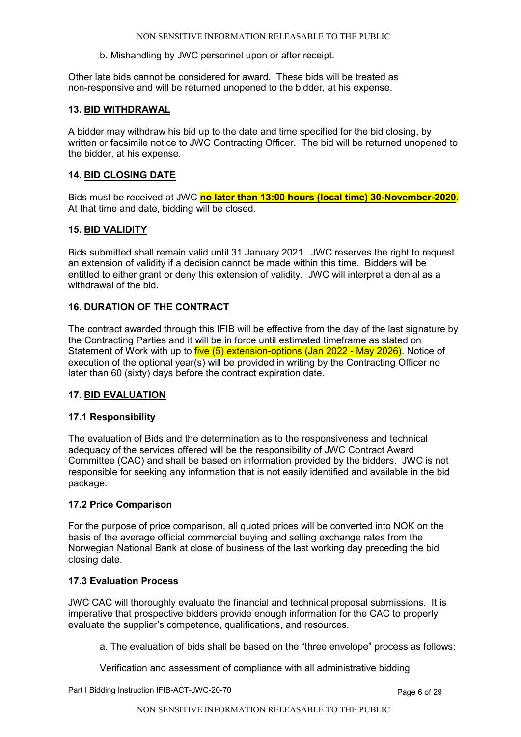b. Mishandling by JWC personnel upon or after receipt.

Other late bids cannot be considered for award. These bids will be treated as non-responsive and will be returned unopened to the bidder, at his expense.

### 13. BID WITHDRAWAL

A bidder may withdraw his bid up to the date and time specified for the bid closing, by written or facsimile notice to JWC Contracting Officer. The bid will be returned unopened to the bidder, at his expense.

### 14. BID CLOSING DATE

Bids must be received at JWC **no later than 13:00 hours (local time) 30-November-2020**. At that time and date, bidding will be closed.

### 15. BID VALIDITY

Bids submitted shall remain valid until 31 January 2021. JWC reserves the right to request an extension of validity if a decision cannot be made within this time. Bidders will be entitled to either grant or deny this extension of validity. JWC will interpret a denial as a withdrawal of the bid.

### 16. DURATION OF THE CONTRACT

The contract awarded through this IFIB will be effective from the day of the last signature by the Contracting Parties and it will be in force until estimated timeframe as stated on Statement of Work with up to five (5) extension-options (Jan 2022 - May 2026). Notice of execution of the optional year(s) will be provided in writing by the Contracting Officer no later than 60 (sixty) days before the contract expiration date.

### 17. BID EVALUATION

#### 17.1 Responsibility

The evaluation of Bids and the determination as to the responsiveness and technical adequacy of the services offered will be the responsibility of JWC Contract Award Committee (CAC) and shall be based on information provided by the bidders. JWC is not responsible for seeking any information that is not easily identified and available in the bid package.

#### 17.2 Price Comparison

For the purpose of price comparison, all quoted prices will be converted into NOK on the basis of the average official commercial buying and selling exchange rates from the Norwegian National Bank at close of business of the last working day preceding the bid closing date.

#### 17.3 Evaluation Process

JWC CAC will thoroughly evaluate the financial and technical proposal submissions. It is imperative that prospective bidders provide enough information for the CAC to properly evaluate the supplier's competence, qualifications, and resources.

a. The evaluation of bids shall be based on the "three envelope" process as follows:

Verification and assessment of compliance with all administrative bidding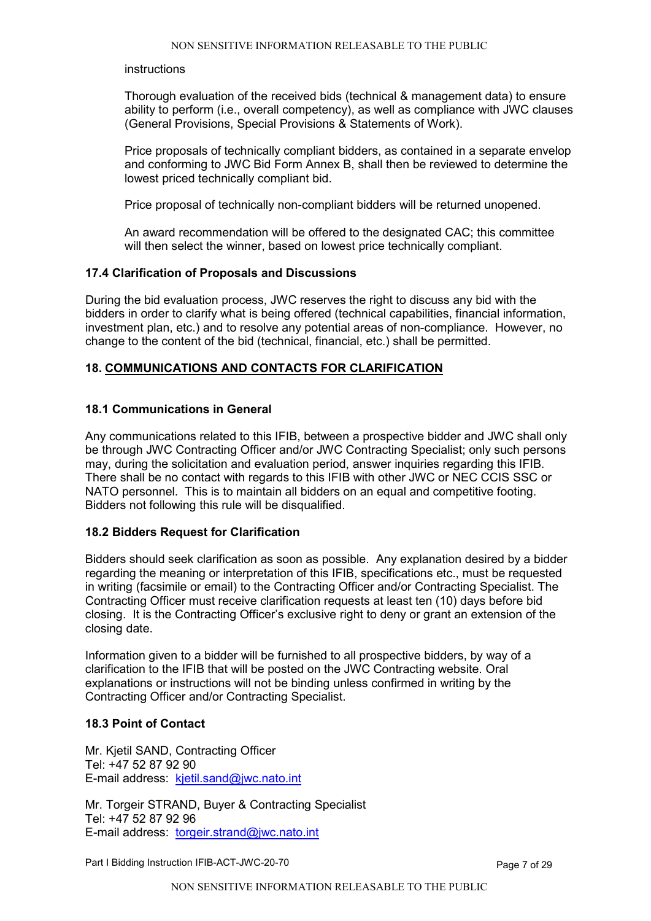instructions

Thorough evaluation of the received bids (technical & management data) to ensure ability to perform (i.e., overall competency), as well as compliance with JWC clauses (General Provisions, Special Provisions & Statements of Work).

Price proposals of technically compliant bidders, as contained in a separate envelop and conforming to JWC Bid Form Annex B, shall then be reviewed to determine the lowest priced technically compliant bid.

Price proposal of technically non-compliant bidders will be returned unopened.

An award recommendation will be offered to the designated CAC; this committee will then select the winner, based on lowest price technically compliant.

### 17.4 Clarification of Proposals and Discussions

During the bid evaluation process, JWC reserves the right to discuss any bid with the bidders in order to clarify what is being offered (technical capabilities, financial information, investment plan, etc.) and to resolve any potential areas of non-compliance. However, no change to the content of the bid (technical, financial, etc.) shall be permitted.

## 18. COMMUNICATIONS AND CONTACTS FOR CLARIFICATION

### 18.1 Communications in General

Any communications related to this IFIB, between a prospective bidder and JWC shall only be through JWC Contracting Officer and/or JWC Contracting Specialist; only such persons may, during the solicitation and evaluation period, answer inquiries regarding this IFIB. There shall be no contact with regards to this IFIB with other JWC or NEC CCIS SSC or NATO personnel. This is to maintain all bidders on an equal and competitive footing. Bidders not following this rule will be disqualified.

### 18.2 Bidders Request for Clarification

Bidders should seek clarification as soon as possible. Any explanation desired by a bidder regarding the meaning or interpretation of this IFIB, specifications etc., must be requested in writing (facsimile or email) to the Contracting Officer and/or Contracting Specialist. The Contracting Officer must receive clarification requests at least ten (10) days before bid closing. It is the Contracting Officer's exclusive right to deny or grant an extension of the closing date.

Information given to a bidder will be furnished to all prospective bidders, by way of a clarification to the IFIB that will be posted on the JWC Contracting website. Oral explanations or instructions will not be binding unless confirmed in writing by the Contracting Officer and/or Contracting Specialist.

### 18.3 Point of Contact

Mr. Kjetil SAND, Contracting Officer
Tel: +47 52 87 92 90
E-mail address: kjetil.sand@jwc.nato.int

Mr. Torgeir STRAND, Buyer & Contracting Specialist
Tel: +47 52 87 92 96
E-mail address: torgeir.strand@jwc.nato.int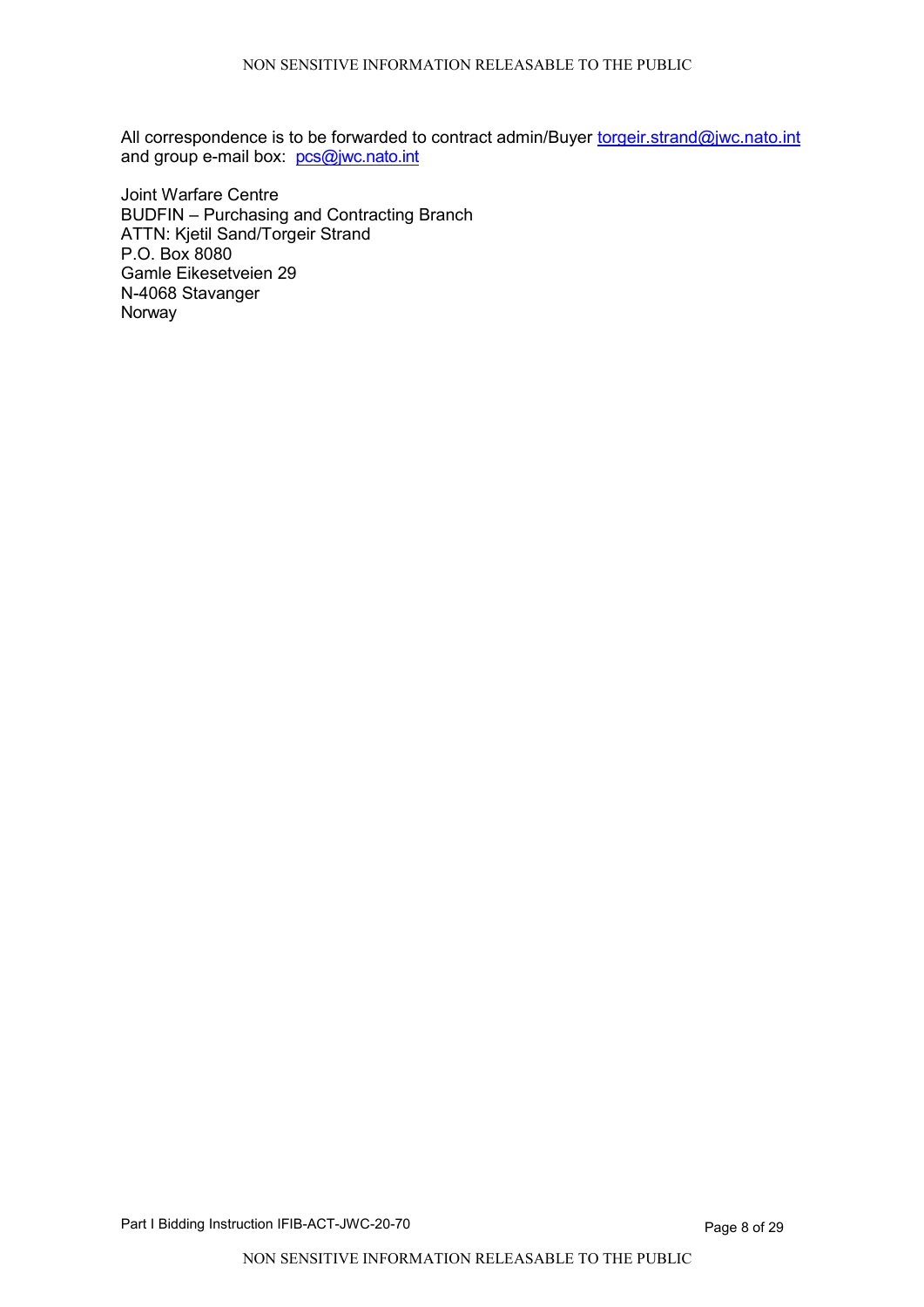All correspondence is to be forwarded to contract admin/Buyer torgeir.strand@jwc.nato.int and group e-mail box: pcs@jwc.nato.int

Joint Warfare Centre
BUDFIN – Purchasing and Contracting Branch
ATTN: Kjetil Sand/Torgeir Strand
P.O. Box 8080
Gamle Eikesetveien 29
N-4068 Stavanger
Norway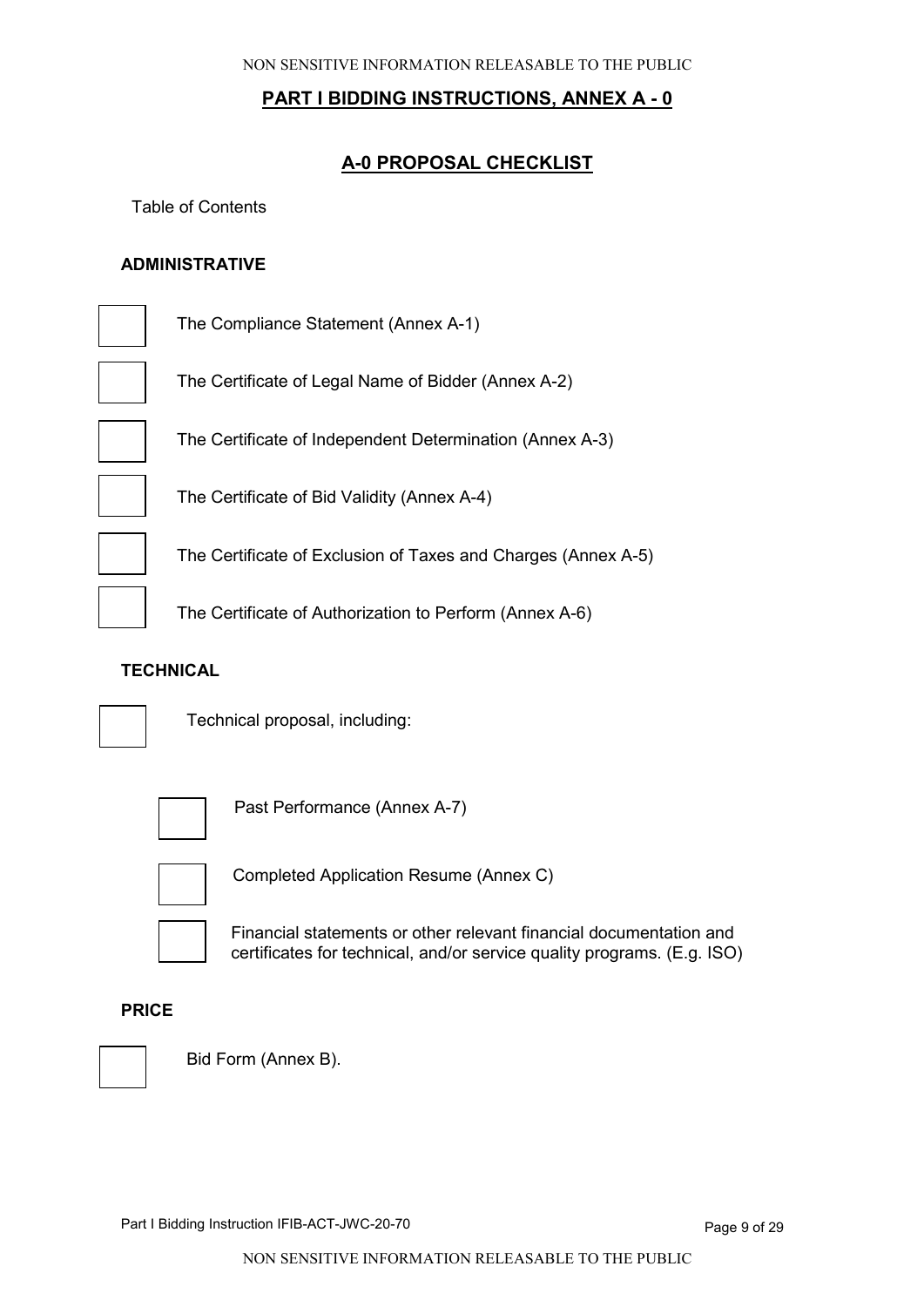## PART I BIDDING INSTRUCTIONS, ANNEX A - 0

## A-0 PROPOSAL CHECKLIST

Table of Contents

**ADMINISTRATIVE**

- [ ] The Compliance Statement (Annex A-1)
- [ ] The Certificate of Legal Name of Bidder (Annex A-2)
- [ ] The Certificate of Independent Determination (Annex A-3)
- [ ] The Certificate of Bid Validity (Annex A-4)
- [ ] The Certificate of Exclusion of Taxes and Charges (Annex A-5)
- [ ] The Certificate of Authorization to Perform (Annex A-6)

**TECHNICAL**

- [ ] Technical proposal, including:
  - [ ] Past Performance (Annex A-7)
  - [ ] Completed Application Resume (Annex C)
  - [ ] Financial statements or other relevant financial documentation and certificates for technical, and/or service quality programs. (E.g. ISO)

**PRICE**

- [ ] Bid Form (Annex B).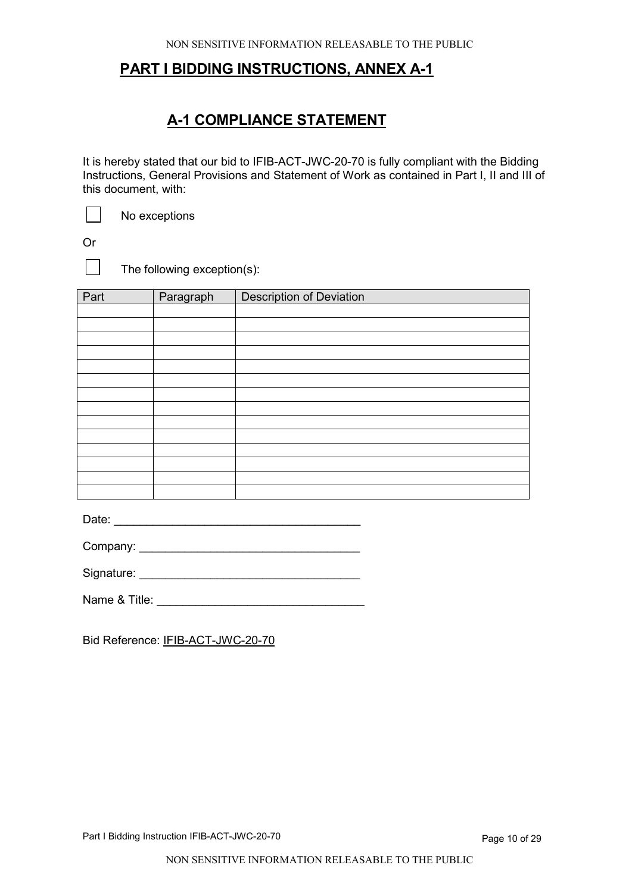# PART I BIDDING INSTRUCTIONS, ANNEX A-1

## A-1 COMPLIANCE STATEMENT

It is hereby stated that our bid to IFIB-ACT-JWC-20-70 is fully compliant with the Bidding Instructions, General Provisions and Statement of Work as contained in Part I, II and III of this document, with:

☐ No exceptions

Or

☐ The following exception(s):

| Part | Paragraph | Description of Deviation |
|---|---|---|
| | | |
| | | |
| | | |
| | | |
| | | |
| | | |
| | | |
| | | |
| | | |
| | | |
| | | |
| | | |
| | | |
| | | |

Date: ______________________________________

Company: __________________________________

Signature: _________________________________

Name & Title: _______________________________

Bid Reference: IFIB-ACT-JWC-20-70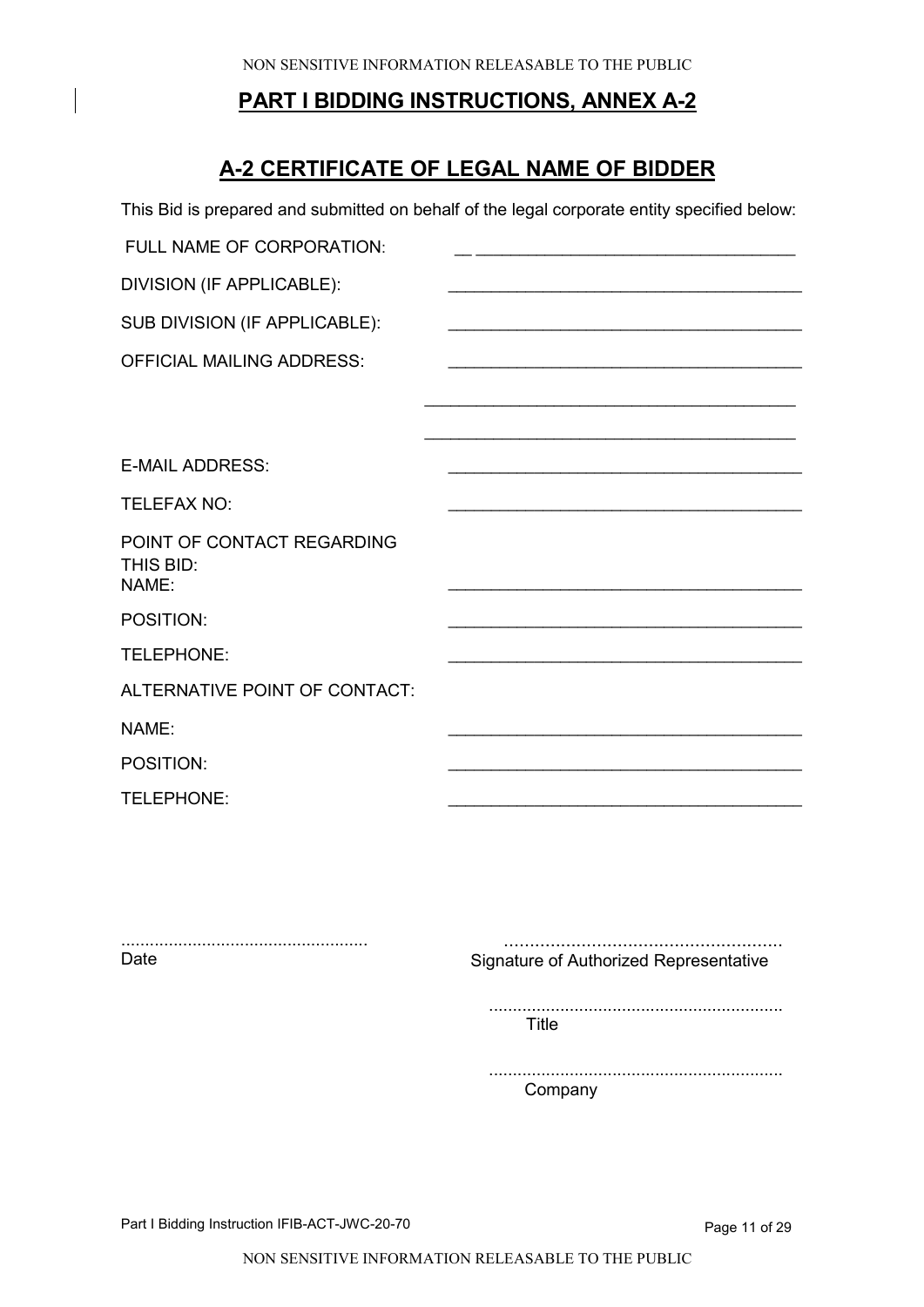## PART I BIDDING INSTRUCTIONS, ANNEX A-2

# A-2 CERTIFICATE OF LEGAL NAME OF BIDDER

This Bid is prepared and submitted on behalf of the legal corporate entity specified below:

FULL NAME OF CORPORATION: ____________________________________

DIVISION (IF APPLICABLE): ____________________________________

SUB DIVISION (IF APPLICABLE): ____________________________________

OFFICIAL MAILING ADDRESS: ____________________________________

____________________________________

____________________________________

E-MAIL ADDRESS: ____________________________________

TELEFAX NO: ____________________________________

POINT OF CONTACT REGARDING THIS BID:

NAME: ____________________________________

POSITION: ____________________________________

TELEPHONE: ____________________________________

ALTERNATIVE POINT OF CONTACT:

NAME: ____________________________________

POSITION: ____________________________________

TELEPHONE: ____________________________________

....................................................
Date

....................................................
Signature of Authorized Representative

....................................................
Title

....................................................
Company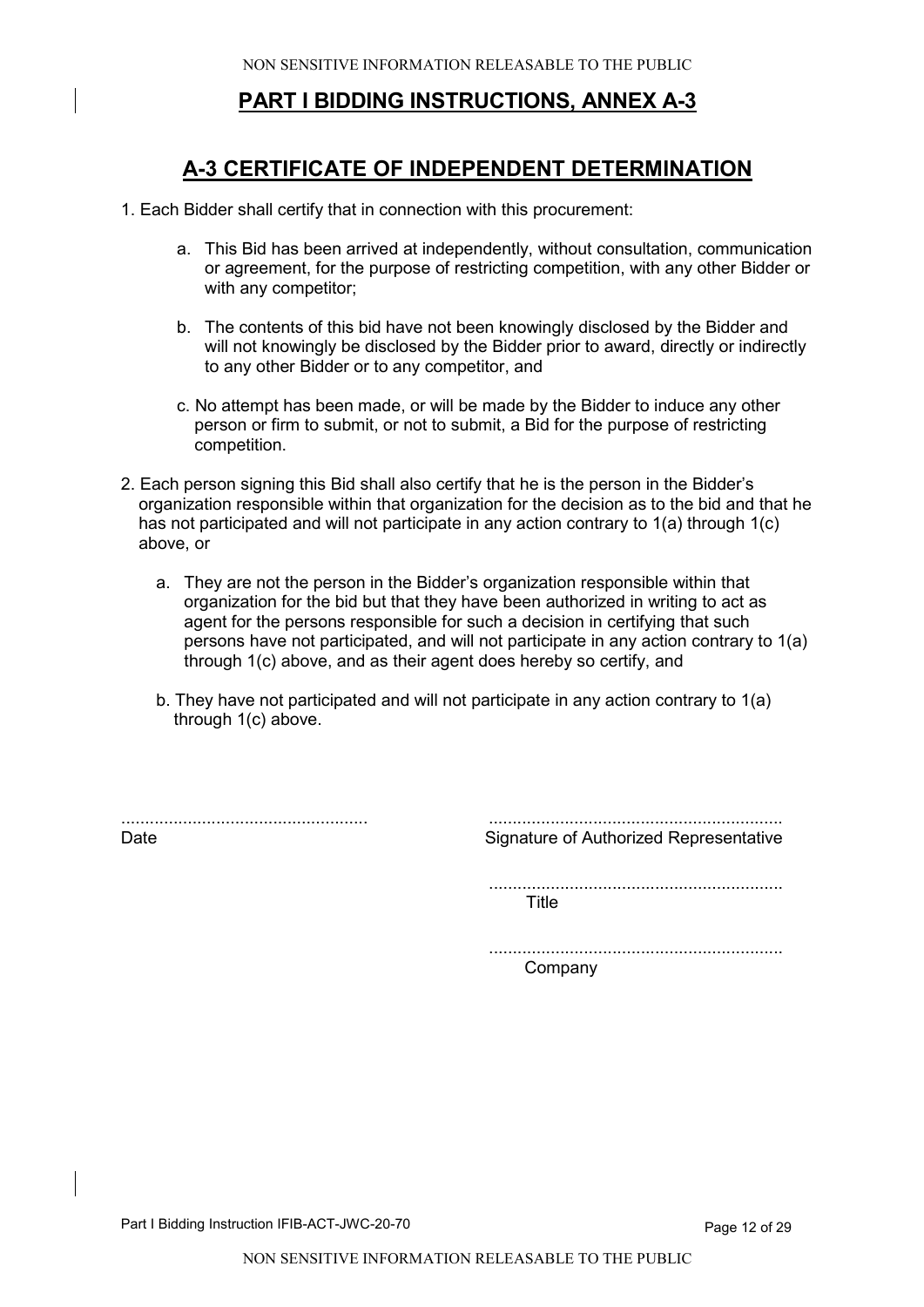# PART I BIDDING INSTRUCTIONS, ANNEX A-3

## A-3 CERTIFICATE OF INDEPENDENT DETERMINATION

1. Each Bidder shall certify that in connection with this procurement:

   a. This Bid has been arrived at independently, without consultation, communication or agreement, for the purpose of restricting competition, with any other Bidder or with any competitor;

   b. The contents of this bid have not been knowingly disclosed by the Bidder and will not knowingly be disclosed by the Bidder prior to award, directly or indirectly to any other Bidder or to any competitor, and

   c. No attempt has been made, or will be made by the Bidder to induce any other person or firm to submit, or not to submit, a Bid for the purpose of restricting competition.

2. Each person signing this Bid shall also certify that he is the person in the Bidder's organization responsible within that organization for the decision as to the bid and that he has not participated and will not participate in any action contrary to 1(a) through 1(c) above, or

   a. They are not the person in the Bidder's organization responsible within that organization for the bid but that they have been authorized in writing to act as agent for the persons responsible for such a decision in certifying that such persons have not participated, and will not participate in any action contrary to 1(a) through 1(c) above, and as their agent does hereby so certify, and

   b. They have not participated and will not participate in any action contrary to 1(a) through 1(c) above.

| | |
|---|---|
| .................................................... | ............................................................. |
| Date | Signature of Authorized Representative |
| | ............................................................. |
| | Title |
| | ............................................................. |
| | Company |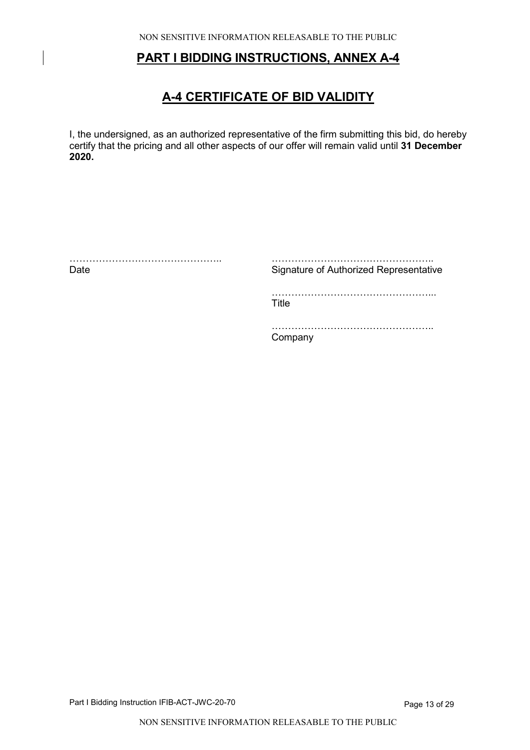## PART I BIDDING INSTRUCTIONS, ANNEX A-4

## A-4 CERTIFICATE OF BID VALIDITY

I, the undersigned, as an authorized representative of the firm submitting this bid, do hereby certify that the pricing and all other aspects of our offer will remain valid until **31 December 2020.**

| | |
|---|---|
| ……………………………………….. | ………………………………………….. |
| Date | Signature of Authorized Representative |
| | ………………………………………….. |
| | Title |
| | ………………………………………….. |
| | Company |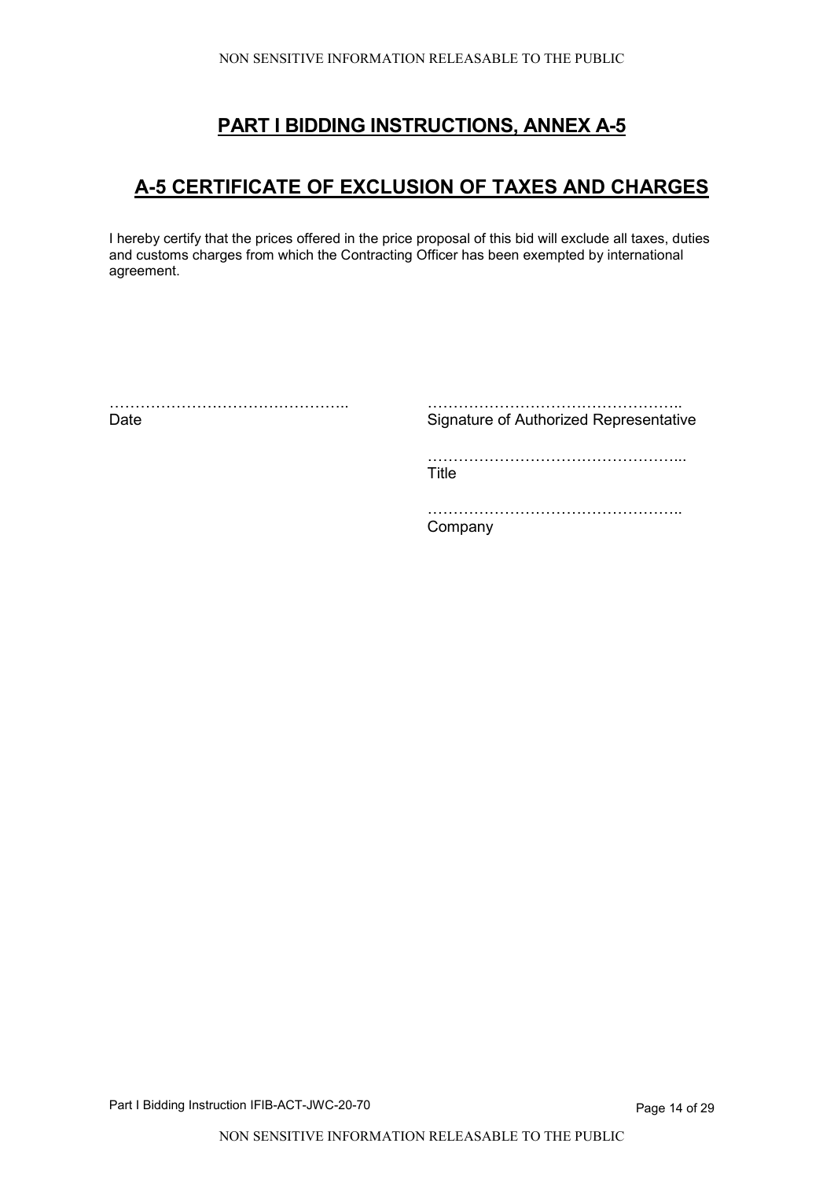# PART I BIDDING INSTRUCTIONS, ANNEX A-5

## A-5 CERTIFICATE OF EXCLUSION OF TAXES AND CHARGES

I hereby certify that the prices offered in the price proposal of this bid will exclude all taxes, duties and customs charges from which the Contracting Officer has been exempted by international agreement.

……………………………………….. 
Date

………………………………………….. 
Signature of Authorized Representative

…………………………………………... 
Title

………………………………………….. 
Company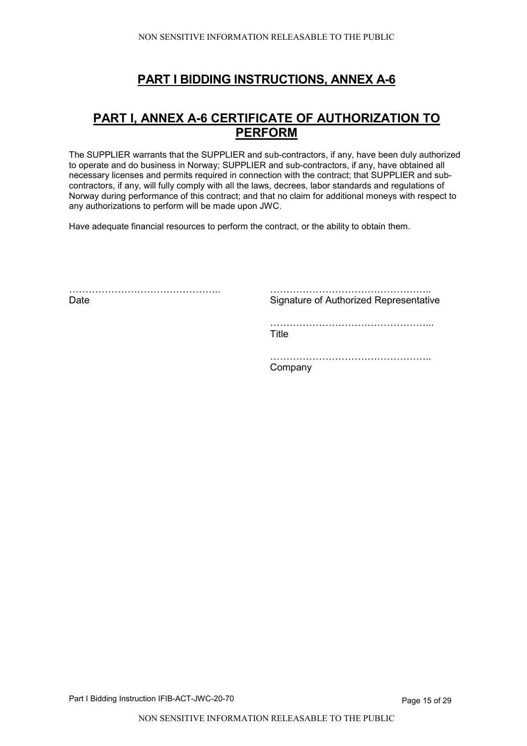# PART I BIDDING INSTRUCTIONS, ANNEX A-6

## PART I, ANNEX A-6 CERTIFICATE OF AUTHORIZATION TO PERFORM

The SUPPLIER warrants that the SUPPLIER and sub-contractors, if any, have been duly authorized to operate and do business in Norway; SUPPLIER and sub-contractors, if any, have obtained all necessary licenses and permits required in connection with the contract; that SUPPLIER and sub-contractors, if any, will fully comply with all the laws, decrees, labor standards and regulations of Norway during performance of this contract; and that no claim for additional moneys with respect to any authorizations to perform will be made upon JWC.

Have adequate financial resources to perform the contract, or the ability to obtain them.

………………………………………..
Date

…………………………………………..
Signature of Authorized Representative

…………………………………………...
Title

…………………………………………..
Company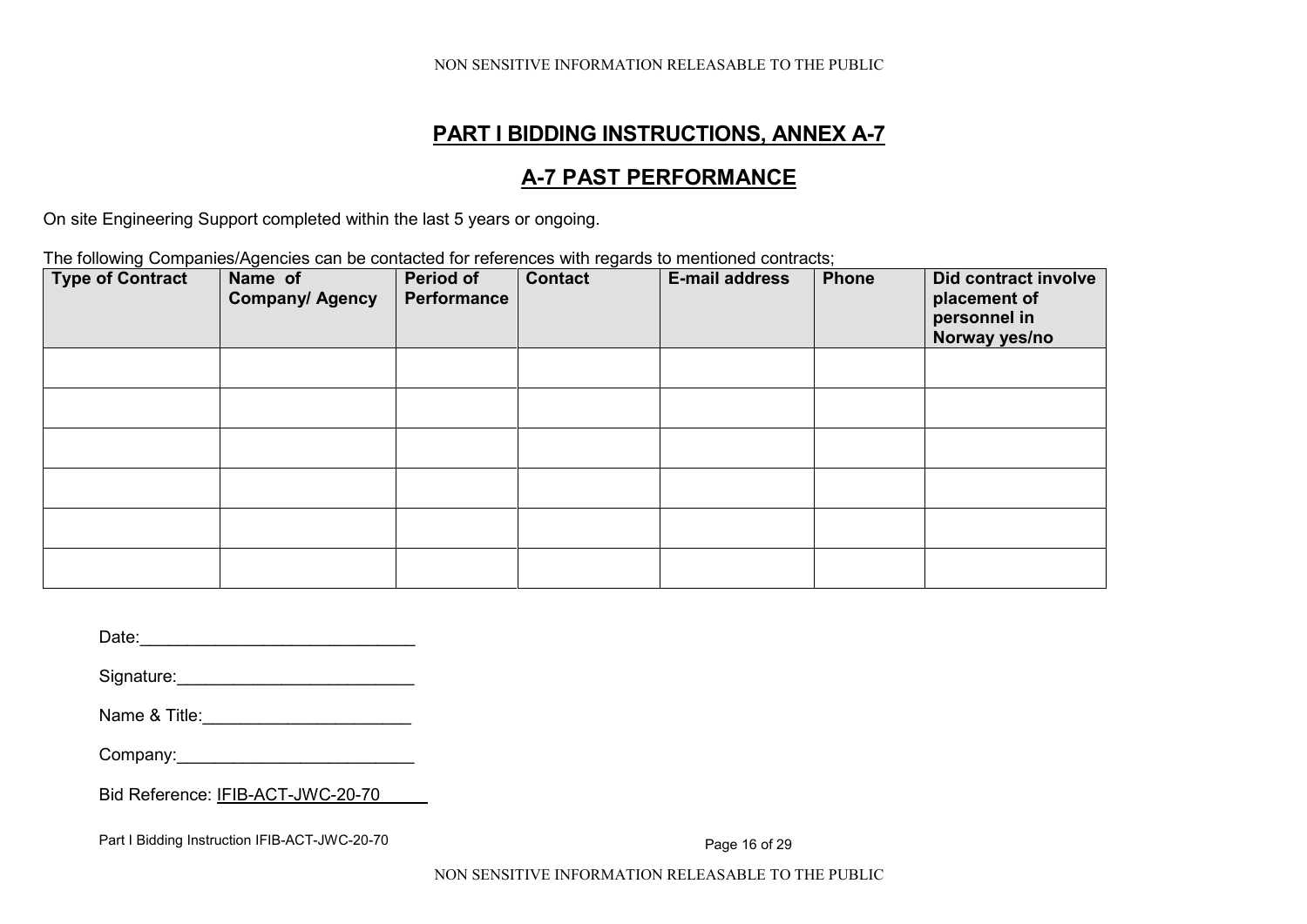# PART I BIDDING INSTRUCTIONS, ANNEX A-7

## A-7 PAST PERFORMANCE

On site Engineering Support completed within the last 5 years or ongoing.

The following Companies/Agencies can be contacted for references with regards to mentioned contracts;

| Type of Contract | Name of Company/ Agency | Period of Performance | Contact | E-mail address | Phone | Did contract involve placement of personnel in Norway yes/no |
|---|---|---|---|---|---|---|
| | | | | | | |
| | | | | | | |
| | | | | | | |
| | | | | | | |
| | | | | | | |
| | | | | | | |

Date:_____________________________

Signature:________________________

Name & Title:_____________________

Company:_________________________

Bid Reference: IFIB-ACT-JWC-20-70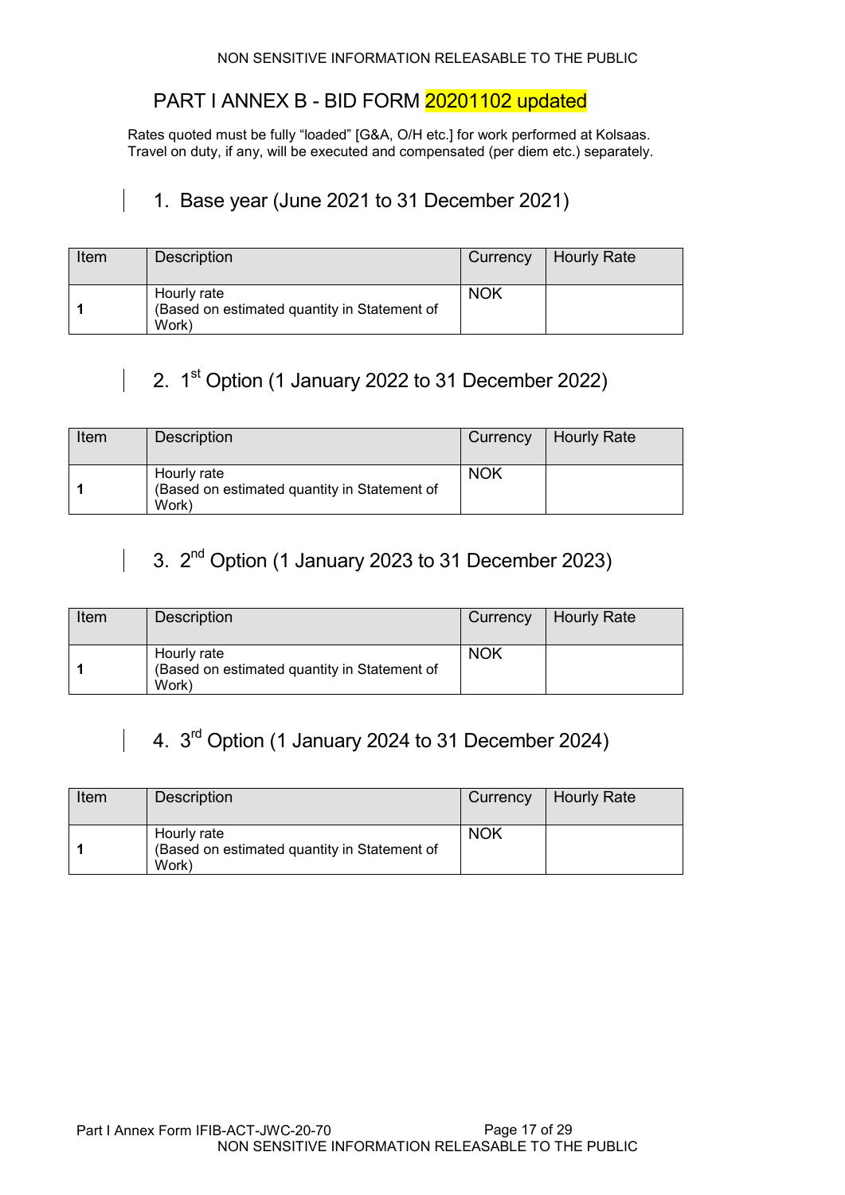# PART I ANNEX B - BID FORM 20201102 updated

Rates quoted must be fully "loaded" [G&A, O/H etc.] for work performed at Kolsaas. Travel on duty, if any, will be executed and compensated (per diem etc.) separately.

## 1. Base year (June 2021 to 31 December 2021)

| Item | Description | Currency | Hourly Rate |
|---|---|---|---|
| **1** | Hourly rate (Based on estimated quantity in Statement of Work) | NOK | |

## 2. 1st Option (1 January 2022 to 31 December 2022)

| Item | Description | Currency | Hourly Rate |
|---|---|---|---|
| **1** | Hourly rate (Based on estimated quantity in Statement of Work) | NOK | |

## 3. 2nd Option (1 January 2023 to 31 December 2023)

| Item | Description | Currency | Hourly Rate |
|---|---|---|---|
| **1** | Hourly rate (Based on estimated quantity in Statement of Work) | NOK | |

## 4. 3rd Option (1 January 2024 to 31 December 2024)

| Item | Description | Currency | Hourly Rate |
|---|---|---|---|
| **1** | Hourly rate (Based on estimated quantity in Statement of Work) | NOK | |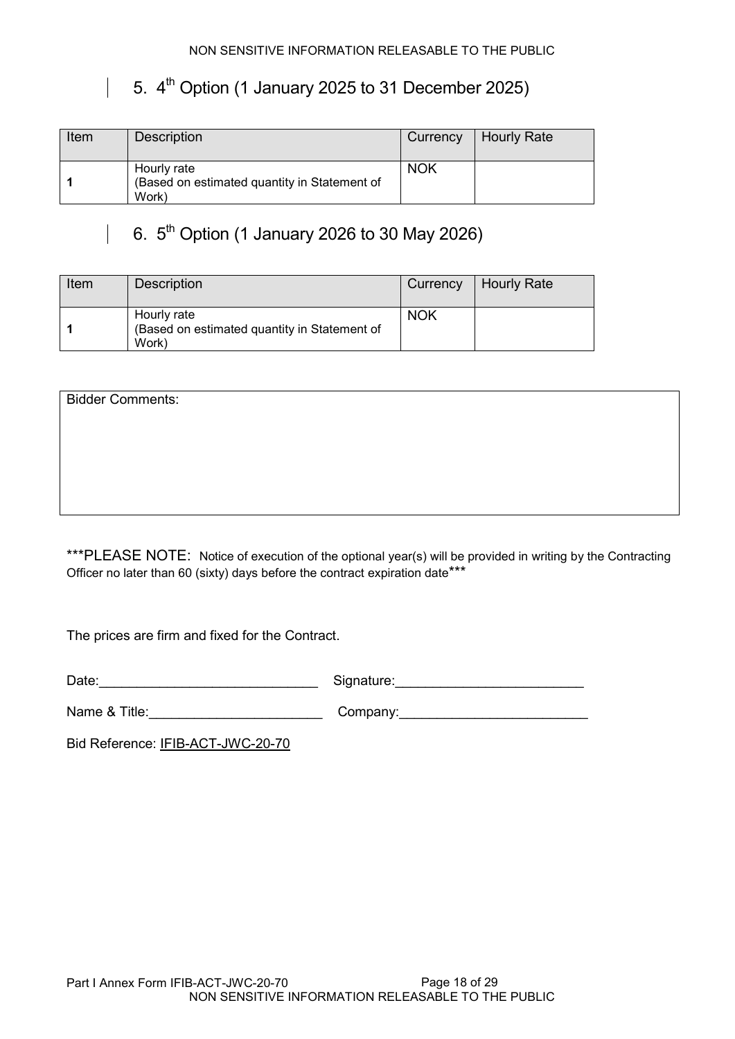## 5. 4th Option (1 January 2025 to 31 December 2025)

| Item | Description | Currency | Hourly Rate |
|---|---|---|---|
| **1** | Hourly rate (Based on estimated quantity in Statement of Work) | NOK | |

## 6. 5th Option (1 January 2026 to 30 May 2026)

| Item | Description | Currency | Hourly Rate |
|---|---|---|---|
| **1** | Hourly rate (Based on estimated quantity in Statement of Work) | NOK | |

| Bidder Comments: |
|---|
| |

***PLEASE NOTE: Notice of execution of the optional year(s) will be provided in writing by the Contracting Officer no later than 60 (sixty) days before the contract expiration date***

The prices are firm and fixed for the Contract.

Date:_____________________________ Signature:_________________________

Name & Title:_______________________ Company:_________________________

Bid Reference: IFIB-ACT-JWC-20-70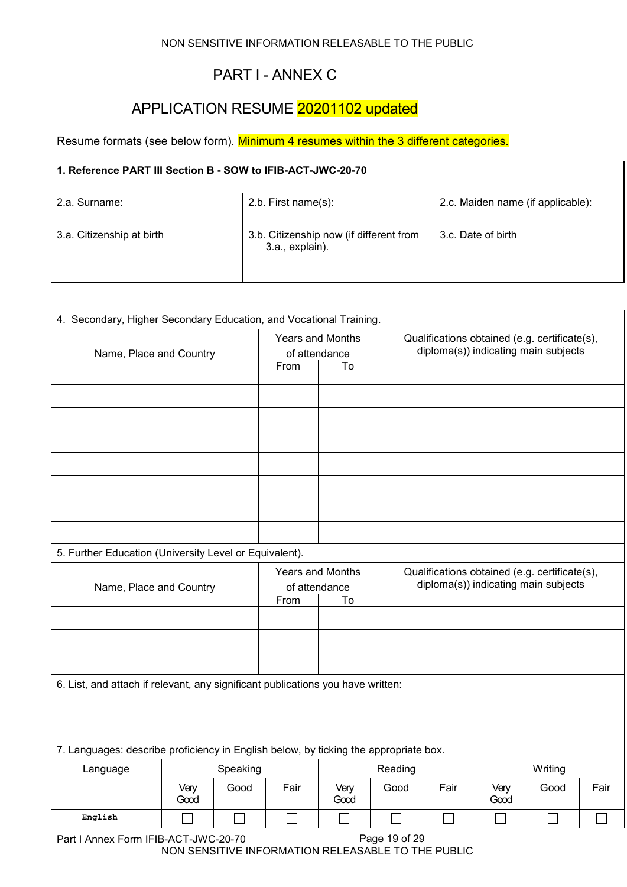# PART I - ANNEX C

## APPLICATION RESUME 20201102 updated

Resume formats (see below form). Minimum 4 resumes within the 3 different categories.

| **1. Reference PART III Section B - SOW to IFIB-ACT-JWC-20-70** | | |
|---|---|---|
| 2.a. Surname: | 2.b. First name(s): | 2.c. Maiden name (if applicable): |
| 3.a. Citizenship at birth | 3.b. Citizenship now (if different from 3.a., explain). | 3.c. Date of birth |

| 4. Secondary, Higher Secondary Education, and Vocational Training. | | | |
|---|---|---|---|
| Name, Place and Country | Years and Months of attendance | | Qualifications obtained (e.g. certificate(s), diploma(s)) indicating main subjects |
| | From | To | |
| | | | |
| | | | |
| | | | |
| | | | |
| | | | |
| | | | |
| | | | |
| 5. Further Education (University Level or Equivalent). | | | |
| Name, Place and Country | Years and Months of attendance | | Qualifications obtained (e.g. certificate(s), diploma(s)) indicating main subjects |
| | From | To | |
| | | | |
| | | | |
| | | | |
| 6. List, and attach if relevant, any significant publications you have written: | | | |

7. Languages: describe proficiency in English below, by ticking the appropriate box.

| Language | Speaking | | | Reading | | | Writing | | |
|---|---|---|---|---|---|---|---|---|---|
| | Very Good | Good | Fair | Very Good | Good | Fair | Very Good | Good | Fair |
| English | ☐ | ☐ | ☐ | ☐ | ☐ | ☐ | ☐ | ☐ | ☐ |

Part I Annex Form IFIB-ACT-JWC-20-70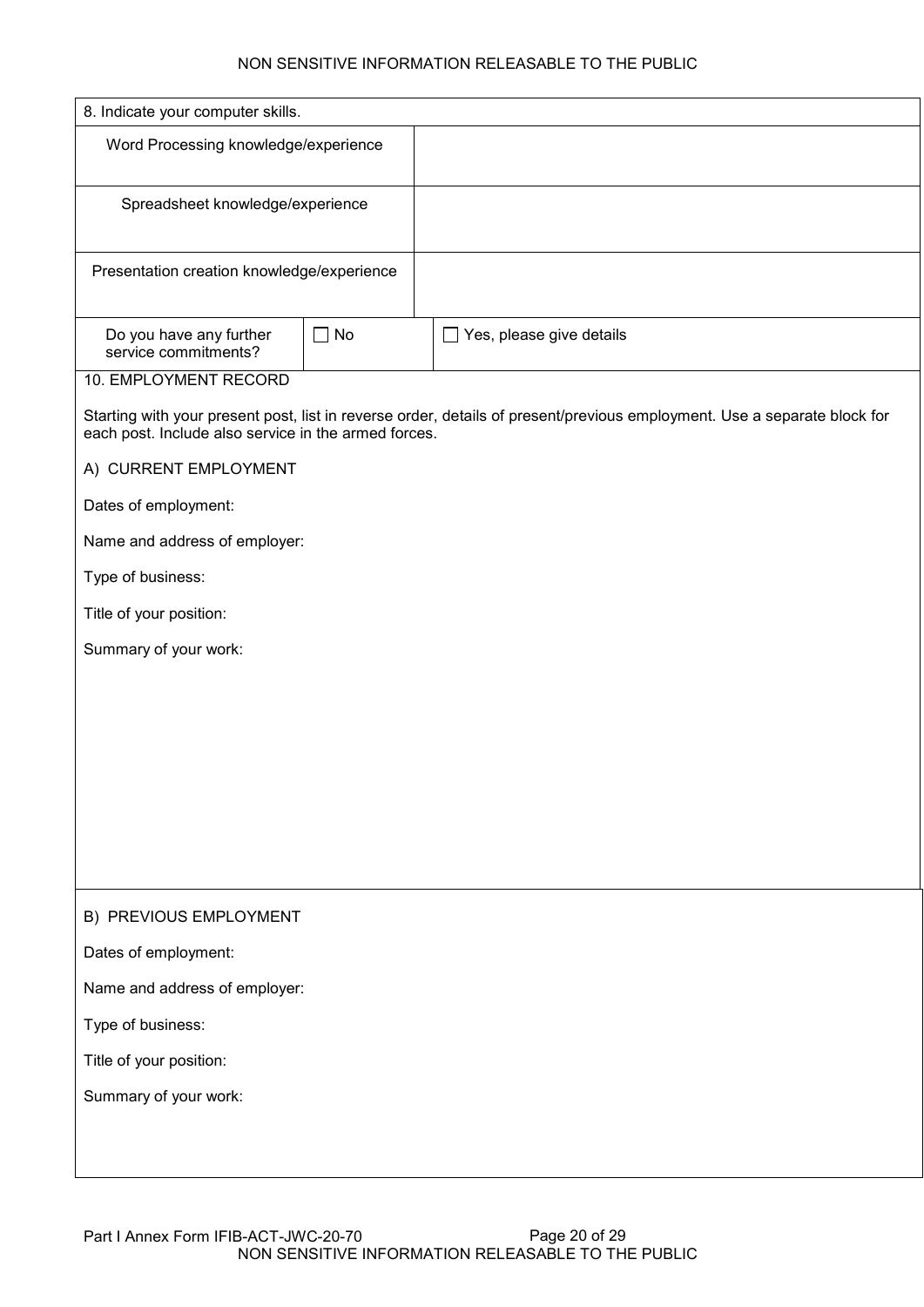| 8. Indicate your computer skills. | |
|---|---|
| Word Processing knowledge/experience | |
| Spreadsheet knowledge/experience | |
| Presentation creation knowledge/experience | |

| Do you have any further service commitments? | ☐ No | ☐ Yes, please give details |
|---|---|---|

10. EMPLOYMENT RECORD

Starting with your present post, list in reverse order, details of present/previous employment. Use a separate block for each post. Include also service in the armed forces.

A) CURRENT EMPLOYMENT

Dates of employment:

Name and address of employer:

Type of business:

Title of your position:

Summary of your work:

B) PREVIOUS EMPLOYMENT

Dates of employment:

Name and address of employer:

Type of business:

Title of your position:

Summary of your work:

Part I Annex Form IFIB-ACT-JWC-20-70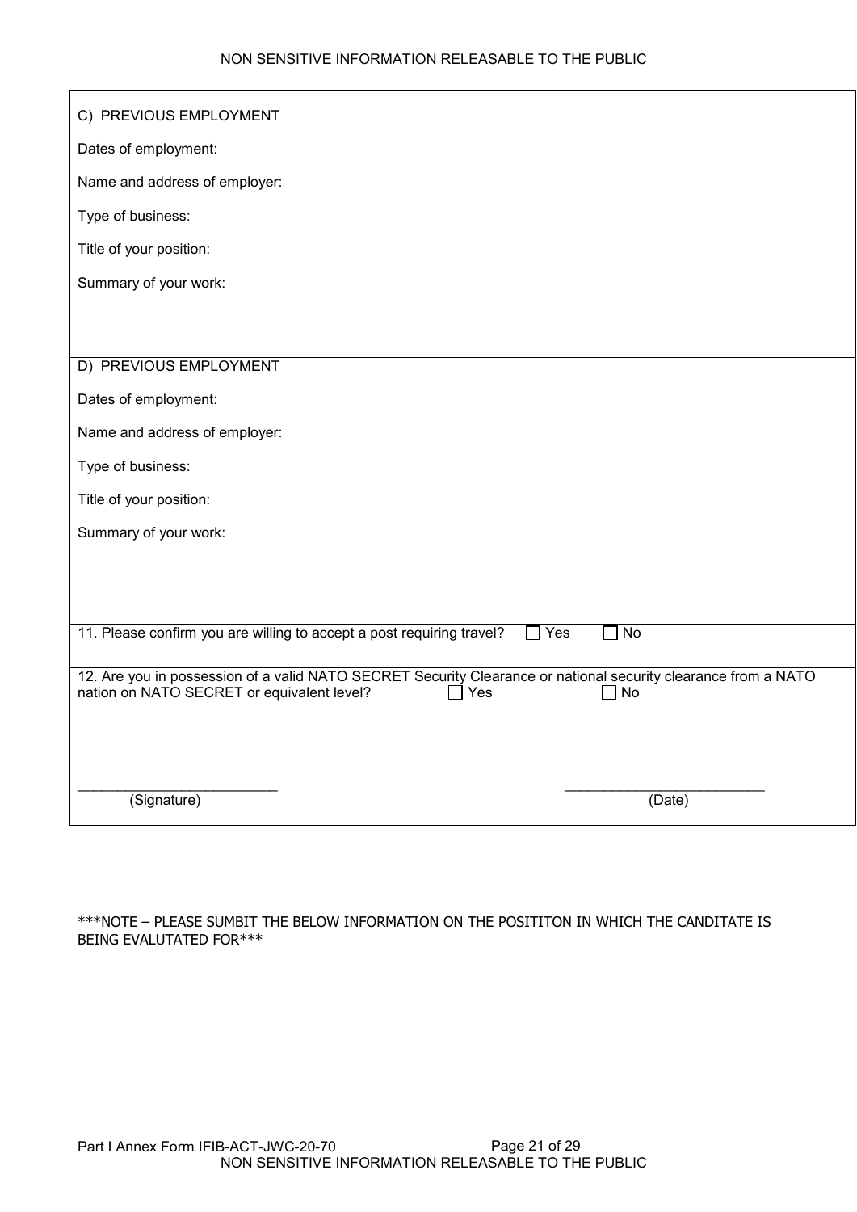C) PREVIOUS EMPLOYMENT

Dates of employment:

Name and address of employer:

Type of business:

Title of your position:

Summary of your work:

D) PREVIOUS EMPLOYMENT

Dates of employment:

Name and address of employer:

Type of business:

Title of your position:

Summary of your work:

11. Please confirm you are willing to accept a post requiring travel? ☐ Yes ☐ No

12. Are you in possession of a valid NATO SECRET Security Clearance or national security clearance from a NATO nation on NATO SECRET or equivalent level? ☐ Yes ☐ No

\_\_\_\_\_\_\_\_\_\_\_\_\_\_\_\_\_\_\_\_\_\_\_\_\_\_ \_\_\_\_\_\_\_\_\_\_\_\_\_\_\_\_\_\_\_\_\_\_\_\_\_\_
(Signature) (Date)

***NOTE – PLEASE SUMBIT THE BELOW INFORMATION ON THE POSITITON IN WHICH THE CANDITATE IS BEING EVALUTATED FOR***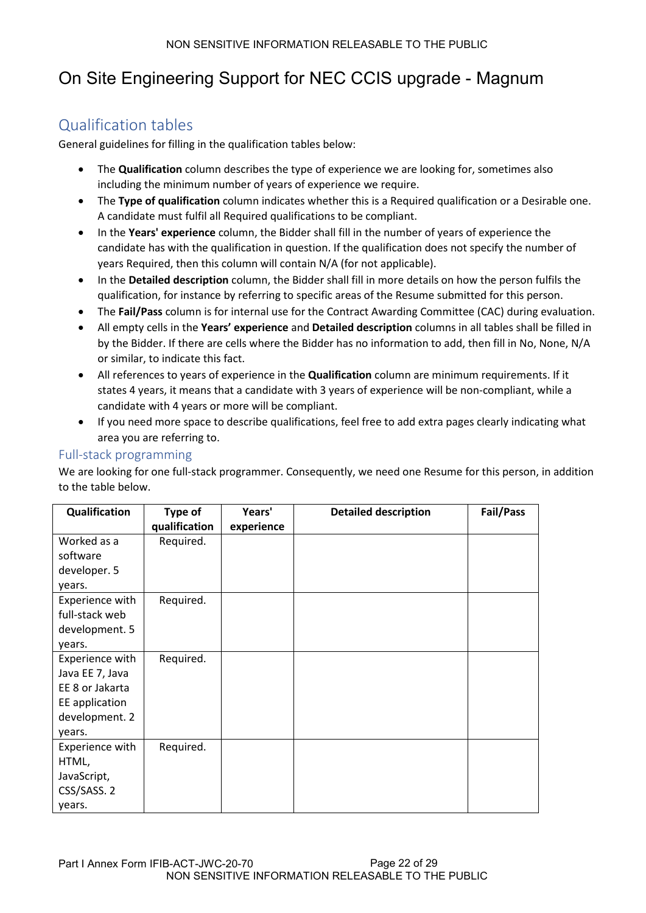# On Site Engineering Support for NEC CCIS upgrade - Magnum

## Qualification tables

General guidelines for filling in the qualification tables below:

- The **Qualification** column describes the type of experience we are looking for, sometimes also including the minimum number of years of experience we require.
- The **Type of qualification** column indicates whether this is a Required qualification or a Desirable one. A candidate must fulfil all Required qualifications to be compliant.
- In the **Years' experience** column, the Bidder shall fill in the number of years of experience the candidate has with the qualification in question. If the qualification does not specify the number of years Required, then this column will contain N/A (for not applicable).
- In the **Detailed description** column, the Bidder shall fill in more details on how the person fulfils the qualification, for instance by referring to specific areas of the Resume submitted for this person.
- The **Fail/Pass** column is for internal use for the Contract Awarding Committee (CAC) during evaluation.
- All empty cells in the **Years' experience** and **Detailed description** columns in all tables shall be filled in by the Bidder. If there are cells where the Bidder has no information to add, then fill in No, None, N/A or similar, to indicate this fact.
- All references to years of experience in the **Qualification** column are minimum requirements. If it states 4 years, it means that a candidate with 3 years of experience will be non-compliant, while a candidate with 4 years or more will be compliant.
- If you need more space to describe qualifications, feel free to add extra pages clearly indicating what area you are referring to.

### Full-stack programming

We are looking for one full-stack programmer. Consequently, we need one Resume for this person, in addition to the table below.

| Qualification | Type of qualification | Years' experience | Detailed description | Fail/Pass |
|---|---|---|---|---|
| Worked as a software developer. 5 years. | Required. | | | |
| Experience with full-stack web development. 5 years. | Required. | | | |
| Experience with Java EE 7, Java EE 8 or Jakarta EE application development. 2 years. | Required. | | | |
| Experience with HTML, JavaScript, CSS/SASS. 2 years. | Required. | | | |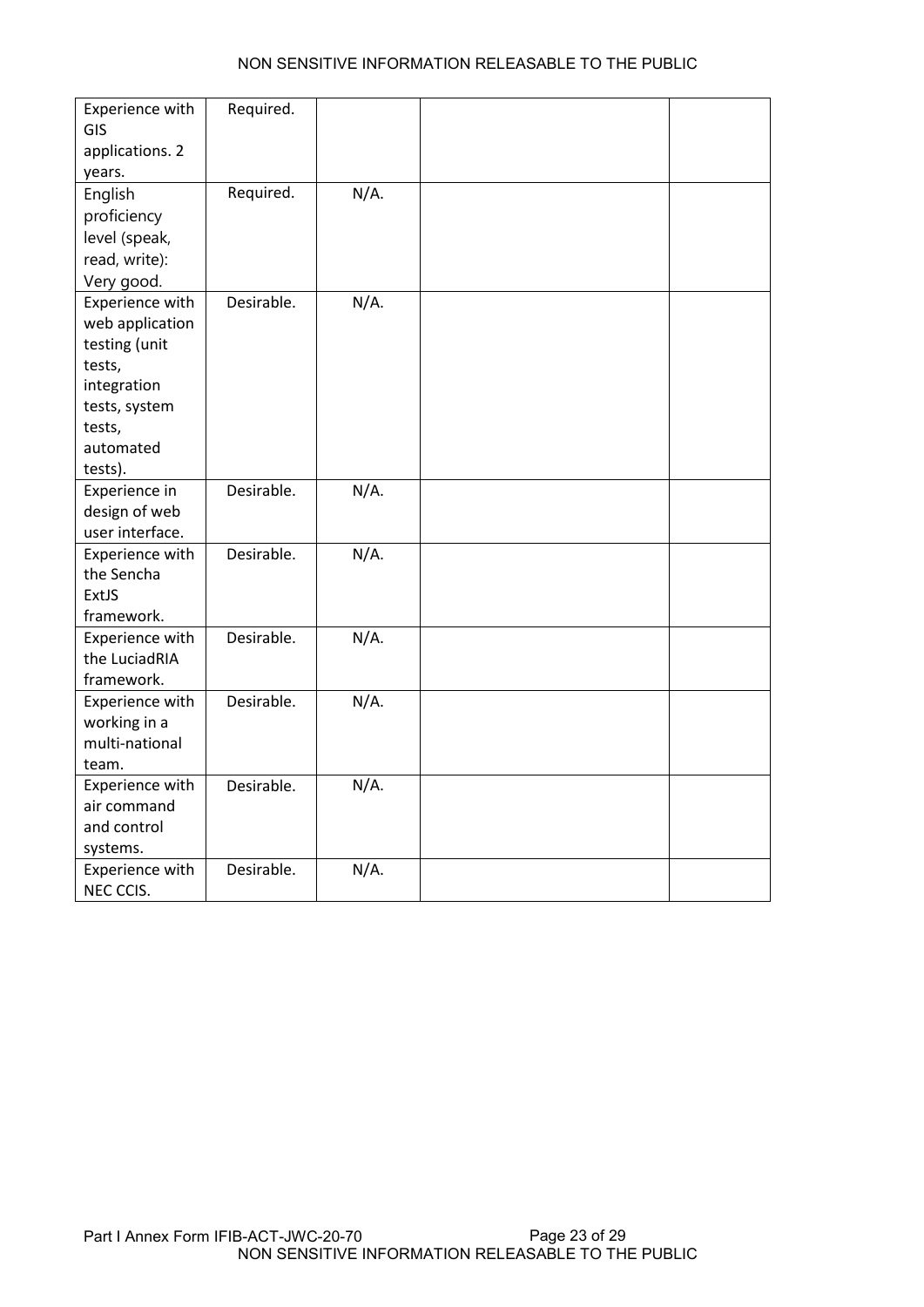| | | | | |
|---|---|---|---|---|
| Experience with GIS applications. 2 years. | Required. | | | |
| English proficiency level (speak, read, write): Very good. | Required. | N/A. | | |
| Experience with web application testing (unit tests, integration tests, system tests, automated tests). | Desirable. | N/A. | | |
| Experience in design of web user interface. | Desirable. | N/A. | | |
| Experience with the Sencha ExtJS framework. | Desirable. | N/A. | | |
| Experience with the LuciadRIA framework. | Desirable. | N/A. | | |
| Experience with working in a multi-national team. | Desirable. | N/A. | | |
| Experience with air command and control systems. | Desirable. | N/A. | | |
| Experience with NEC CCIS. | Desirable. | N/A. | | |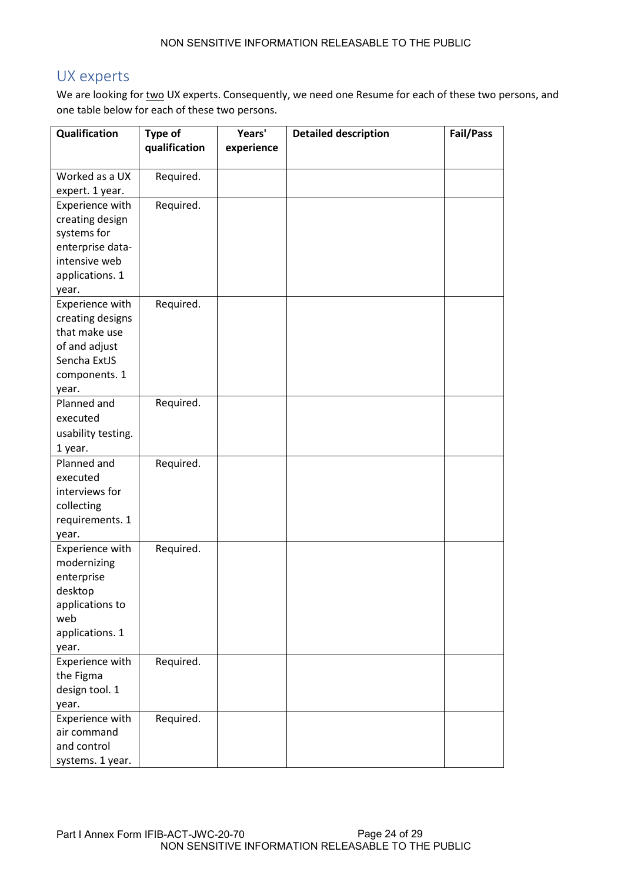## UX experts

We are looking for <u>two</u> UX experts. Consequently, we need one Resume for each of these two persons, and one table below for each of these two persons.

| Qualification | Type of qualification | Years' experience | Detailed description | Fail/Pass |
|---|---|---|---|---|
| Worked as a UX expert. 1 year. | Required. | | | |
| Experience with creating design systems for enterprise data-intensive web applications. 1 year. | Required. | | | |
| Experience with creating designs that make use of and adjust Sencha ExtJS components. 1 year. | Required. | | | |
| Planned and executed usability testing. 1 year. | Required. | | | |
| Planned and executed interviews for collecting requirements. 1 year. | Required. | | | |
| Experience with modernizing enterprise desktop applications to web applications. 1 year. | Required. | | | |
| Experience with the Figma design tool. 1 year. | Required. | | | |
| Experience with air command and control systems. 1 year. | Required. | | | |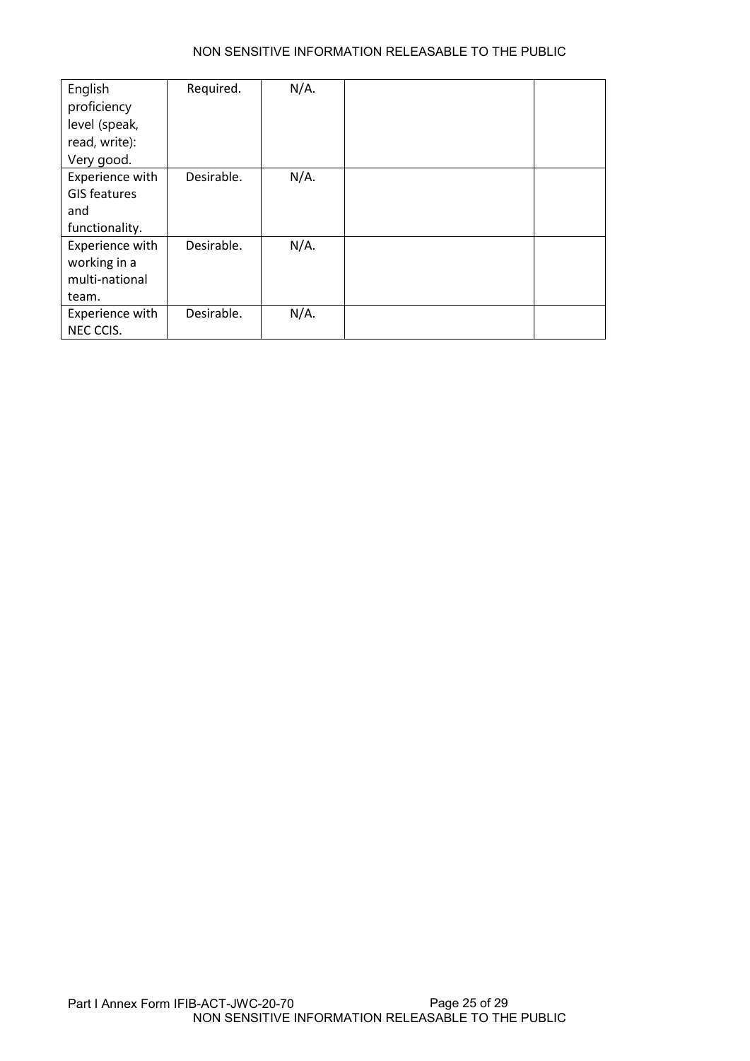| English proficiency level (speak, read, write): Very good. | Required. | N/A. | | |
|---|---|---|---|---|
| Experience with GIS features and functionality. | Desirable. | N/A. | | |
| Experience with working in a multi-national team. | Desirable. | N/A. | | |
| Experience with NEC CCIS. | Desirable. | N/A. | | |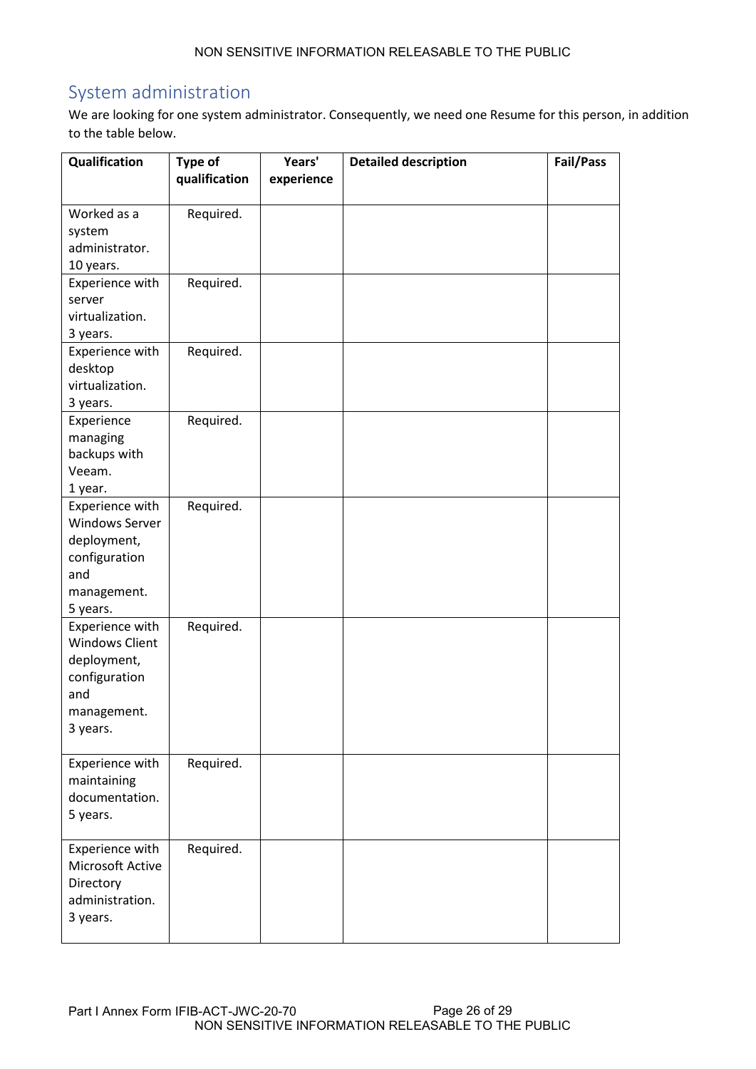## System administration

We are looking for one system administrator. Consequently, we need one Resume for this person, in addition to the table below.

| Qualification | Type of qualification | Years' experience | Detailed description | Fail/Pass |
|---|---|---|---|---|
| Worked as a system administrator. 10 years. | Required. | | | |
| Experience with server virtualization. 3 years. | Required. | | | |
| Experience with desktop virtualization. 3 years. | Required. | | | |
| Experience managing backups with Veeam. 1 year. | Required. | | | |
| Experience with Windows Server deployment, configuration and management. 5 years. | Required. | | | |
| Experience with Windows Client deployment, configuration and management. 3 years. | Required. | | | |
| Experience with maintaining documentation. 5 years. | Required. | | | |
| Experience with Microsoft Active Directory administration. 3 years. | Required. | | | |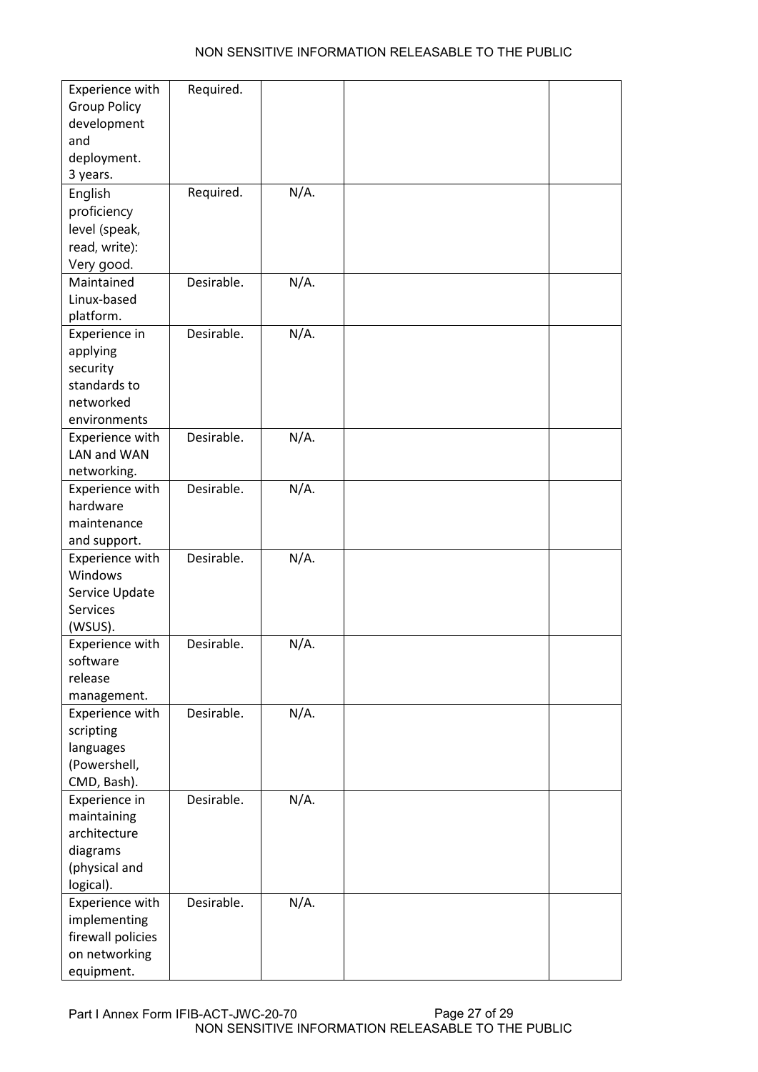| | | | | |
|---|---|---|---|---|
| Experience with Group Policy development and deployment. 3 years. | Required. | | | |
| English proficiency level (speak, read, write): Very good. | Required. | N/A. | | |
| Maintained Linux-based platform. | Desirable. | N/A. | | |
| Experience in applying security standards to networked environments | Desirable. | N/A. | | |
| Experience with LAN and WAN networking. | Desirable. | N/A. | | |
| Experience with hardware maintenance and support. | Desirable. | N/A. | | |
| Experience with Windows Service Update Services (WSUS). | Desirable. | N/A. | | |
| Experience with software release management. | Desirable. | N/A. | | |
| Experience with scripting languages (Powershell, CMD, Bash). | Desirable. | N/A. | | |
| Experience in maintaining architecture diagrams (physical and logical). | Desirable. | N/A. | | |
| Experience with implementing firewall policies on networking equipment. | Desirable. | N/A. | | |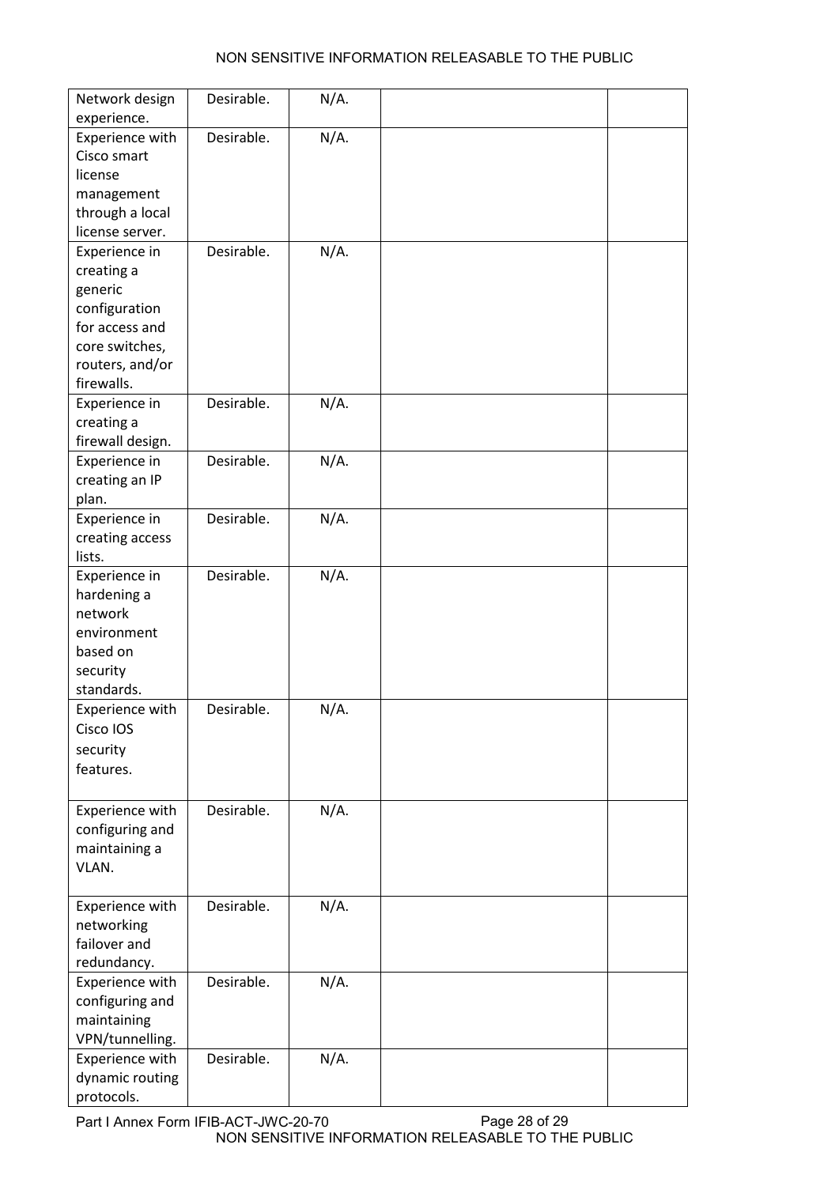| | | | | |
|---|---|---|---|---|
| Network design experience. | Desirable. | N/A. | | |
| Experience with Cisco smart license management through a local license server. | Desirable. | N/A. | | |
| Experience in creating a generic configuration for access and core switches, routers, and/or firewalls. | Desirable. | N/A. | | |
| Experience in creating a firewall design. | Desirable. | N/A. | | |
| Experience in creating an IP plan. | Desirable. | N/A. | | |
| Experience in creating access lists. | Desirable. | N/A. | | |
| Experience in hardening a network environment based on security standards. | Desirable. | N/A. | | |
| Experience with Cisco IOS security features. | Desirable. | N/A. | | |
| Experience with configuring and maintaining a VLAN. | Desirable. | N/A. | | |
| Experience with networking failover and redundancy. | Desirable. | N/A. | | |
| Experience with configuring and maintaining VPN/tunnelling. | Desirable. | N/A. | | |
| Experience with dynamic routing protocols. | Desirable. | N/A. | | |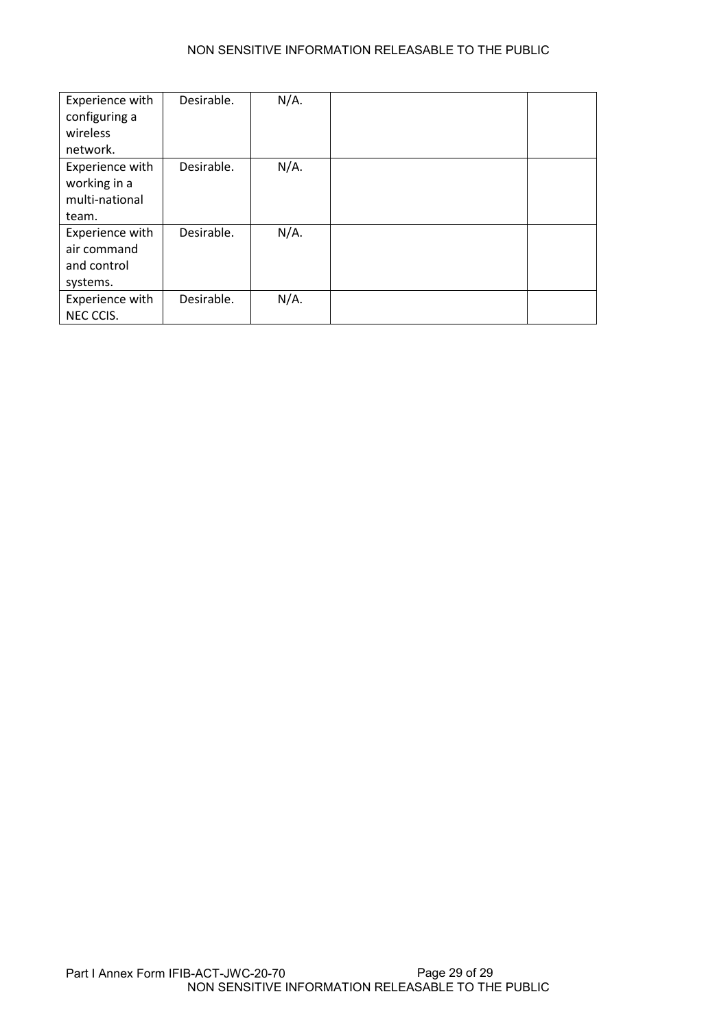| | | | | |
|---|---|---|---|---|
| Experience with configuring a wireless network. | Desirable. | N/A. | | |
| Experience with working in a multi-national team. | Desirable. | N/A. | | |
| Experience with air command and control systems. | Desirable. | N/A. | | |
| Experience with NEC CCIS. | Desirable. | N/A. | | |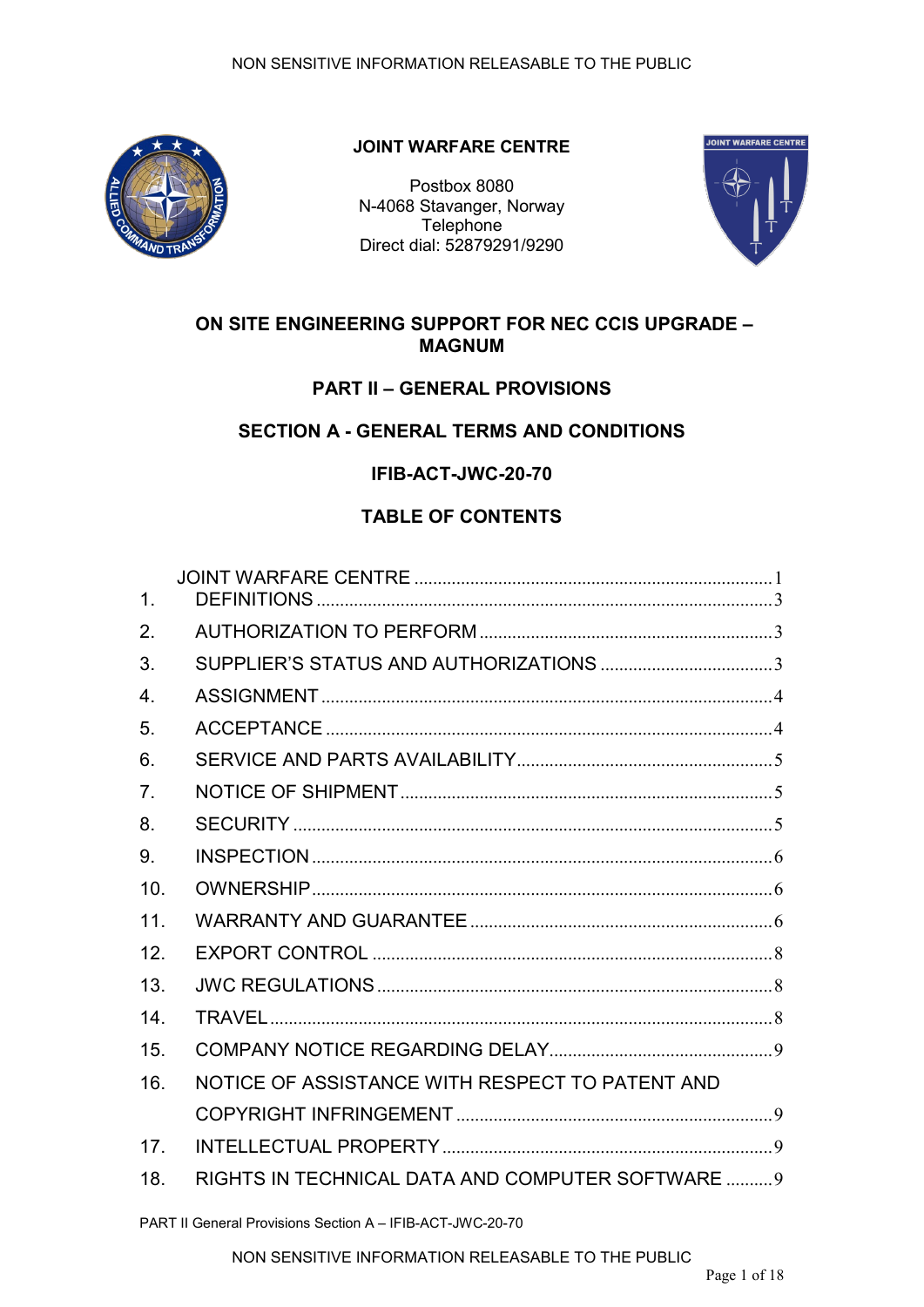**JOINT WARFARE CENTRE**

Postbox 8080
N-4068 Stavanger, Norway
Telephone
Direct dial: 52879291/9290

## ON SITE ENGINEERING SUPPORT FOR NEC CCIS UPGRADE – MAGNUM

## PART II – GENERAL PROVISIONS

## SECTION A - GENERAL TERMS AND CONDITIONS

## IFIB-ACT-JWC-20-70

## TABLE OF CONTENTS

JOINT WARFARE CENTRE ........ 1

1. DEFINITIONS ........ 3
2. AUTHORIZATION TO PERFORM ........ 3
3. SUPPLIER'S STATUS AND AUTHORIZATIONS ........ 3
4. ASSIGNMENT ........ 4
5. ACCEPTANCE ........ 4
6. SERVICE AND PARTS AVAILABILITY ........ 5
7. NOTICE OF SHIPMENT ........ 5
8. SECURITY ........ 5
9. INSPECTION ........ 6
10. OWNERSHIP ........ 6
11. WARRANTY AND GUARANTEE ........ 6
12. EXPORT CONTROL ........ 8
13. JWC REGULATIONS ........ 8
14. TRAVEL ........ 8
15. COMPANY NOTICE REGARDING DELAY ........ 9
16. NOTICE OF ASSISTANCE WITH RESPECT TO PATENT AND COPYRIGHT INFRINGEMENT ........ 9
17. INTELLECTUAL PROPERTY ........ 9
18. RIGHTS IN TECHNICAL DATA AND COMPUTER SOFTWARE ........ 9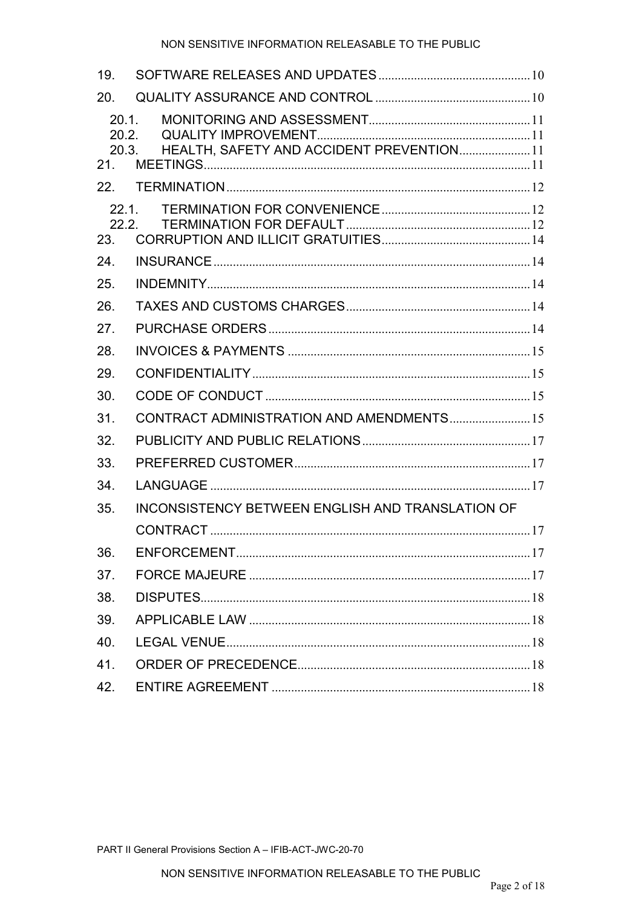| | | |
|---|---|---|
| 19. | SOFTWARE RELEASES AND UPDATES | 10 |
| 20. | QUALITY ASSURANCE AND CONTROL | 10 |
| 20.1. | MONITORING AND ASSESSMENT | 11 |
| 20.2. | QUALITY IMPROVEMENT | 11 |
| 20.3. | HEALTH, SAFETY AND ACCIDENT PREVENTION | 11 |
| 21. | MEETINGS | 11 |
| 22. | TERMINATION | 12 |
| 22.1. | TERMINATION FOR CONVENIENCE | 12 |
| 22.2. | TERMINATION FOR DEFAULT | 12 |
| 23. | CORRUPTION AND ILLICIT GRATUITIES | 14 |
| 24. | INSURANCE | 14 |
| 25. | INDEMNITY | 14 |
| 26. | TAXES AND CUSTOMS CHARGES | 14 |
| 27. | PURCHASE ORDERS | 14 |
| 28. | INVOICES & PAYMENTS | 15 |
| 29. | CONFIDENTIALITY | 15 |
| 30. | CODE OF CONDUCT | 15 |
| 31. | CONTRACT ADMINISTRATION AND AMENDMENTS | 15 |
| 32. | PUBLICITY AND PUBLIC RELATIONS | 17 |
| 33. | PREFERRED CUSTOMER | 17 |
| 34. | LANGUAGE | 17 |
| 35. | INCONSISTENCY BETWEEN ENGLISH AND TRANSLATION OF CONTRACT | 17 |
| 36. | ENFORCEMENT | 17 |
| 37. | FORCE MAJEURE | 17 |
| 38. | DISPUTES | 18 |
| 39. | APPLICABLE LAW | 18 |
| 40. | LEGAL VENUE | 18 |
| 41. | ORDER OF PRECEDENCE | 18 |
| 42. | ENTIRE AGREEMENT | 18 |

PART II General Provisions Section A – IFIB-ACT-JWC-20-70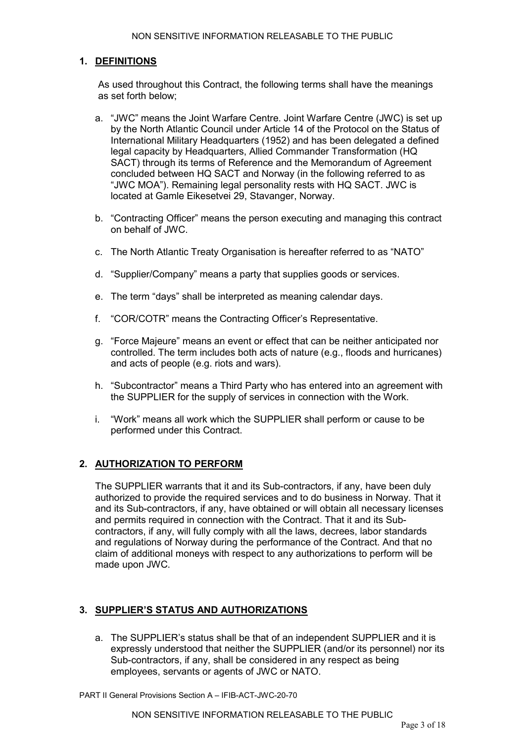## 1. DEFINITIONS

As used throughout this Contract, the following terms shall have the meanings as set forth below;

a. "JWC" means the Joint Warfare Centre. Joint Warfare Centre (JWC) is set up by the North Atlantic Council under Article 14 of the Protocol on the Status of International Military Headquarters (1952) and has been delegated a defined legal capacity by Headquarters, Allied Commander Transformation (HQ SACT) through its terms of Reference and the Memorandum of Agreement concluded between HQ SACT and Norway (in the following referred to as "JWC MOA"). Remaining legal personality rests with HQ SACT. JWC is located at Gamle Eikesetvei 29, Stavanger, Norway.

b. "Contracting Officer" means the person executing and managing this contract on behalf of JWC.

c. The North Atlantic Treaty Organisation is hereafter referred to as "NATO"

d. "Supplier/Company" means a party that supplies goods or services.

e. The term "days" shall be interpreted as meaning calendar days.

f. "COR/COTR" means the Contracting Officer's Representative.

g. "Force Majeure" means an event or effect that can be neither anticipated nor controlled. The term includes both acts of nature (e.g., floods and hurricanes) and acts of people (e.g. riots and wars).

h. "Subcontractor" means a Third Party who has entered into an agreement with the SUPPLIER for the supply of services in connection with the Work.

i. "Work" means all work which the SUPPLIER shall perform or cause to be performed under this Contract.

## 2. AUTHORIZATION TO PERFORM

The SUPPLIER warrants that it and its Sub-contractors, if any, have been duly authorized to provide the required services and to do business in Norway. That it and its Sub-contractors, if any, have obtained or will obtain all necessary licenses and permits required in connection with the Contract. That it and its Sub-contractors, if any, will fully comply with all the laws, decrees, labor standards and regulations of Norway during the performance of the Contract. And that no claim of additional moneys with respect to any authorizations to perform will be made upon JWC.

## 3. SUPPLIER'S STATUS AND AUTHORIZATIONS

a. The SUPPLIER's status shall be that of an independent SUPPLIER and it is expressly understood that neither the SUPPLIER (and/or its personnel) nor its Sub-contractors, if any, shall be considered in any respect as being employees, servants or agents of JWC or NATO.

PART II General Provisions Section A – IFIB-ACT-JWC-20-70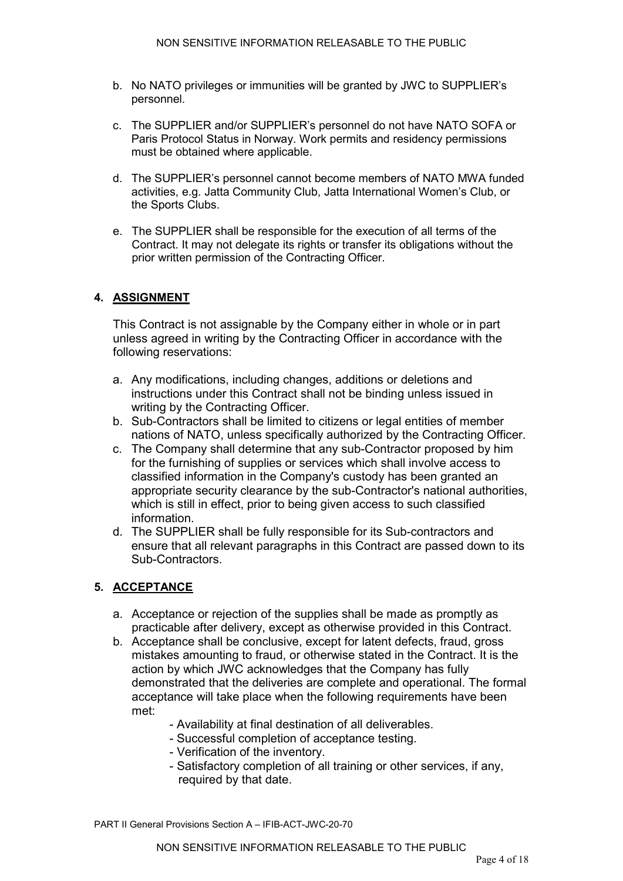b. No NATO privileges or immunities will be granted by JWC to SUPPLIER's personnel.

c. The SUPPLIER and/or SUPPLIER's personnel do not have NATO SOFA or Paris Protocol Status in Norway. Work permits and residency permissions must be obtained where applicable.

d. The SUPPLIER's personnel cannot become members of NATO MWA funded activities, e.g. Jatta Community Club, Jatta International Women's Club, or the Sports Clubs.

e. The SUPPLIER shall be responsible for the execution of all terms of the Contract. It may not delegate its rights or transfer its obligations without the prior written permission of the Contracting Officer.

## 4. ASSIGNMENT

This Contract is not assignable by the Company either in whole or in part unless agreed in writing by the Contracting Officer in accordance with the following reservations:

a. Any modifications, including changes, additions or deletions and instructions under this Contract shall not be binding unless issued in writing by the Contracting Officer.
b. Sub-Contractors shall be limited to citizens or legal entities of member nations of NATO, unless specifically authorized by the Contracting Officer.
c. The Company shall determine that any sub-Contractor proposed by him for the furnishing of supplies or services which shall involve access to classified information in the Company's custody has been granted an appropriate security clearance by the sub-Contractor's national authorities, which is still in effect, prior to being given access to such classified information.
d. The SUPPLIER shall be fully responsible for its Sub-contractors and ensure that all relevant paragraphs in this Contract are passed down to its Sub-Contractors.

## 5. ACCEPTANCE

a. Acceptance or rejection of the supplies shall be made as promptly as practicable after delivery, except as otherwise provided in this Contract.
b. Acceptance shall be conclusive, except for latent defects, fraud, gross mistakes amounting to fraud, or otherwise stated in the Contract. It is the action by which JWC acknowledges that the Company has fully demonstrated that the deliveries are complete and operational. The formal acceptance will take place when the following requirements have been met:
   - Availability at final destination of all deliverables.
   - Successful completion of acceptance testing.
   - Verification of the inventory.
   - Satisfactory completion of all training or other services, if any, required by that date.

PART II General Provisions Section A – IFIB-ACT-JWC-20-70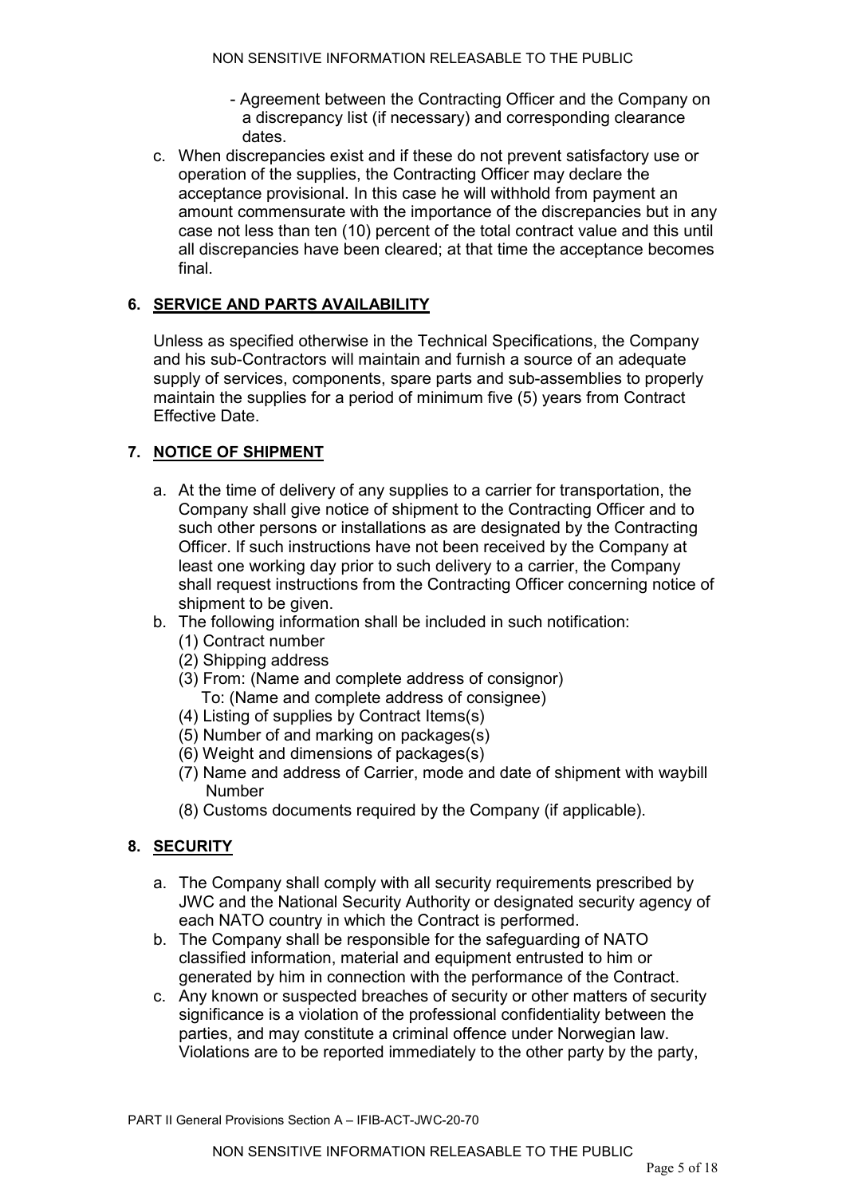- Agreement between the Contracting Officer and the Company on a discrepancy list (if necessary) and corresponding clearance dates.

c. When discrepancies exist and if these do not prevent satisfactory use or operation of the supplies, the Contracting Officer may declare the acceptance provisional. In this case he will withhold from payment an amount commensurate with the importance of the discrepancies but in any case not less than ten (10) percent of the total contract value and this until all discrepancies have been cleared; at that time the acceptance becomes final.

## 6. SERVICE AND PARTS AVAILABILITY

Unless as specified otherwise in the Technical Specifications, the Company and his sub-Contractors will maintain and furnish a source of an adequate supply of services, components, spare parts and sub-assemblies to properly maintain the supplies for a period of minimum five (5) years from Contract Effective Date.

## 7. NOTICE OF SHIPMENT

a. At the time of delivery of any supplies to a carrier for transportation, the Company shall give notice of shipment to the Contracting Officer and to such other persons or installations as are designated by the Contracting Officer. If such instructions have not been received by the Company at least one working day prior to such delivery to a carrier, the Company shall request instructions from the Contracting Officer concerning notice of shipment to be given.

b. The following information shall be included in such notification:
   (1) Contract number
   (2) Shipping address
   (3) From: (Name and complete address of consignor)
       To: (Name and complete address of consignee)
   (4) Listing of supplies by Contract Items(s)
   (5) Number of and marking on packages(s)
   (6) Weight and dimensions of packages(s)
   (7) Name and address of Carrier, mode and date of shipment with waybill Number
   (8) Customs documents required by the Company (if applicable).

## 8. SECURITY

a. The Company shall comply with all security requirements prescribed by JWC and the National Security Authority or designated security agency of each NATO country in which the Contract is performed.

b. The Company shall be responsible for the safeguarding of NATO classified information, material and equipment entrusted to him or generated by him in connection with the performance of the Contract.

c. Any known or suspected breaches of security or other matters of security significance is a violation of the professional confidentiality between the parties, and may constitute a criminal offence under Norwegian law. Violations are to be reported immediately to the other party by the party,

PART II General Provisions Section A – IFIB-ACT-JWC-20-70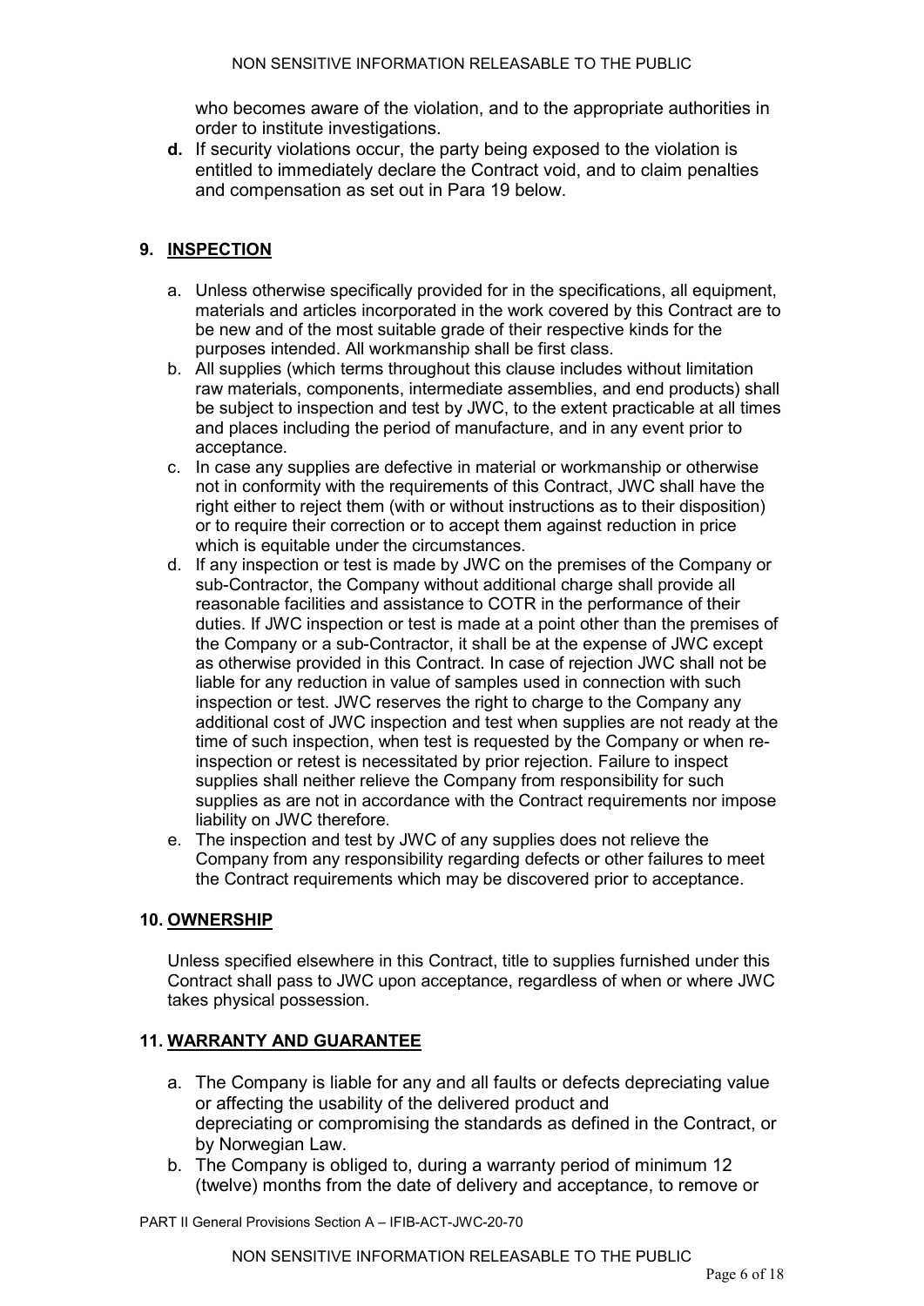who becomes aware of the violation, and to the appropriate authorities in order to institute investigations.

**d.** If security violations occur, the party being exposed to the violation is entitled to immediately declare the Contract void, and to claim penalties and compensation as set out in Para 19 below.

## 9. INSPECTION

a. Unless otherwise specifically provided for in the specifications, all equipment, materials and articles incorporated in the work covered by this Contract are to be new and of the most suitable grade of their respective kinds for the purposes intended. All workmanship shall be first class.

b. All supplies (which terms throughout this clause includes without limitation raw materials, components, intermediate assemblies, and end products) shall be subject to inspection and test by JWC, to the extent practicable at all times and places including the period of manufacture, and in any event prior to acceptance.

c. In case any supplies are defective in material or workmanship or otherwise not in conformity with the requirements of this Contract, JWC shall have the right either to reject them (with or without instructions as to their disposition) or to require their correction or to accept them against reduction in price which is equitable under the circumstances.

d. If any inspection or test is made by JWC on the premises of the Company or sub-Contractor, the Company without additional charge shall provide all reasonable facilities and assistance to COTR in the performance of their duties. If JWC inspection or test is made at a point other than the premises of the Company or a sub-Contractor, it shall be at the expense of JWC except as otherwise provided in this Contract. In case of rejection JWC shall not be liable for any reduction in value of samples used in connection with such inspection or test. JWC reserves the right to charge to the Company any additional cost of JWC inspection and test when supplies are not ready at the time of such inspection, when test is requested by the Company or when re-inspection or retest is necessitated by prior rejection. Failure to inspect supplies shall neither relieve the Company from responsibility for such supplies as are not in accordance with the Contract requirements nor impose liability on JWC therefore.

e. The inspection and test by JWC of any supplies does not relieve the Company from any responsibility regarding defects or other failures to meet the Contract requirements which may be discovered prior to acceptance.

## 10. OWNERSHIP

Unless specified elsewhere in this Contract, title to supplies furnished under this Contract shall pass to JWC upon acceptance, regardless of when or where JWC takes physical possession.

## 11. WARRANTY AND GUARANTEE

a. The Company is liable for any and all faults or defects depreciating value or affecting the usability of the delivered product and depreciating or compromising the standards as defined in the Contract, or by Norwegian Law.

b. The Company is obliged to, during a warranty period of minimum 12 (twelve) months from the date of delivery and acceptance, to remove or

PART II General Provisions Section A – IFIB-ACT-JWC-20-70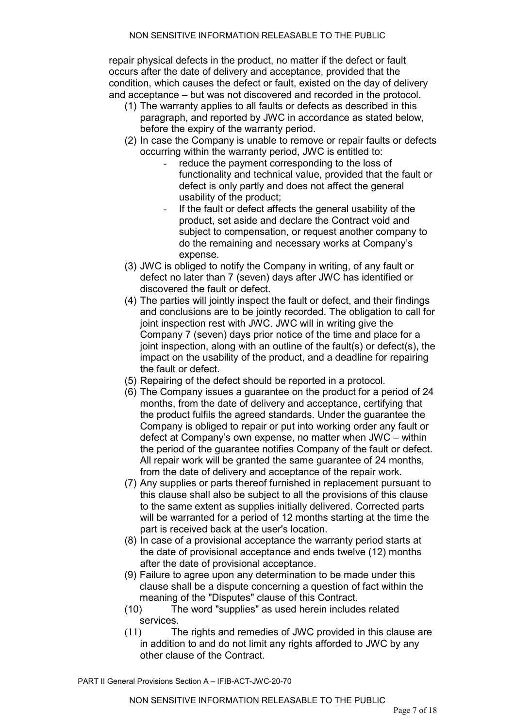repair physical defects in the product, no matter if the defect or fault occurs after the date of delivery and acceptance, provided that the condition, which causes the defect or fault, existed on the day of delivery and acceptance – but was not discovered and recorded in the protocol.

(1) The warranty applies to all faults or defects as described in this paragraph, and reported by JWC in accordance as stated below, before the expiry of the warranty period.

(2) In case the Company is unable to remove or repair faults or defects occurring within the warranty period, JWC is entitled to:
   - reduce the payment corresponding to the loss of functionality and technical value, provided that the fault or defect is only partly and does not affect the general usability of the product;
   - If the fault or defect affects the general usability of the product, set aside and declare the Contract void and subject to compensation, or request another company to do the remaining and necessary works at Company's expense.

(3) JWC is obliged to notify the Company in writing, of any fault or defect no later than 7 (seven) days after JWC has identified or discovered the fault or defect.

(4) The parties will jointly inspect the fault or defect, and their findings and conclusions are to be jointly recorded. The obligation to call for joint inspection rest with JWC. JWC will in writing give the Company 7 (seven) days prior notice of the time and place for a joint inspection, along with an outline of the fault(s) or defect(s), the impact on the usability of the product, and a deadline for repairing the fault or defect.

(5) Repairing of the defect should be reported in a protocol.

(6) The Company issues a guarantee on the product for a period of 24 months, from the date of delivery and acceptance, certifying that the product fulfils the agreed standards. Under the guarantee the Company is obliged to repair or put into working order any fault or defect at Company's own expense, no matter when JWC – within the period of the guarantee notifies Company of the fault or defect. All repair work will be granted the same guarantee of 24 months, from the date of delivery and acceptance of the repair work.

(7) Any supplies or parts thereof furnished in replacement pursuant to this clause shall also be subject to all the provisions of this clause to the same extent as supplies initially delivered. Corrected parts will be warranted for a period of 12 months starting at the time the part is received back at the user's location.

(8) In case of a provisional acceptance the warranty period starts at the date of provisional acceptance and ends twelve (12) months after the date of provisional acceptance.

(9) Failure to agree upon any determination to be made under this clause shall be a dispute concerning a question of fact within the meaning of the "Disputes" clause of this Contract.

(10) The word "supplies" as used herein includes related services.

(11) The rights and remedies of JWC provided in this clause are in addition to and do not limit any rights afforded to JWC by any other clause of the Contract.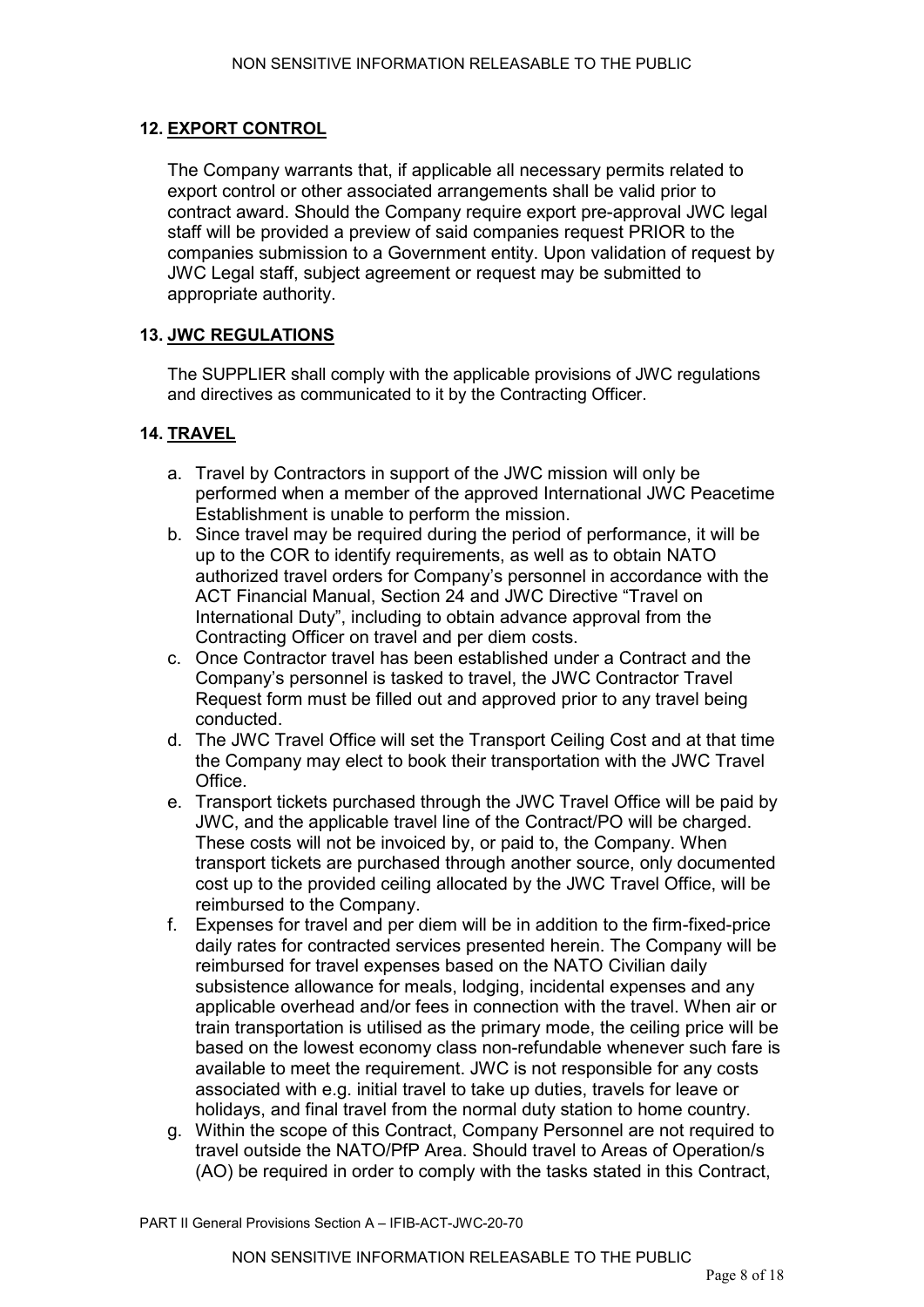## 12. EXPORT CONTROL

The Company warrants that, if applicable all necessary permits related to export control or other associated arrangements shall be valid prior to contract award. Should the Company require export pre-approval JWC legal staff will be provided a preview of said companies request PRIOR to the companies submission to a Government entity. Upon validation of request by JWC Legal staff, subject agreement or request may be submitted to appropriate authority.

## 13. JWC REGULATIONS

The SUPPLIER shall comply with the applicable provisions of JWC regulations and directives as communicated to it by the Contracting Officer.

## 14. TRAVEL

a. Travel by Contractors in support of the JWC mission will only be performed when a member of the approved International JWC Peacetime Establishment is unable to perform the mission.
b. Since travel may be required during the period of performance, it will be up to the COR to identify requirements, as well as to obtain NATO authorized travel orders for Company's personnel in accordance with the ACT Financial Manual, Section 24 and JWC Directive "Travel on International Duty", including to obtain advance approval from the Contracting Officer on travel and per diem costs.
c. Once Contractor travel has been established under a Contract and the Company's personnel is tasked to travel, the JWC Contractor Travel Request form must be filled out and approved prior to any travel being conducted.
d. The JWC Travel Office will set the Transport Ceiling Cost and at that time the Company may elect to book their transportation with the JWC Travel Office.
e. Transport tickets purchased through the JWC Travel Office will be paid by JWC, and the applicable travel line of the Contract/PO will be charged. These costs will not be invoiced by, or paid to, the Company. When transport tickets are purchased through another source, only documented cost up to the provided ceiling allocated by the JWC Travel Office, will be reimbursed to the Company.
f. Expenses for travel and per diem will be in addition to the firm-fixed-price daily rates for contracted services presented herein. The Company will be reimbursed for travel expenses based on the NATO Civilian daily subsistence allowance for meals, lodging, incidental expenses and any applicable overhead and/or fees in connection with the travel. When air or train transportation is utilised as the primary mode, the ceiling price will be based on the lowest economy class non-refundable whenever such fare is available to meet the requirement. JWC is not responsible for any costs associated with e.g. initial travel to take up duties, travels for leave or holidays, and final travel from the normal duty station to home country.
g. Within the scope of this Contract, Company Personnel are not required to travel outside the NATO/PfP Area. Should travel to Areas of Operation/s (AO) be required in order to comply with the tasks stated in this Contract,

PART II General Provisions Section A – IFIB-ACT-JWC-20-70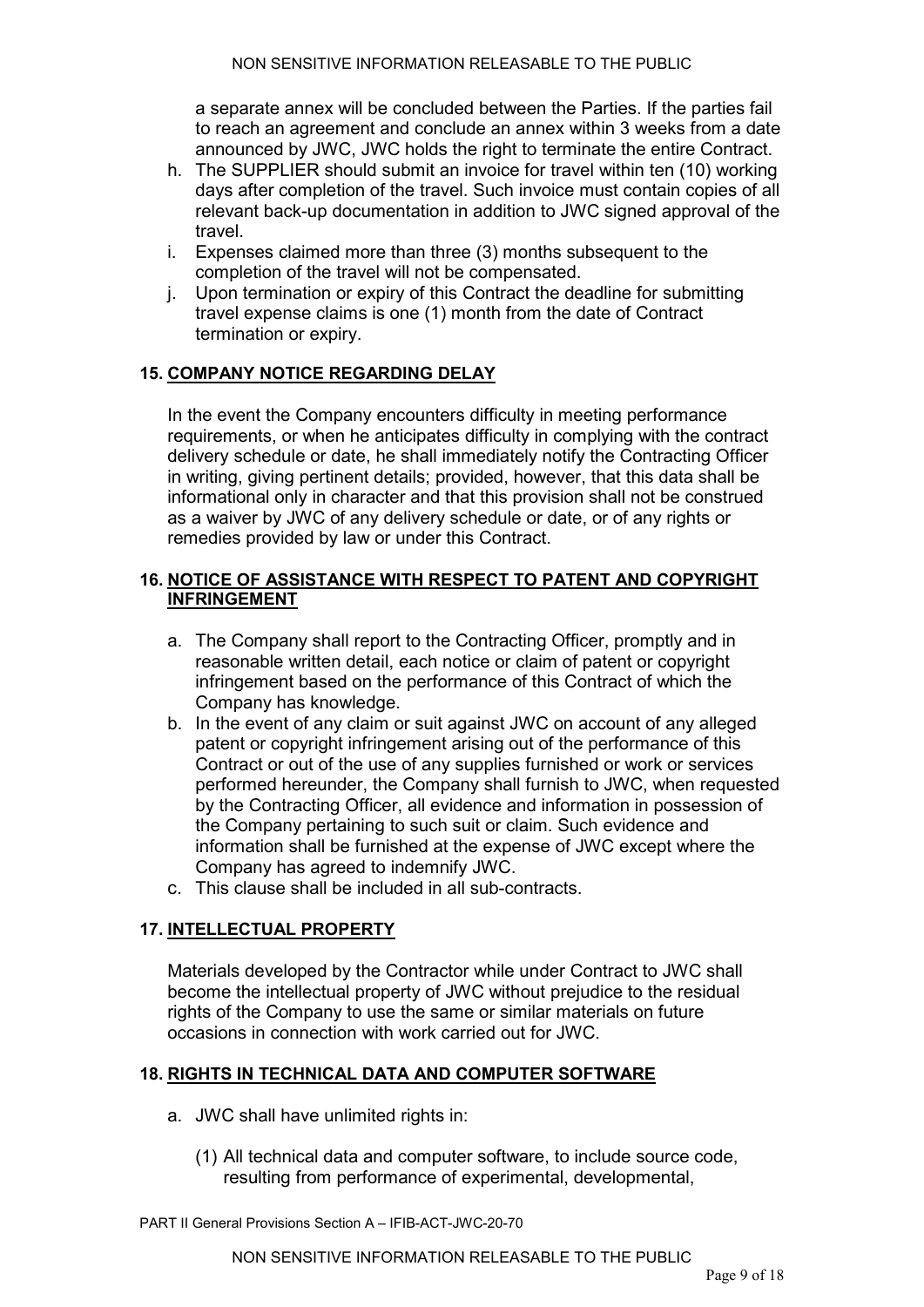a separate annex will be concluded between the Parties. If the parties fail to reach an agreement and conclude an annex within 3 weeks from a date announced by JWC, JWC holds the right to terminate the entire Contract.

h. The SUPPLIER should submit an invoice for travel within ten (10) working days after completion of the travel. Such invoice must contain copies of all relevant back-up documentation in addition to JWC signed approval of the travel.
i. Expenses claimed more than three (3) months subsequent to the completion of the travel will not be compensated.
j. Upon termination or expiry of this Contract the deadline for submitting travel expense claims is one (1) month from the date of Contract termination or expiry.

## 15. COMPANY NOTICE REGARDING DELAY

In the event the Company encounters difficulty in meeting performance requirements, or when he anticipates difficulty in complying with the contract delivery schedule or date, he shall immediately notify the Contracting Officer in writing, giving pertinent details; provided, however, that this data shall be informational only in character and that this provision shall not be construed as a waiver by JWC of any delivery schedule or date, or of any rights or remedies provided by law or under this Contract.

## 16. NOTICE OF ASSISTANCE WITH RESPECT TO PATENT AND COPYRIGHT INFRINGEMENT

a. The Company shall report to the Contracting Officer, promptly and in reasonable written detail, each notice or claim of patent or copyright infringement based on the performance of this Contract of which the Company has knowledge.
b. In the event of any claim or suit against JWC on account of any alleged patent or copyright infringement arising out of the performance of this Contract or out of the use of any supplies furnished or work or services performed hereunder, the Company shall furnish to JWC, when requested by the Contracting Officer, all evidence and information in possession of the Company pertaining to such suit or claim. Such evidence and information shall be furnished at the expense of JWC except where the Company has agreed to indemnify JWC.
c. This clause shall be included in all sub-contracts.

## 17. INTELLECTUAL PROPERTY

Materials developed by the Contractor while under Contract to JWC shall become the intellectual property of JWC without prejudice to the residual rights of the Company to use the same or similar materials on future occasions in connection with work carried out for JWC.

## 18. RIGHTS IN TECHNICAL DATA AND COMPUTER SOFTWARE

a. JWC shall have unlimited rights in:

   (1) All technical data and computer software, to include source code, resulting from performance of experimental, developmental,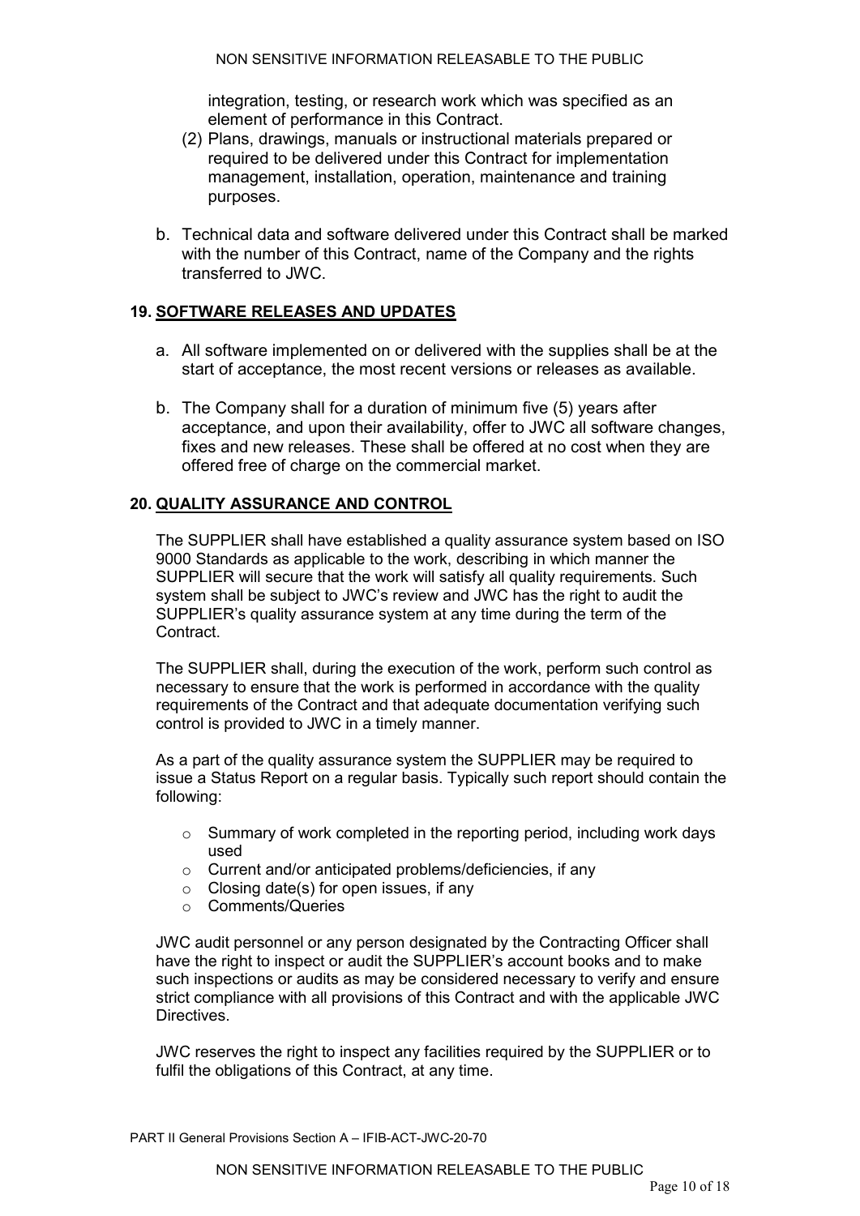integration, testing, or research work which was specified as an element of performance in this Contract.

(2) Plans, drawings, manuals or instructional materials prepared or required to be delivered under this Contract for implementation management, installation, operation, maintenance and training purposes.

b. Technical data and software delivered under this Contract shall be marked with the number of this Contract, name of the Company and the rights transferred to JWC.

## 19. SOFTWARE RELEASES AND UPDATES

a. All software implemented on or delivered with the supplies shall be at the start of acceptance, the most recent versions or releases as available.

b. The Company shall for a duration of minimum five (5) years after acceptance, and upon their availability, offer to JWC all software changes, fixes and new releases. These shall be offered at no cost when they are offered free of charge on the commercial market.

## 20. QUALITY ASSURANCE AND CONTROL

The SUPPLIER shall have established a quality assurance system based on ISO 9000 Standards as applicable to the work, describing in which manner the SUPPLIER will secure that the work will satisfy all quality requirements. Such system shall be subject to JWC's review and JWC has the right to audit the SUPPLIER's quality assurance system at any time during the term of the Contract.

The SUPPLIER shall, during the execution of the work, perform such control as necessary to ensure that the work is performed in accordance with the quality requirements of the Contract and that adequate documentation verifying such control is provided to JWC in a timely manner.

As a part of the quality assurance system the SUPPLIER may be required to issue a Status Report on a regular basis. Typically such report should contain the following:

- Summary of work completed in the reporting period, including work days used
- Current and/or anticipated problems/deficiencies, if any
- Closing date(s) for open issues, if any
- Comments/Queries

JWC audit personnel or any person designated by the Contracting Officer shall have the right to inspect or audit the SUPPLIER's account books and to make such inspections or audits as may be considered necessary to verify and ensure strict compliance with all provisions of this Contract and with the applicable JWC Directives.

JWC reserves the right to inspect any facilities required by the SUPPLIER or to fulfil the obligations of this Contract, at any time.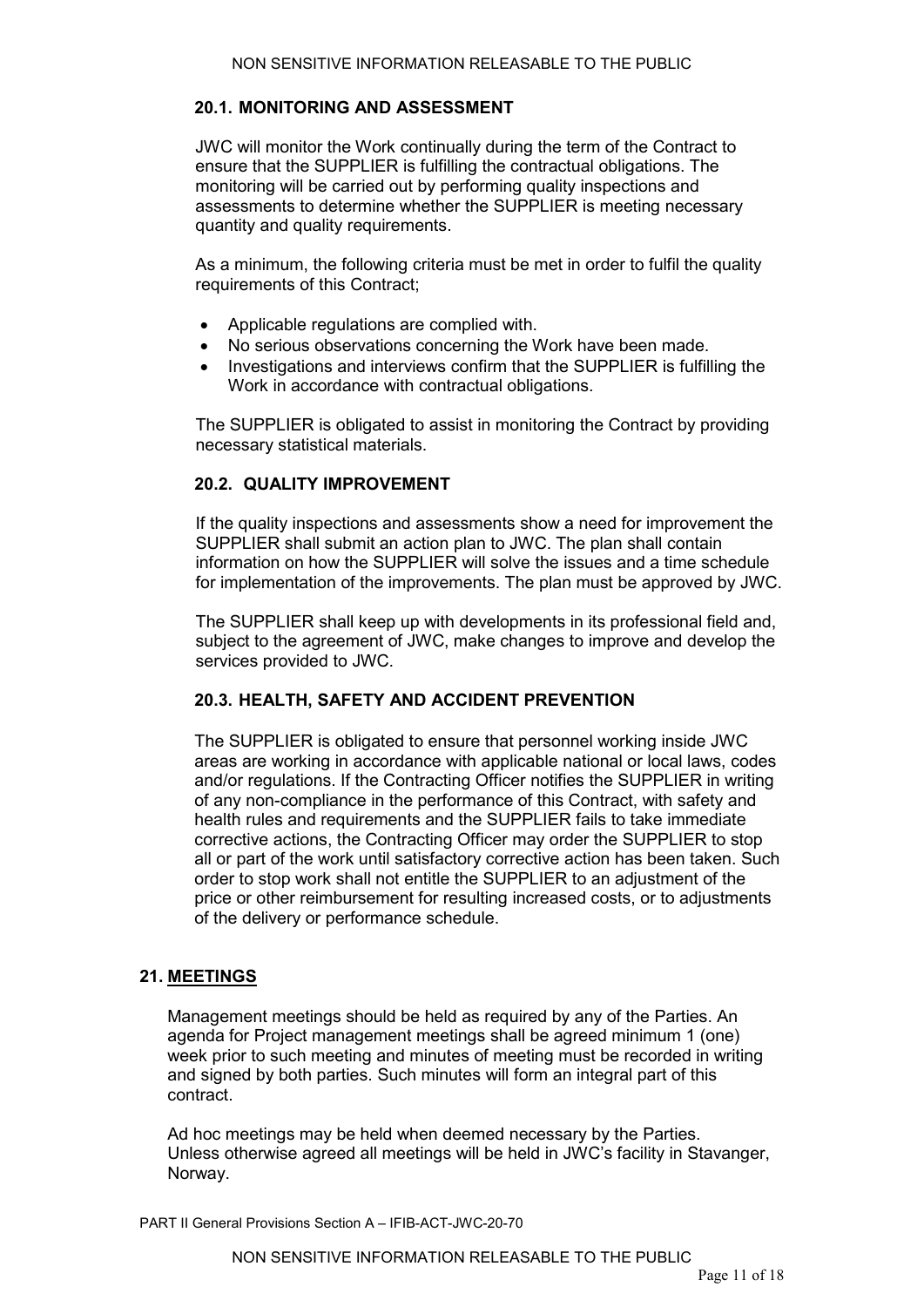### 20.1. MONITORING AND ASSESSMENT

JWC will monitor the Work continually during the term of the Contract to ensure that the SUPPLIER is fulfilling the contractual obligations. The monitoring will be carried out by performing quality inspections and assessments to determine whether the SUPPLIER is meeting necessary quantity and quality requirements.

As a minimum, the following criteria must be met in order to fulfil the quality requirements of this Contract;

- Applicable regulations are complied with.
- No serious observations concerning the Work have been made.
- Investigations and interviews confirm that the SUPPLIER is fulfilling the Work in accordance with contractual obligations.

The SUPPLIER is obligated to assist in monitoring the Contract by providing necessary statistical materials.

### 20.2. QUALITY IMPROVEMENT

If the quality inspections and assessments show a need for improvement the SUPPLIER shall submit an action plan to JWC. The plan shall contain information on how the SUPPLIER will solve the issues and a time schedule for implementation of the improvements. The plan must be approved by JWC.

The SUPPLIER shall keep up with developments in its professional field and, subject to the agreement of JWC, make changes to improve and develop the services provided to JWC.

### 20.3. HEALTH, SAFETY AND ACCIDENT PREVENTION

The SUPPLIER is obligated to ensure that personnel working inside JWC areas are working in accordance with applicable national or local laws, codes and/or regulations. If the Contracting Officer notifies the SUPPLIER in writing of any non-compliance in the performance of this Contract, with safety and health rules and requirements and the SUPPLIER fails to take immediate corrective actions, the Contracting Officer may order the SUPPLIER to stop all or part of the work until satisfactory corrective action has been taken. Such order to stop work shall not entitle the SUPPLIER to an adjustment of the price or other reimbursement for resulting increased costs, or to adjustments of the delivery or performance schedule.

## 21. MEETINGS

Management meetings should be held as required by any of the Parties. An agenda for Project management meetings shall be agreed minimum 1 (one) week prior to such meeting and minutes of meeting must be recorded in writing and signed by both parties. Such minutes will form an integral part of this contract.

Ad hoc meetings may be held when deemed necessary by the Parties. Unless otherwise agreed all meetings will be held in JWC's facility in Stavanger, Norway.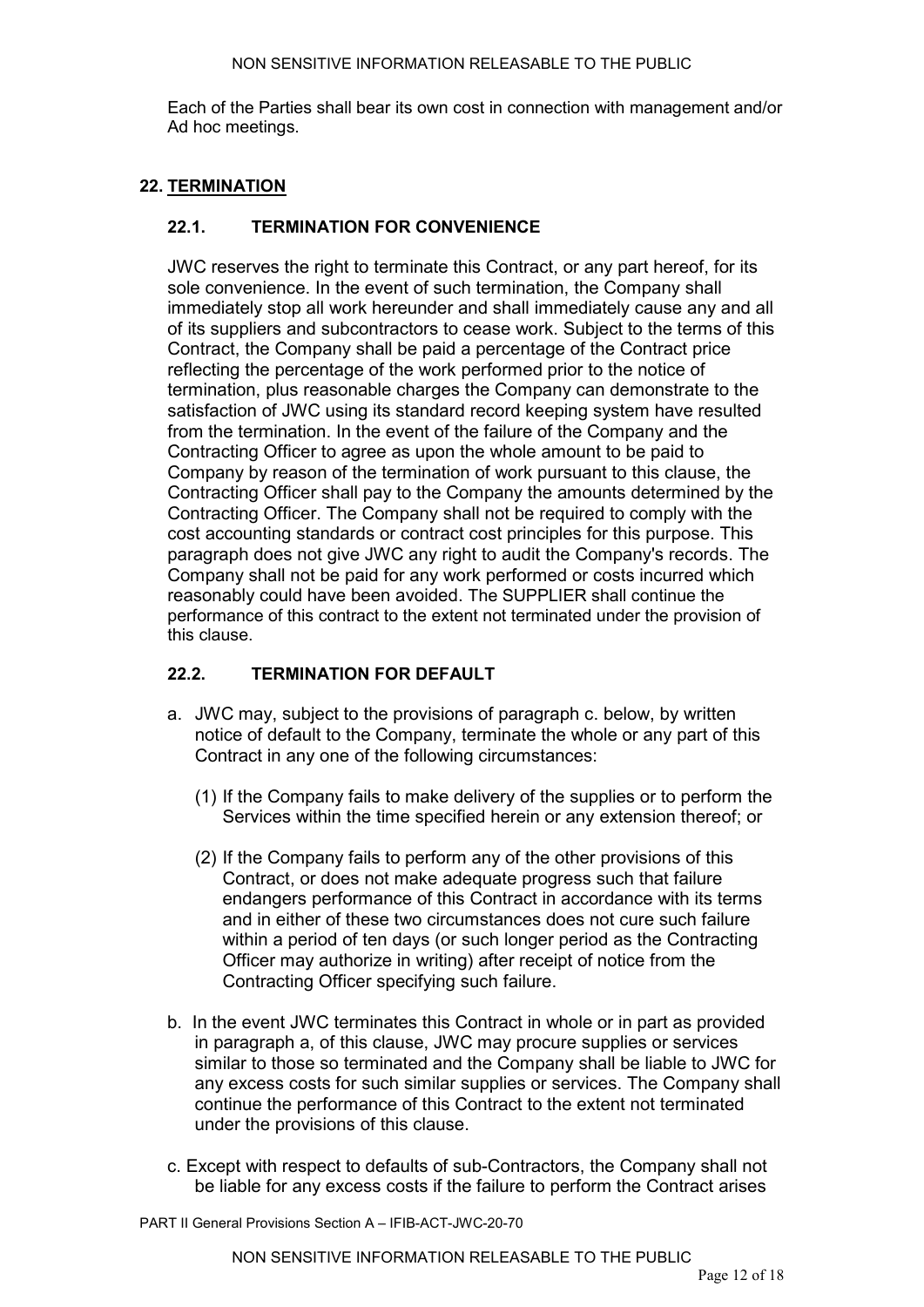Each of the Parties shall bear its own cost in connection with management and/or Ad hoc meetings.

## 22. TERMINATION

### 22.1. TERMINATION FOR CONVENIENCE

JWC reserves the right to terminate this Contract, or any part hereof, for its sole convenience. In the event of such termination, the Company shall immediately stop all work hereunder and shall immediately cause any and all of its suppliers and subcontractors to cease work. Subject to the terms of this Contract, the Company shall be paid a percentage of the Contract price reflecting the percentage of the work performed prior to the notice of termination, plus reasonable charges the Company can demonstrate to the satisfaction of JWC using its standard record keeping system have resulted from the termination. In the event of the failure of the Company and the Contracting Officer to agree as upon the whole amount to be paid to Company by reason of the termination of work pursuant to this clause, the Contracting Officer shall pay to the Company the amounts determined by the Contracting Officer. The Company shall not be required to comply with the cost accounting standards or contract cost principles for this purpose. This paragraph does not give JWC any right to audit the Company's records. The Company shall not be paid for any work performed or costs incurred which reasonably could have been avoided. The SUPPLIER shall continue the performance of this contract to the extent not terminated under the provision of this clause.

### 22.2. TERMINATION FOR DEFAULT

a. JWC may, subject to the provisions of paragraph c. below, by written notice of default to the Company, terminate the whole or any part of this Contract in any one of the following circumstances:

   (1) If the Company fails to make delivery of the supplies or to perform the Services within the time specified herein or any extension thereof; or

   (2) If the Company fails to perform any of the other provisions of this Contract, or does not make adequate progress such that failure endangers performance of this Contract in accordance with its terms and in either of these two circumstances does not cure such failure within a period of ten days (or such longer period as the Contracting Officer may authorize in writing) after receipt of notice from the Contracting Officer specifying such failure.

b. In the event JWC terminates this Contract in whole or in part as provided in paragraph a, of this clause, JWC may procure supplies or services similar to those so terminated and the Company shall be liable to JWC for any excess costs for such similar supplies or services. The Company shall continue the performance of this Contract to the extent not terminated under the provisions of this clause.

c. Except with respect to defaults of sub-Contractors, the Company shall not be liable for any excess costs if the failure to perform the Contract arises

PART II General Provisions Section A – IFIB-ACT-JWC-20-70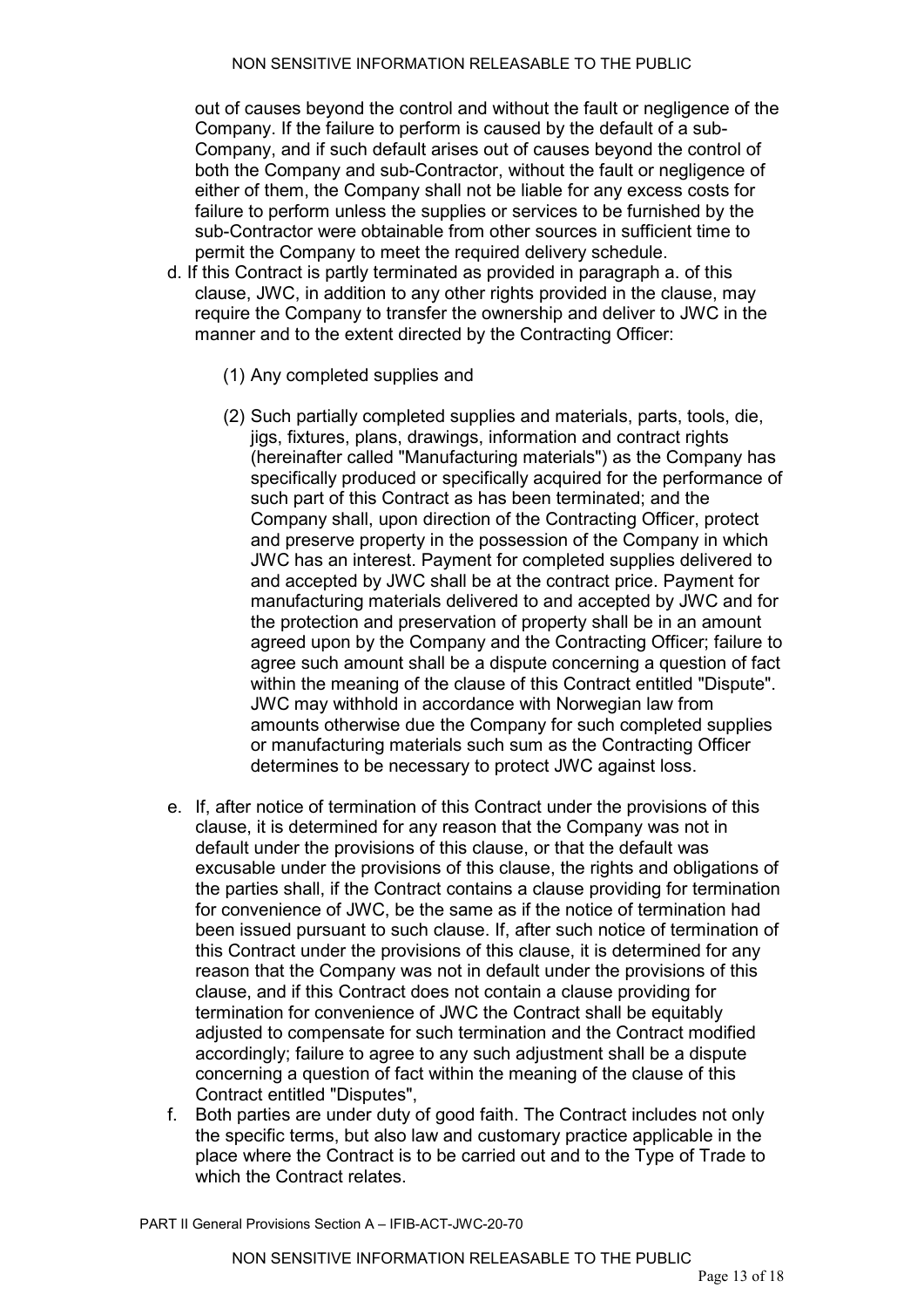out of causes beyond the control and without the fault or negligence of the Company. If the failure to perform is caused by the default of a sub-Company, and if such default arises out of causes beyond the control of both the Company and sub-Contractor, without the fault or negligence of either of them, the Company shall not be liable for any excess costs for failure to perform unless the supplies or services to be furnished by the sub-Contractor were obtainable from other sources in sufficient time to permit the Company to meet the required delivery schedule.

d. If this Contract is partly terminated as provided in paragraph a. of this clause, JWC, in addition to any other rights provided in the clause, may require the Company to transfer the ownership and deliver to JWC in the manner and to the extent directed by the Contracting Officer:

   (1) Any completed supplies and

   (2) Such partially completed supplies and materials, parts, tools, die, jigs, fixtures, plans, drawings, information and contract rights (hereinafter called "Manufacturing materials") as the Company has specifically produced or specifically acquired for the performance of such part of this Contract as has been terminated; and the Company shall, upon direction of the Contracting Officer, protect and preserve property in the possession of the Company in which JWC has an interest. Payment for completed supplies delivered to and accepted by JWC shall be at the contract price. Payment for manufacturing materials delivered to and accepted by JWC and for the protection and preservation of property shall be in an amount agreed upon by the Company and the Contracting Officer; failure to agree such amount shall be a dispute concerning a question of fact within the meaning of the clause of this Contract entitled "Dispute". JWC may withhold in accordance with Norwegian law from amounts otherwise due the Company for such completed supplies or manufacturing materials such sum as the Contracting Officer determines to be necessary to protect JWC against loss.

e. If, after notice of termination of this Contract under the provisions of this clause, it is determined for any reason that the Company was not in default under the provisions of this clause, or that the default was excusable under the provisions of this clause, the rights and obligations of the parties shall, if the Contract contains a clause providing for termination for convenience of JWC, be the same as if the notice of termination had been issued pursuant to such clause. If, after such notice of termination of this Contract under the provisions of this clause, it is determined for any reason that the Company was not in default under the provisions of this clause, and if this Contract does not contain a clause providing for termination for convenience of JWC the Contract shall be equitably adjusted to compensate for such termination and the Contract modified accordingly; failure to agree to any such adjustment shall be a dispute concerning a question of fact within the meaning of the clause of this Contract entitled "Disputes",

f. Both parties are under duty of good faith. The Contract includes not only the specific terms, but also law and customary practice applicable in the place where the Contract is to be carried out and to the Type of Trade to which the Contract relates.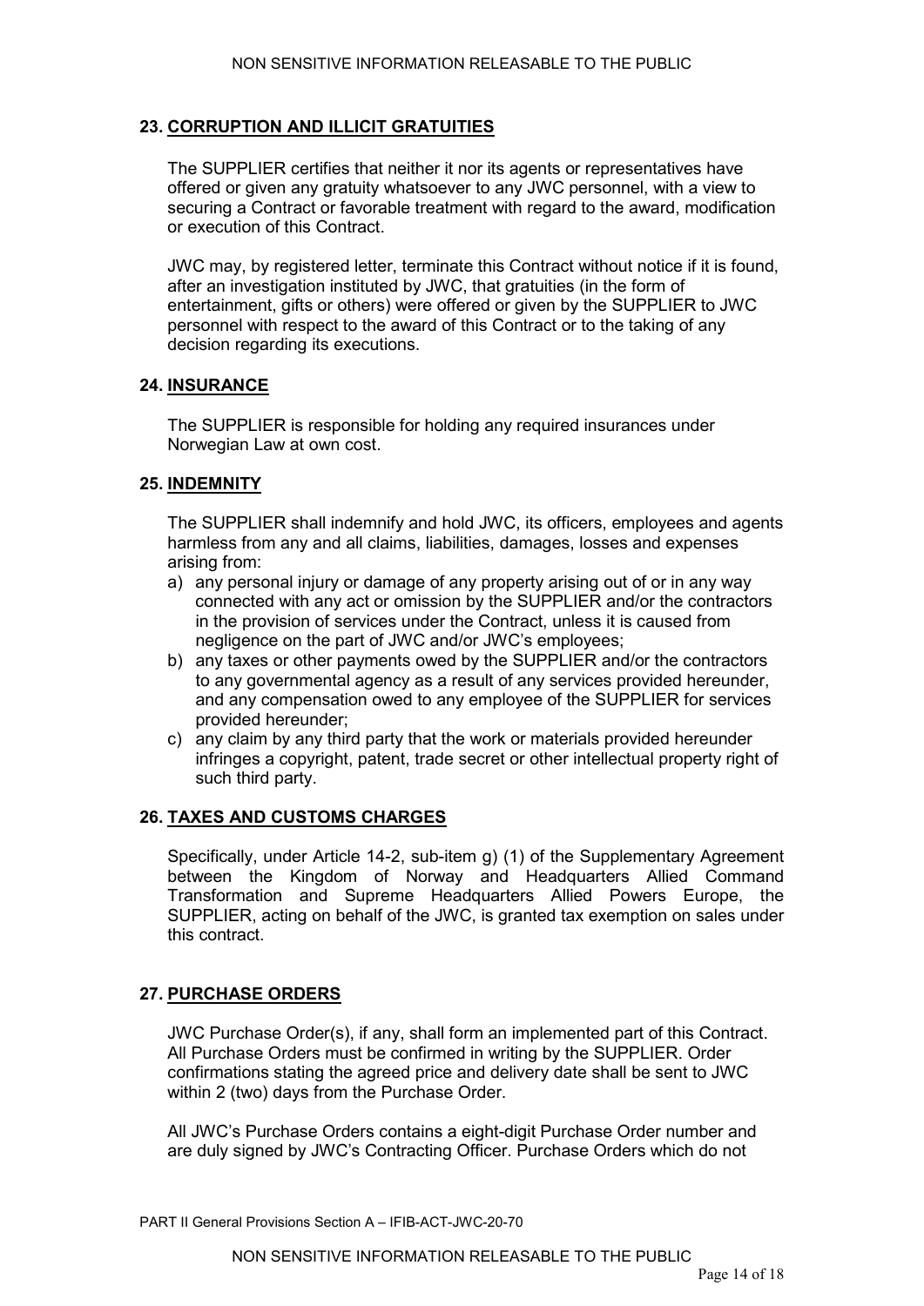## 23. CORRUPTION AND ILLICIT GRATUITIES

The SUPPLIER certifies that neither it nor its agents or representatives have offered or given any gratuity whatsoever to any JWC personnel, with a view to securing a Contract or favorable treatment with regard to the award, modification or execution of this Contract.

JWC may, by registered letter, terminate this Contract without notice if it is found, after an investigation instituted by JWC, that gratuities (in the form of entertainment, gifts or others) were offered or given by the SUPPLIER to JWC personnel with respect to the award of this Contract or to the taking of any decision regarding its executions.

## 24. INSURANCE

The SUPPLIER is responsible for holding any required insurances under Norwegian Law at own cost.

## 25. INDEMNITY

The SUPPLIER shall indemnify and hold JWC, its officers, employees and agents harmless from any and all claims, liabilities, damages, losses and expenses arising from:

a) any personal injury or damage of any property arising out of or in any way connected with any act or omission by the SUPPLIER and/or the contractors in the provision of services under the Contract, unless it is caused from negligence on the part of JWC and/or JWC's employees;
b) any taxes or other payments owed by the SUPPLIER and/or the contractors to any governmental agency as a result of any services provided hereunder, and any compensation owed to any employee of the SUPPLIER for services provided hereunder;
c) any claim by any third party that the work or materials provided hereunder infringes a copyright, patent, trade secret or other intellectual property right of such third party.

## 26. TAXES AND CUSTOMS CHARGES

Specifically, under Article 14-2, sub-item g) (1) of the Supplementary Agreement between the Kingdom of Norway and Headquarters Allied Command Transformation and Supreme Headquarters Allied Powers Europe, the SUPPLIER, acting on behalf of the JWC, is granted tax exemption on sales under this contract.

## 27. PURCHASE ORDERS

JWC Purchase Order(s), if any, shall form an implemented part of this Contract. All Purchase Orders must be confirmed in writing by the SUPPLIER. Order confirmations stating the agreed price and delivery date shall be sent to JWC within 2 (two) days from the Purchase Order.

All JWC's Purchase Orders contains a eight-digit Purchase Order number and are duly signed by JWC's Contracting Officer. Purchase Orders which do not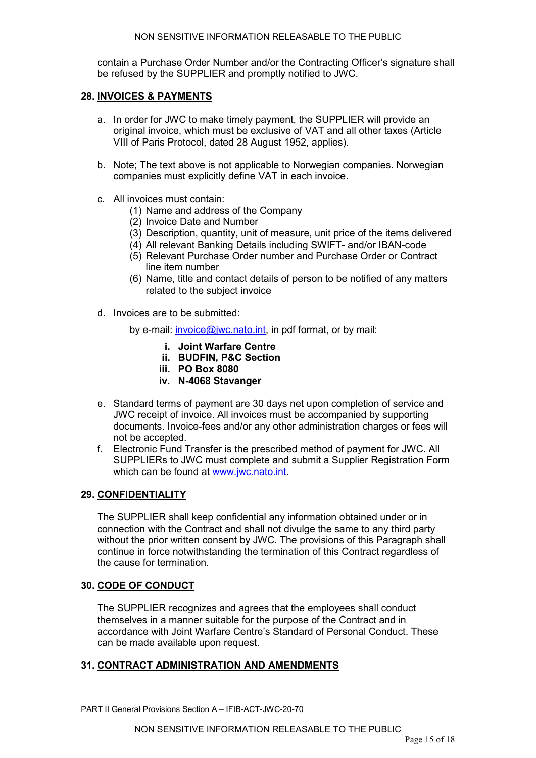contain a Purchase Order Number and/or the Contracting Officer's signature shall be refused by the SUPPLIER and promptly notified to JWC.

## 28. INVOICES & PAYMENTS

a. In order for JWC to make timely payment, the SUPPLIER will provide an original invoice, which must be exclusive of VAT and all other taxes (Article VIII of Paris Protocol, dated 28 August 1952, applies).

b. Note; The text above is not applicable to Norwegian companies. Norwegian companies must explicitly define VAT in each invoice.

c. All invoices must contain:
   (1) Name and address of the Company
   (2) Invoice Date and Number
   (3) Description, quantity, unit of measure, unit price of the items delivered
   (4) All relevant Banking Details including SWIFT- and/or IBAN-code
   (5) Relevant Purchase Order number and Purchase Order or Contract line item number
   (6) Name, title and contact details of person to be notified of any matters related to the subject invoice

d. Invoices are to be submitted:

   by e-mail: invoice@jwc.nato.int, in pdf format, or by mail:

   **i. Joint Warfare Centre**
   **ii. BUDFIN, P&C Section**
   **iii. PO Box 8080**
   **iv. N-4068 Stavanger**

e. Standard terms of payment are 30 days net upon completion of service and JWC receipt of invoice. All invoices must be accompanied by supporting documents. Invoice-fees and/or any other administration charges or fees will not be accepted.

f. Electronic Fund Transfer is the prescribed method of payment for JWC. All SUPPLIERs to JWC must complete and submit a Supplier Registration Form which can be found at www.jwc.nato.int.

## 29. CONFIDENTIALITY

The SUPPLIER shall keep confidential any information obtained under or in connection with the Contract and shall not divulge the same to any third party without the prior written consent by JWC. The provisions of this Paragraph shall continue in force notwithstanding the termination of this Contract regardless of the cause for termination.

## 30. CODE OF CONDUCT

The SUPPLIER recognizes and agrees that the employees shall conduct themselves in a manner suitable for the purpose of the Contract and in accordance with Joint Warfare Centre's Standard of Personal Conduct. These can be made available upon request.

## 31. CONTRACT ADMINISTRATION AND AMENDMENTS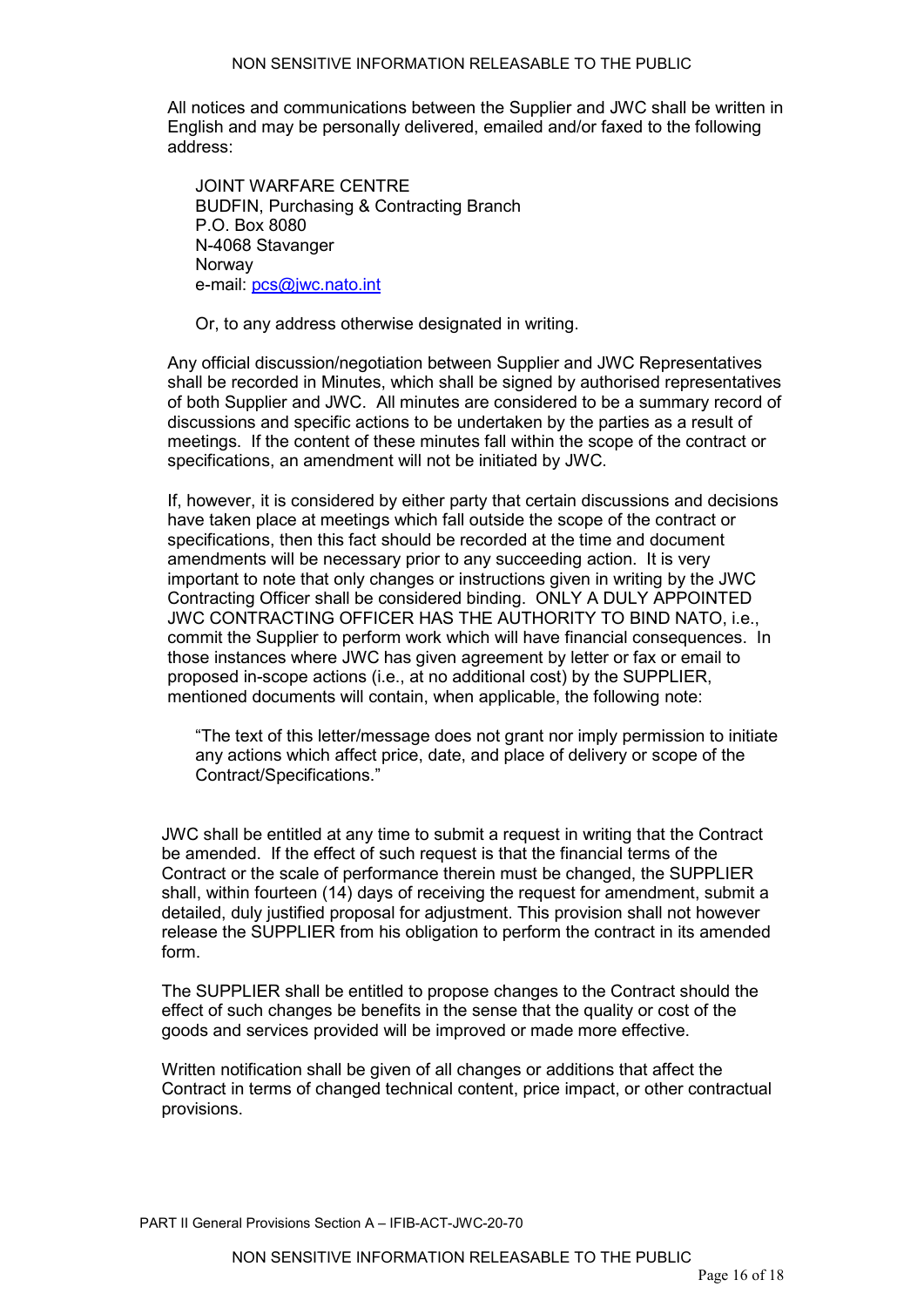All notices and communications between the Supplier and JWC shall be written in English and may be personally delivered, emailed and/or faxed to the following address:

JOINT WARFARE CENTRE
BUDFIN, Purchasing & Contracting Branch
P.O. Box 8080
N-4068 Stavanger
Norway
e-mail: pcs@jwc.nato.int

Or, to any address otherwise designated in writing.

Any official discussion/negotiation between Supplier and JWC Representatives shall be recorded in Minutes, which shall be signed by authorised representatives of both Supplier and JWC. All minutes are considered to be a summary record of discussions and specific actions to be undertaken by the parties as a result of meetings. If the content of these minutes fall within the scope of the contract or specifications, an amendment will not be initiated by JWC.

If, however, it is considered by either party that certain discussions and decisions have taken place at meetings which fall outside the scope of the contract or specifications, then this fact should be recorded at the time and document amendments will be necessary prior to any succeeding action. It is very important to note that only changes or instructions given in writing by the JWC Contracting Officer shall be considered binding. ONLY A DULY APPOINTED JWC CONTRACTING OFFICER HAS THE AUTHORITY TO BIND NATO, i.e., commit the Supplier to perform work which will have financial consequences. In those instances where JWC has given agreement by letter or fax or email to proposed in-scope actions (i.e., at no additional cost) by the SUPPLIER, mentioned documents will contain, when applicable, the following note:

"The text of this letter/message does not grant nor imply permission to initiate any actions which affect price, date, and place of delivery or scope of the Contract/Specifications."

JWC shall be entitled at any time to submit a request in writing that the Contract be amended. If the effect of such request is that the financial terms of the Contract or the scale of performance therein must be changed, the SUPPLIER shall, within fourteen (14) days of receiving the request for amendment, submit a detailed, duly justified proposal for adjustment. This provision shall not however release the SUPPLIER from his obligation to perform the contract in its amended form.

The SUPPLIER shall be entitled to propose changes to the Contract should the effect of such changes be benefits in the sense that the quality or cost of the goods and services provided will be improved or made more effective.

Written notification shall be given of all changes or additions that affect the Contract in terms of changed technical content, price impact, or other contractual provisions.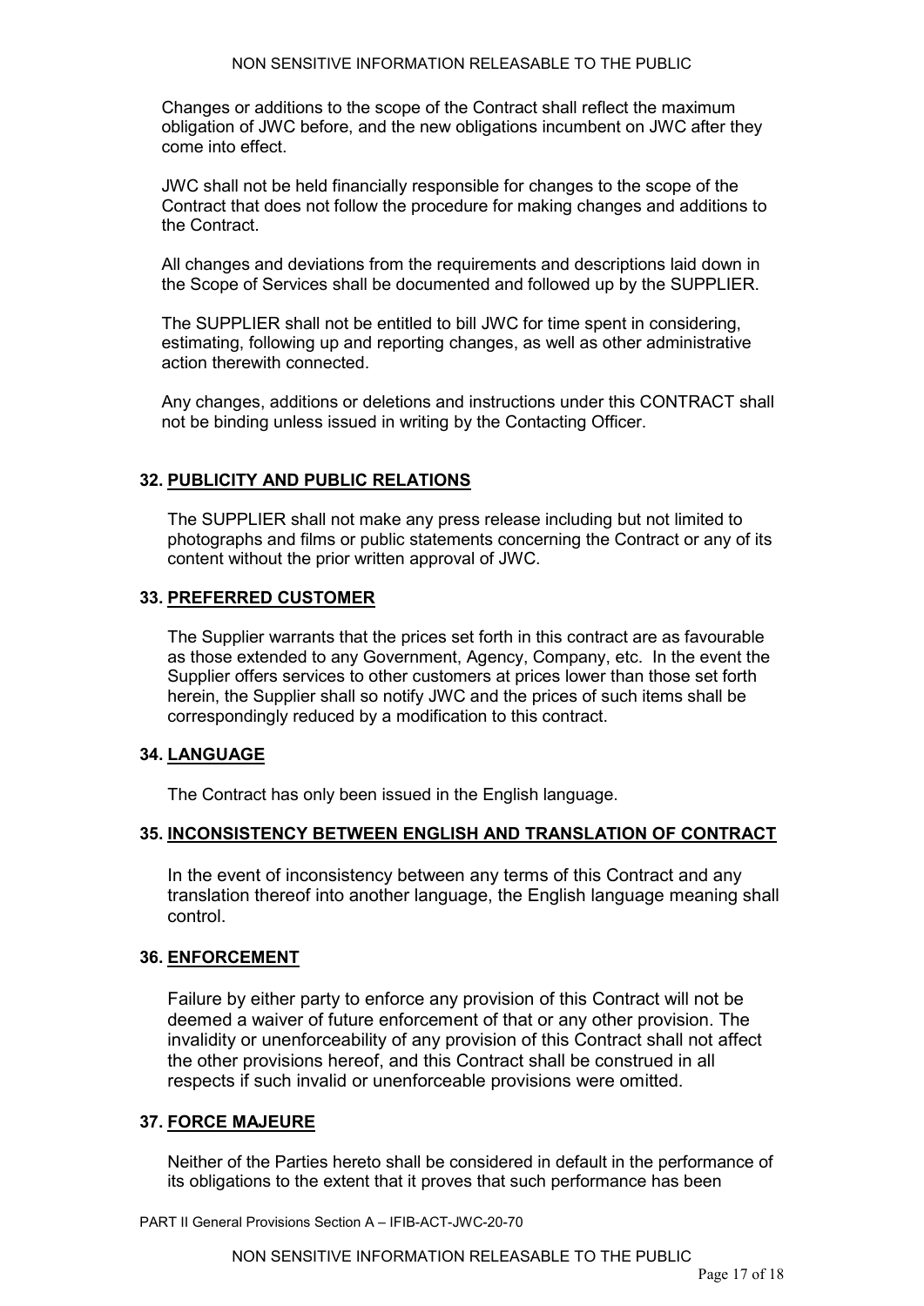Changes or additions to the scope of the Contract shall reflect the maximum obligation of JWC before, and the new obligations incumbent on JWC after they come into effect.

JWC shall not be held financially responsible for changes to the scope of the Contract that does not follow the procedure for making changes and additions to the Contract.

All changes and deviations from the requirements and descriptions laid down in the Scope of Services shall be documented and followed up by the SUPPLIER.

The SUPPLIER shall not be entitled to bill JWC for time spent in considering, estimating, following up and reporting changes, as well as other administrative action therewith connected.

Any changes, additions or deletions and instructions under this CONTRACT shall not be binding unless issued in writing by the Contacting Officer.

## 32. PUBLICITY AND PUBLIC RELATIONS

The SUPPLIER shall not make any press release including but not limited to photographs and films or public statements concerning the Contract or any of its content without the prior written approval of JWC.

## 33. PREFERRED CUSTOMER

The Supplier warrants that the prices set forth in this contract are as favourable as those extended to any Government, Agency, Company, etc. In the event the Supplier offers services to other customers at prices lower than those set forth herein, the Supplier shall so notify JWC and the prices of such items shall be correspondingly reduced by a modification to this contract.

## 34. LANGUAGE

The Contract has only been issued in the English language.

## 35. INCONSISTENCY BETWEEN ENGLISH AND TRANSLATION OF CONTRACT

In the event of inconsistency between any terms of this Contract and any translation thereof into another language, the English language meaning shall control.

## 36. ENFORCEMENT

Failure by either party to enforce any provision of this Contract will not be deemed a waiver of future enforcement of that or any other provision. The invalidity or unenforceability of any provision of this Contract shall not affect the other provisions hereof, and this Contract shall be construed in all respects if such invalid or unenforceable provisions were omitted.

## 37. FORCE MAJEURE

Neither of the Parties hereto shall be considered in default in the performance of its obligations to the extent that it proves that such performance has been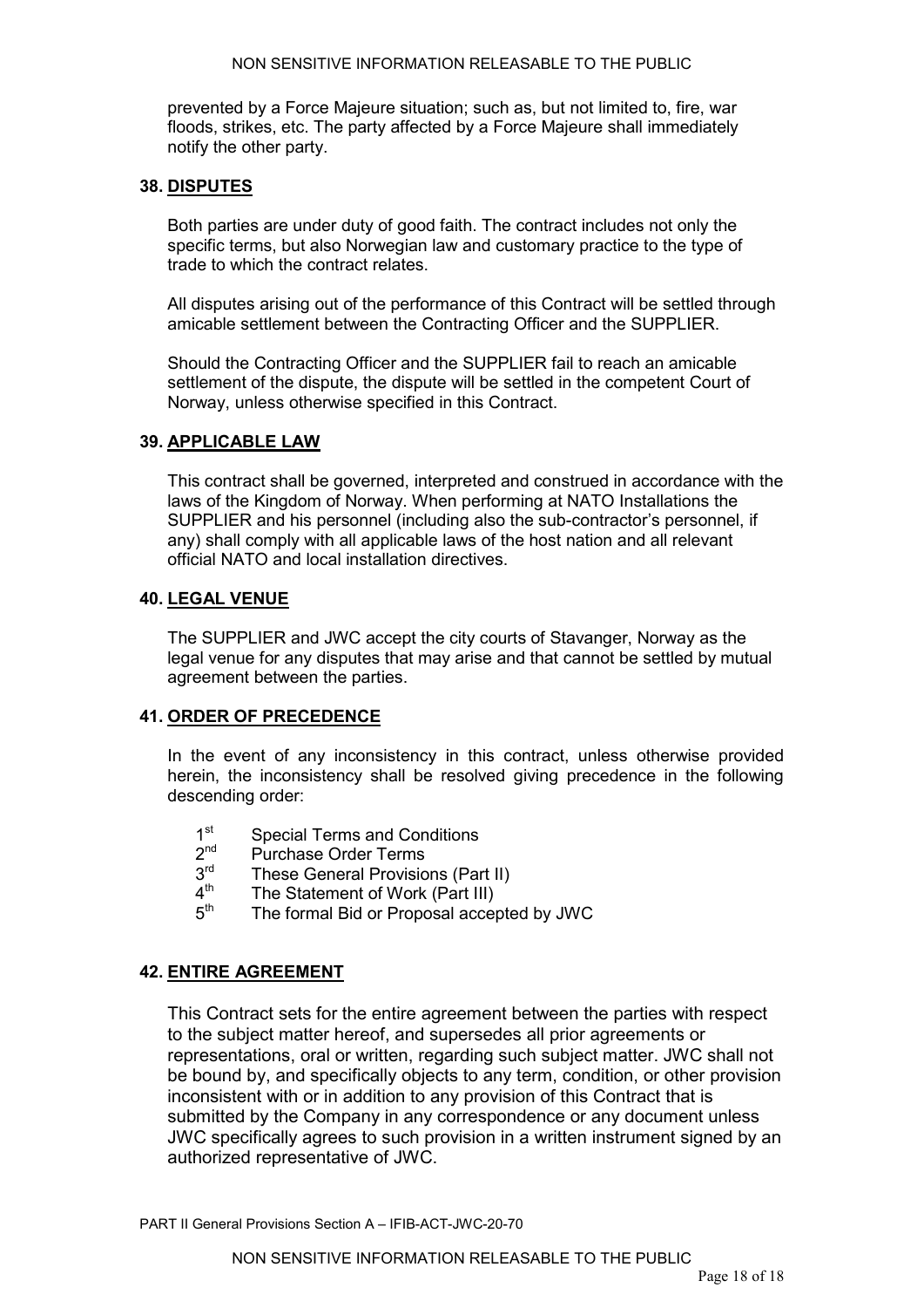prevented by a Force Majeure situation; such as, but not limited to, fire, war floods, strikes, etc. The party affected by a Force Majeure shall immediately notify the other party.

## 38. DISPUTES

Both parties are under duty of good faith. The contract includes not only the specific terms, but also Norwegian law and customary practice to the type of trade to which the contract relates.

All disputes arising out of the performance of this Contract will be settled through amicable settlement between the Contracting Officer and the SUPPLIER.

Should the Contracting Officer and the SUPPLIER fail to reach an amicable settlement of the dispute, the dispute will be settled in the competent Court of Norway, unless otherwise specified in this Contract.

## 39. APPLICABLE LAW

This contract shall be governed, interpreted and construed in accordance with the laws of the Kingdom of Norway. When performing at NATO Installations the SUPPLIER and his personnel (including also the sub-contractor's personnel, if any) shall comply with all applicable laws of the host nation and all relevant official NATO and local installation directives.

## 40. LEGAL VENUE

The SUPPLIER and JWC accept the city courts of Stavanger, Norway as the legal venue for any disputes that may arise and that cannot be settled by mutual agreement between the parties.

## 41. ORDER OF PRECEDENCE

In the event of any inconsistency in this contract, unless otherwise provided herein, the inconsistency shall be resolved giving precedence in the following descending order:

- 1st Special Terms and Conditions
- 2nd Purchase Order Terms
- 3rd These General Provisions (Part II)
- 4th The Statement of Work (Part III)
- 5th The formal Bid or Proposal accepted by JWC

## 42. ENTIRE AGREEMENT

This Contract sets for the entire agreement between the parties with respect to the subject matter hereof, and supersedes all prior agreements or representations, oral or written, regarding such subject matter. JWC shall not be bound by, and specifically objects to any term, condition, or other provision inconsistent with or in addition to any provision of this Contract that is submitted by the Company in any correspondence or any document unless JWC specifically agrees to such provision in a written instrument signed by an authorized representative of JWC.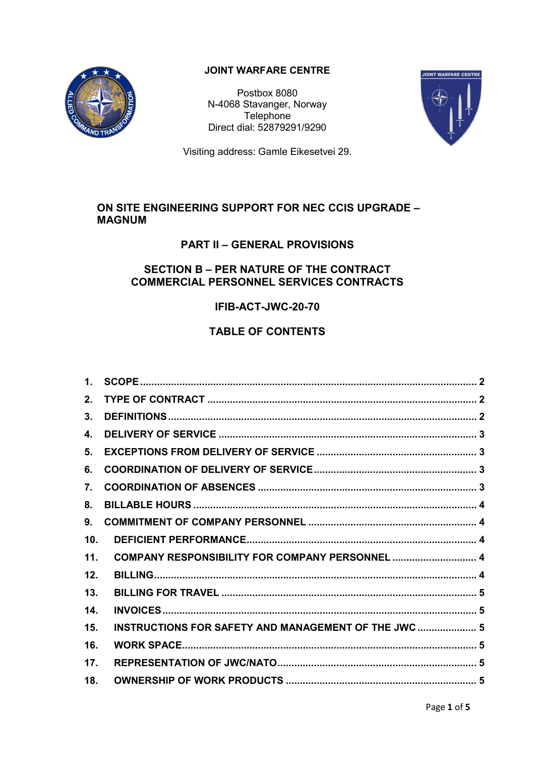**JOINT WARFARE CENTRE**

Postbox 8080
N-4068 Stavanger, Norway
Telephone
Direct dial: 52879291/9290

Visiting address: Gamle Eikesetvei 29.

# ON SITE ENGINEERING SUPPORT FOR NEC CCIS UPGRADE – MAGNUM

## PART II – GENERAL PROVISIONS

## SECTION B – PER NATURE OF THE CONTRACT COMMERCIAL PERSONNEL SERVICES CONTRACTS

## IFIB-ACT-JWC-20-70

## TABLE OF CONTENTS

| | | |
|---|---|---|
| 1. | SCOPE | 2 |
| 2. | TYPE OF CONTRACT | 2 |
| 3. | DEFINITIONS | 2 |
| 4. | DELIVERY OF SERVICE | 3 |
| 5. | EXCEPTIONS FROM DELIVERY OF SERVICE | 3 |
| 6. | COORDINATION OF DELIVERY OF SERVICE | 3 |
| 7. | COORDINATION OF ABSENCES | 3 |
| 8. | BILLABLE HOURS | 4 |
| 9. | COMMITMENT OF COMPANY PERSONNEL | 4 |
| 10. | DEFICIENT PERFORMANCE | 4 |
| 11. | COMPANY RESPONSIBILITY FOR COMPANY PERSONNEL | 4 |
| 12. | BILLING | 4 |
| 13. | BILLING FOR TRAVEL | 5 |
| 14. | INVOICES | 5 |
| 15. | INSTRUCTIONS FOR SAFETY AND MANAGEMENT OF THE JWC | 5 |
| 16. | WORK SPACE | 5 |
| 17. | REPRESENTATION OF JWC/NATO | 5 |
| 18. | OWNERSHIP OF WORK PRODUCTS | 5 |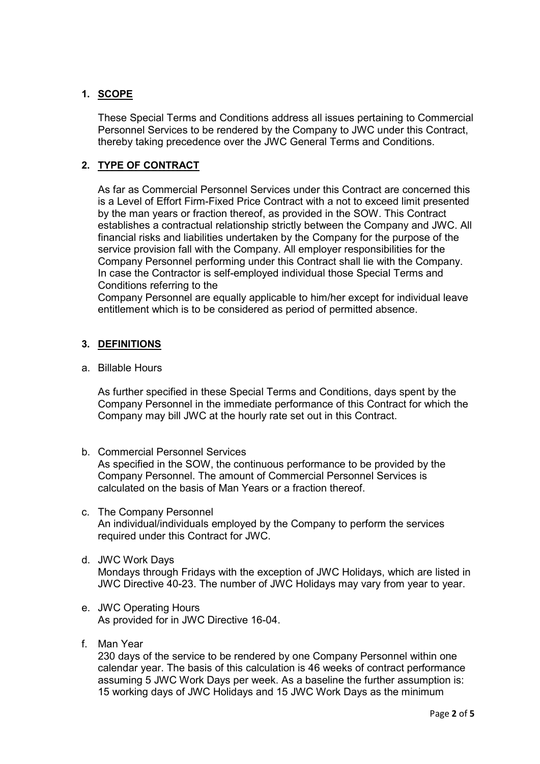## 1. SCOPE

These Special Terms and Conditions address all issues pertaining to Commercial Personnel Services to be rendered by the Company to JWC under this Contract, thereby taking precedence over the JWC General Terms and Conditions.

## 2. TYPE OF CONTRACT

As far as Commercial Personnel Services under this Contract are concerned this is a Level of Effort Firm-Fixed Price Contract with a not to exceed limit presented by the man years or fraction thereof, as provided in the SOW. This Contract establishes a contractual relationship strictly between the Company and JWC. All financial risks and liabilities undertaken by the Company for the purpose of the service provision fall with the Company. All employer responsibilities for the Company Personnel performing under this Contract shall lie with the Company. In case the Contractor is self-employed individual those Special Terms and Conditions referring to the

Company Personnel are equally applicable to him/her except for individual leave entitlement which is to be considered as period of permitted absence.

## 3. DEFINITIONS

a. Billable Hours

As further specified in these Special Terms and Conditions, days spent by the Company Personnel in the immediate performance of this Contract for which the Company may bill JWC at the hourly rate set out in this Contract.

b. Commercial Personnel Services

As specified in the SOW, the continuous performance to be provided by the Company Personnel. The amount of Commercial Personnel Services is calculated on the basis of Man Years or a fraction thereof.

c. The Company Personnel

An individual/individuals employed by the Company to perform the services required under this Contract for JWC.

d. JWC Work Days

Mondays through Fridays with the exception of JWC Holidays, which are listed in JWC Directive 40-23. The number of JWC Holidays may vary from year to year.

e. JWC Operating Hours

As provided for in JWC Directive 16-04.

f. Man Year

230 days of the service to be rendered by one Company Personnel within one calendar year. The basis of this calculation is 46 weeks of contract performance assuming 5 JWC Work Days per week. As a baseline the further assumption is: 15 working days of JWC Holidays and 15 JWC Work Days as the minimum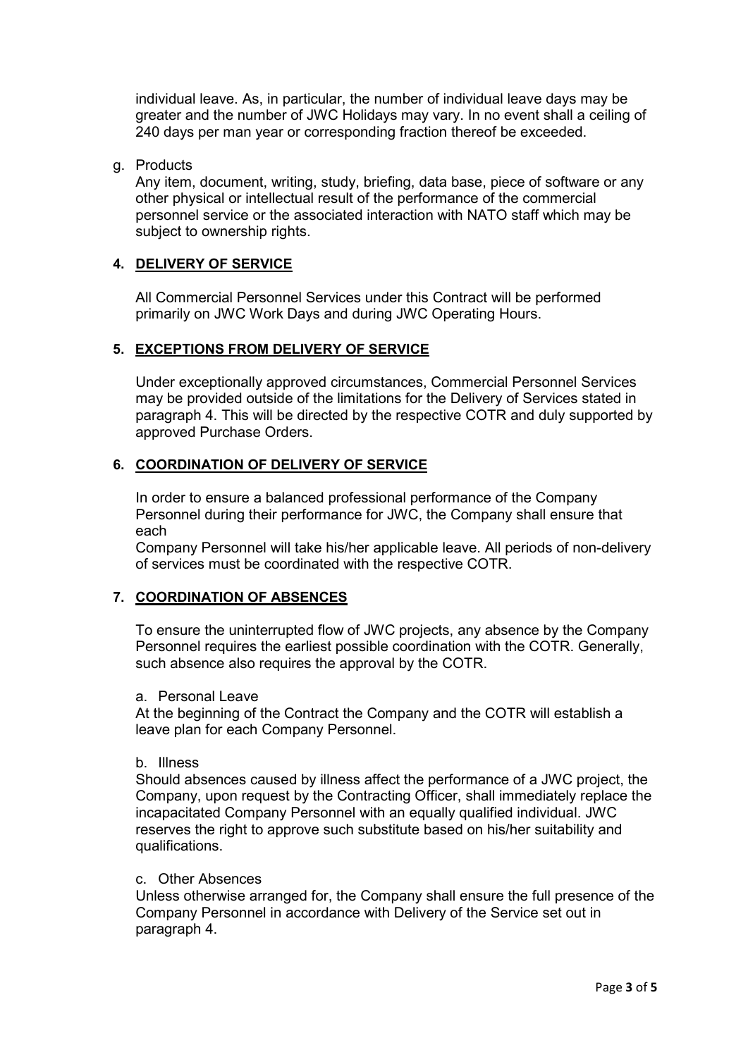individual leave. As, in particular, the number of individual leave days may be greater and the number of JWC Holidays may vary. In no event shall a ceiling of 240 days per man year or corresponding fraction thereof be exceeded.

g. Products

Any item, document, writing, study, briefing, data base, piece of software or any other physical or intellectual result of the performance of the commercial personnel service or the associated interaction with NATO staff which may be subject to ownership rights.

## 4. DELIVERY OF SERVICE

All Commercial Personnel Services under this Contract will be performed primarily on JWC Work Days and during JWC Operating Hours.

## 5. EXCEPTIONS FROM DELIVERY OF SERVICE

Under exceptionally approved circumstances, Commercial Personnel Services may be provided outside of the limitations for the Delivery of Services stated in paragraph 4. This will be directed by the respective COTR and duly supported by approved Purchase Orders.

## 6. COORDINATION OF DELIVERY OF SERVICE

In order to ensure a balanced professional performance of the Company Personnel during their performance for JWC, the Company shall ensure that each

Company Personnel will take his/her applicable leave. All periods of non-delivery of services must be coordinated with the respective COTR.

## 7. COORDINATION OF ABSENCES

To ensure the uninterrupted flow of JWC projects, any absence by the Company Personnel requires the earliest possible coordination with the COTR. Generally, such absence also requires the approval by the COTR.

a. Personal Leave

At the beginning of the Contract the Company and the COTR will establish a leave plan for each Company Personnel.

b. Illness

Should absences caused by illness affect the performance of a JWC project, the Company, upon request by the Contracting Officer, shall immediately replace the incapacitated Company Personnel with an equally qualified individual. JWC reserves the right to approve such substitute based on his/her suitability and qualifications.

c. Other Absences

Unless otherwise arranged for, the Company shall ensure the full presence of the Company Personnel in accordance with Delivery of the Service set out in paragraph 4.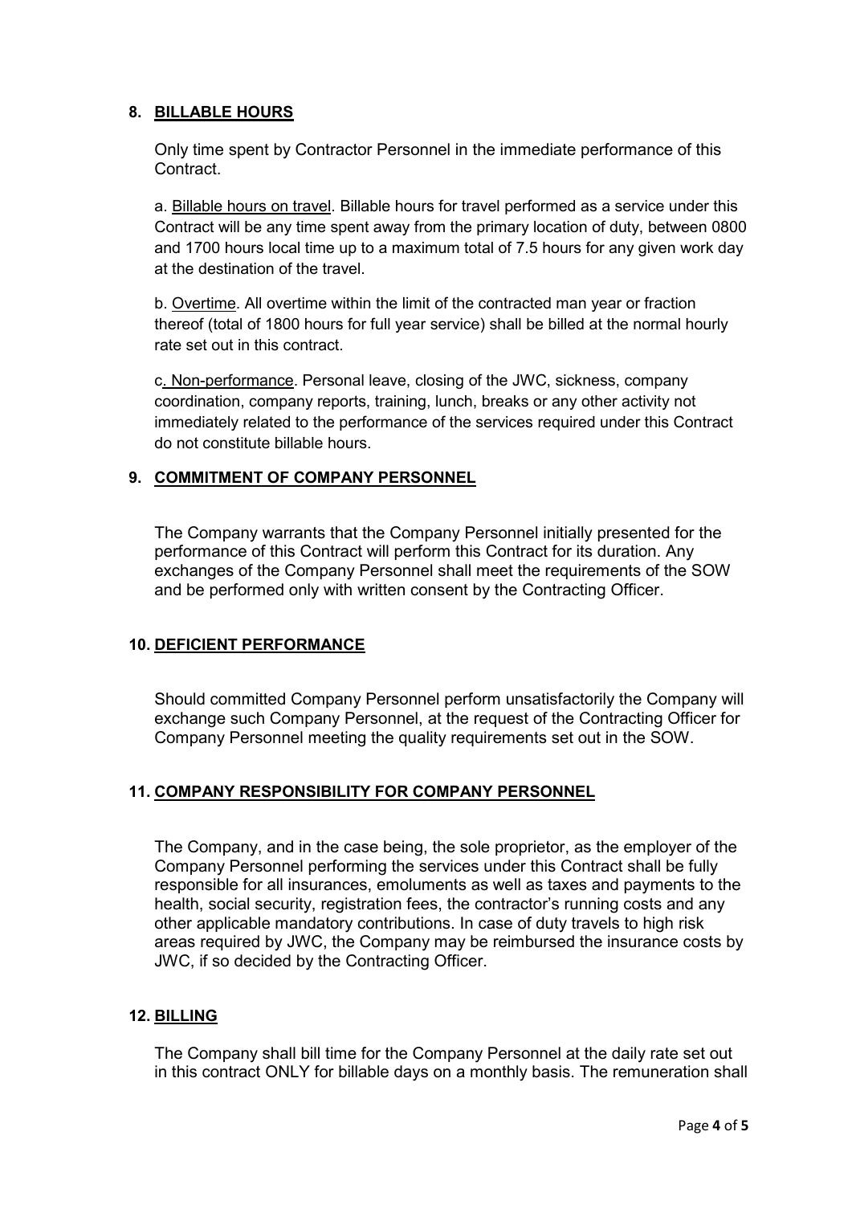## 8. BILLABLE HOURS

Only time spent by Contractor Personnel in the immediate performance of this Contract.

a. Billable hours on travel. Billable hours for travel performed as a service under this Contract will be any time spent away from the primary location of duty, between 0800 and 1700 hours local time up to a maximum total of 7.5 hours for any given work day at the destination of the travel.

b. Overtime. All overtime within the limit of the contracted man year or fraction thereof (total of 1800 hours for full year service) shall be billed at the normal hourly rate set out in this contract.

c. Non-performance. Personal leave, closing of the JWC, sickness, company coordination, company reports, training, lunch, breaks or any other activity not immediately related to the performance of the services required under this Contract do not constitute billable hours.

## 9. COMMITMENT OF COMPANY PERSONNEL

The Company warrants that the Company Personnel initially presented for the performance of this Contract will perform this Contract for its duration. Any exchanges of the Company Personnel shall meet the requirements of the SOW and be performed only with written consent by the Contracting Officer.

## 10. DEFICIENT PERFORMANCE

Should committed Company Personnel perform unsatisfactorily the Company will exchange such Company Personnel, at the request of the Contracting Officer for Company Personnel meeting the quality requirements set out in the SOW.

## 11. COMPANY RESPONSIBILITY FOR COMPANY PERSONNEL

The Company, and in the case being, the sole proprietor, as the employer of the Company Personnel performing the services under this Contract shall be fully responsible for all insurances, emoluments as well as taxes and payments to the health, social security, registration fees, the contractor's running costs and any other applicable mandatory contributions. In case of duty travels to high risk areas required by JWC, the Company may be reimbursed the insurance costs by JWC, if so decided by the Contracting Officer.

## 12. BILLING

The Company shall bill time for the Company Personnel at the daily rate set out in this contract ONLY for billable days on a monthly basis. The remuneration shall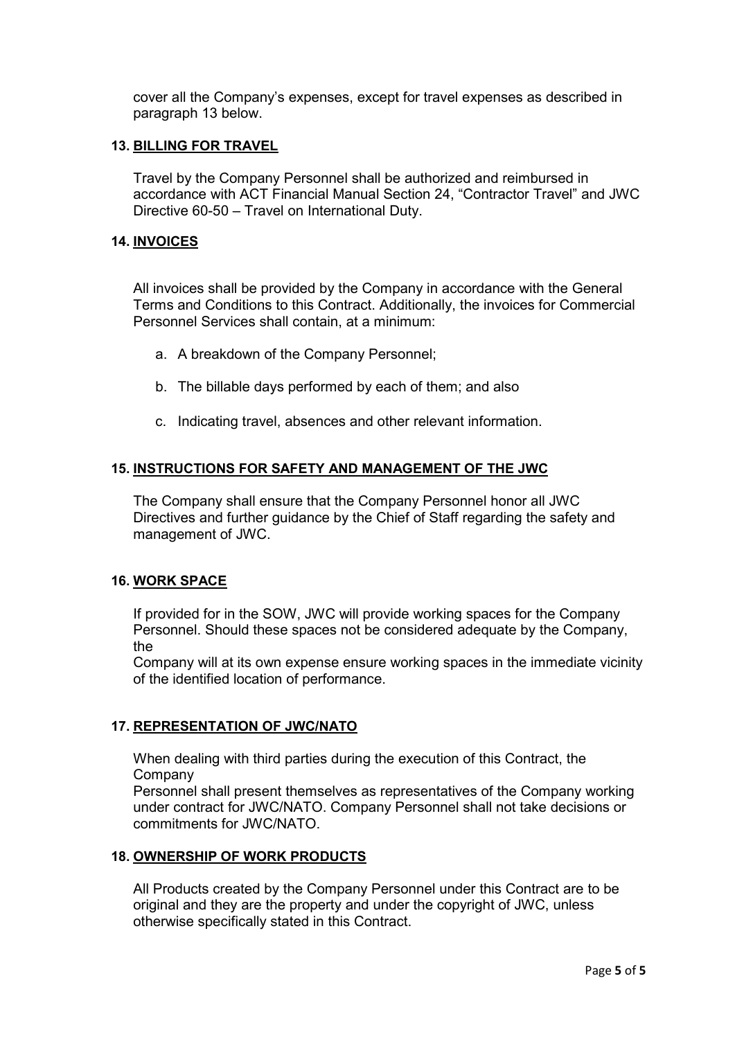cover all the Company's expenses, except for travel expenses as described in paragraph 13 below.

### 13. <u>BILLING FOR TRAVEL</u>

Travel by the Company Personnel shall be authorized and reimbursed in accordance with ACT Financial Manual Section 24, "Contractor Travel" and JWC Directive 60-50 – Travel on International Duty.

### 14. <u>INVOICES</u>

All invoices shall be provided by the Company in accordance with the General Terms and Conditions to this Contract. Additionally, the invoices for Commercial Personnel Services shall contain, at a minimum:

a. A breakdown of the Company Personnel;

b. The billable days performed by each of them; and also

c. Indicating travel, absences and other relevant information.

### 15. <u>INSTRUCTIONS FOR SAFETY AND MANAGEMENT OF THE JWC</u>

The Company shall ensure that the Company Personnel honor all JWC Directives and further guidance by the Chief of Staff regarding the safety and management of JWC.

### 16. <u>WORK SPACE</u>

If provided for in the SOW, JWC will provide working spaces for the Company Personnel. Should these spaces not be considered adequate by the Company, the Company will at its own expense ensure working spaces in the immediate vicinity of the identified location of performance.

### 17. <u>REPRESENTATION OF JWC/NATO</u>

When dealing with third parties during the execution of this Contract, the Company Personnel shall present themselves as representatives of the Company working under contract for JWC/NATO. Company Personnel shall not take decisions or commitments for JWC/NATO.

### 18. <u>OWNERSHIP OF WORK PRODUCTS</u>

All Products created by the Company Personnel under this Contract are to be original and they are the property and under the copyright of JWC, unless otherwise specifically stated in this Contract.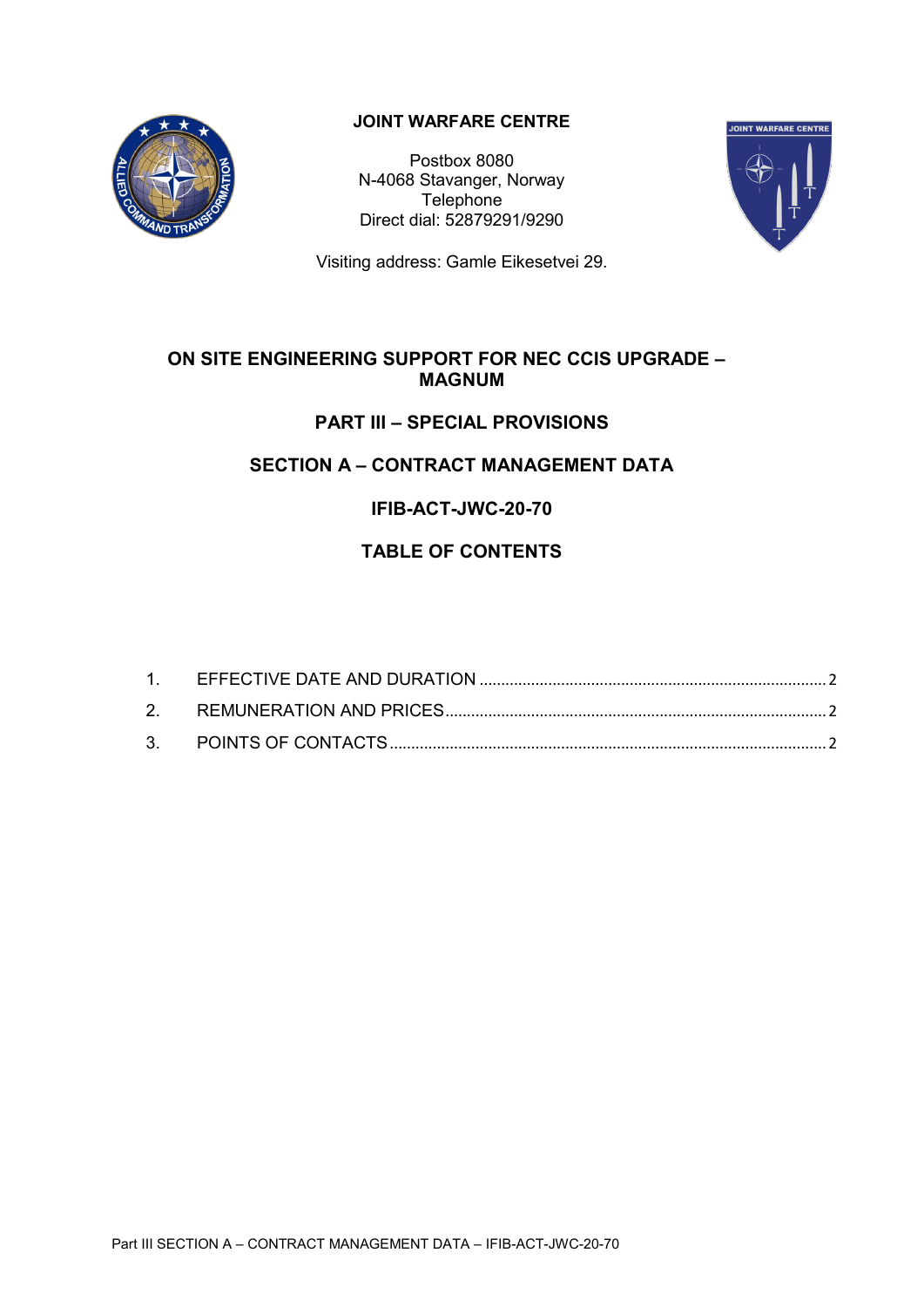**JOINT WARFARE CENTRE**

Postbox 8080
N-4068 Stavanger, Norway
Telephone
Direct dial: 52879291/9290

Visiting address: Gamle Eikesetvei 29.

# ON SITE ENGINEERING SUPPORT FOR NEC CCIS UPGRADE – MAGNUM

## PART III – SPECIAL PROVISIONS

## SECTION A – CONTRACT MANAGEMENT DATA

## IFIB-ACT-JWC-20-70

## TABLE OF CONTENTS

1. EFFECTIVE DATE AND DURATION ........ 2
2. REMUNERATION AND PRICES ........ 2
3. POINTS OF CONTACTS ........ 2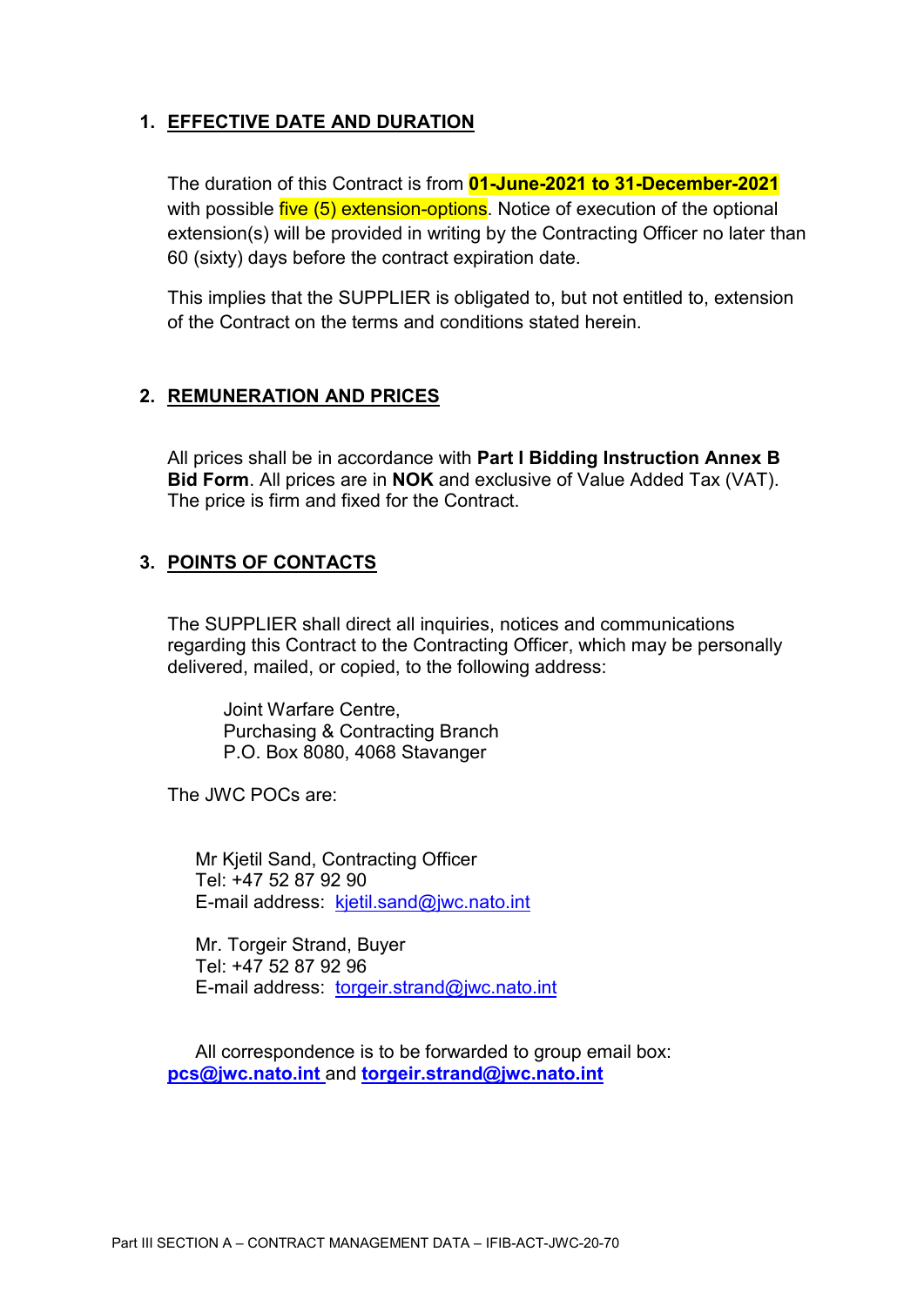## 1. EFFECTIVE DATE AND DURATION

The duration of this Contract is from **01-June-2021 to 31-December-2021** with possible five (5) extension-options. Notice of execution of the optional extension(s) will be provided in writing by the Contracting Officer no later than 60 (sixty) days before the contract expiration date.

This implies that the SUPPLIER is obligated to, but not entitled to, extension of the Contract on the terms and conditions stated herein.

## 2. REMUNERATION AND PRICES

All prices shall be in accordance with **Part I Bidding Instruction Annex B Bid Form**. All prices are in **NOK** and exclusive of Value Added Tax (VAT). The price is firm and fixed for the Contract.

## 3. POINTS OF CONTACTS

The SUPPLIER shall direct all inquiries, notices and communications regarding this Contract to the Contracting Officer, which may be personally delivered, mailed, or copied, to the following address:

Joint Warfare Centre,
Purchasing & Contracting Branch
P.O. Box 8080, 4068 Stavanger

The JWC POCs are:

Mr Kjetil Sand, Contracting Officer
Tel: +47 52 87 92 90
E-mail address: kjetil.sand@jwc.nato.int

Mr. Torgeir Strand, Buyer
Tel: +47 52 87 92 96
E-mail address: torgeir.strand@jwc.nato.int

All correspondence is to be forwarded to group email box: **pcs@jwc.nato.int** and **torgeir.strand@jwc.nato.int**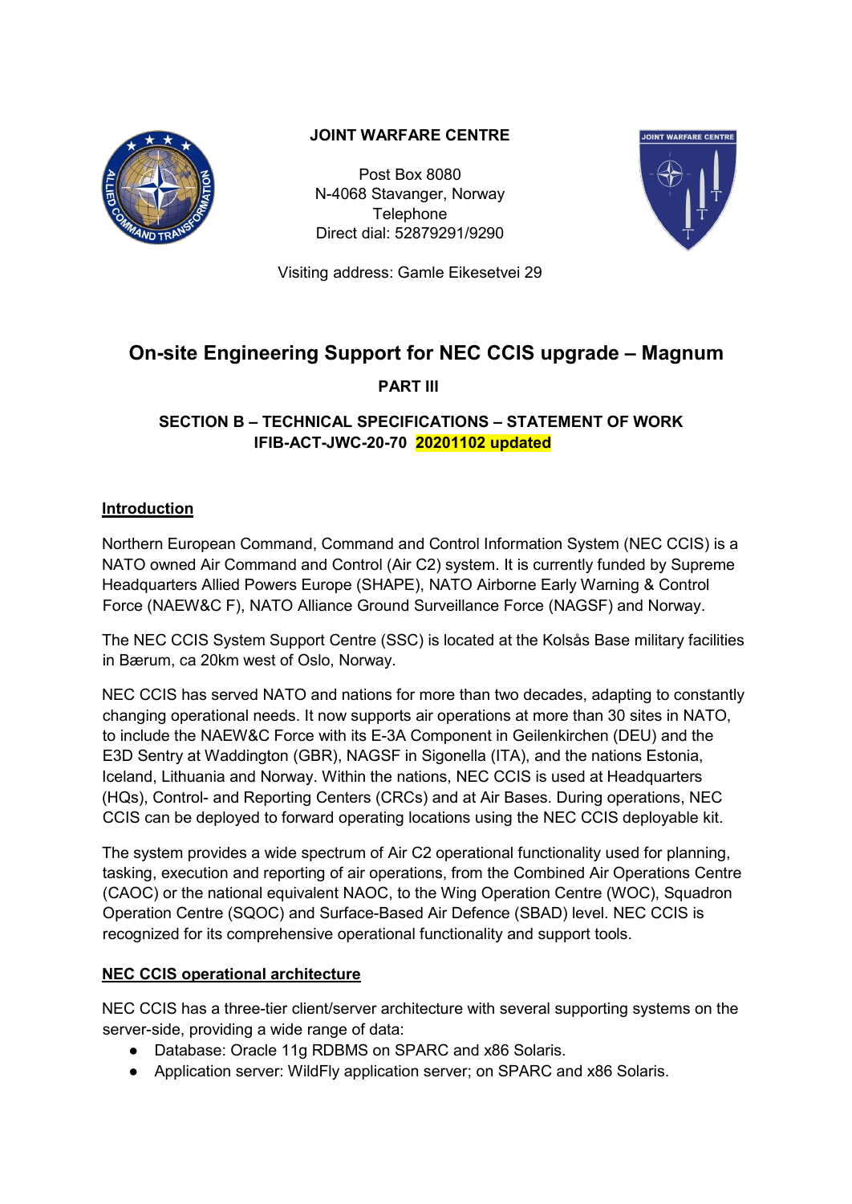**JOINT WARFARE CENTRE**

Post Box 8080
N-4068 Stavanger, Norway
Telephone
Direct dial: 52879291/9290

Visiting address: Gamle Eikesetvei 29

# On-site Engineering Support for NEC CCIS upgrade – Magnum

**PART III**

**SECTION B – TECHNICAL SPECIFICATIONS – STATEMENT OF WORK**
**IFIB-ACT-JWC-20-70 20201102 updated**

## Introduction

Northern European Command, Command and Control Information System (NEC CCIS) is a NATO owned Air Command and Control (Air C2) system. It is currently funded by Supreme Headquarters Allied Powers Europe (SHAPE), NATO Airborne Early Warning & Control Force (NAEW&C F), NATO Alliance Ground Surveillance Force (NAGSF) and Norway.

The NEC CCIS System Support Centre (SSC) is located at the Kolsås Base military facilities in Bærum, ca 20km west of Oslo, Norway.

NEC CCIS has served NATO and nations for more than two decades, adapting to constantly changing operational needs. It now supports air operations at more than 30 sites in NATO, to include the NAEW&C Force with its E-3A Component in Geilenkirchen (DEU) and the E3D Sentry at Waddington (GBR), NAGSF in Sigonella (ITA), and the nations Estonia, Iceland, Lithuania and Norway. Within the nations, NEC CCIS is used at Headquarters (HQs), Control- and Reporting Centers (CRCs) and at Air Bases. During operations, NEC CCIS can be deployed to forward operating locations using the NEC CCIS deployable kit.

The system provides a wide spectrum of Air C2 operational functionality used for planning, tasking, execution and reporting of air operations, from the Combined Air Operations Centre (CAOC) or the national equivalent NAOC, to the Wing Operation Centre (WOC), Squadron Operation Centre (SQOC) and Surface-Based Air Defence (SBAD) level. NEC CCIS is recognized for its comprehensive operational functionality and support tools.

## NEC CCIS operational architecture

NEC CCIS has a three-tier client/server architecture with several supporting systems on the server-side, providing a wide range of data:

- Database: Oracle 11g RDBMS on SPARC and x86 Solaris.
- Application server: WildFly application server; on SPARC and x86 Solaris.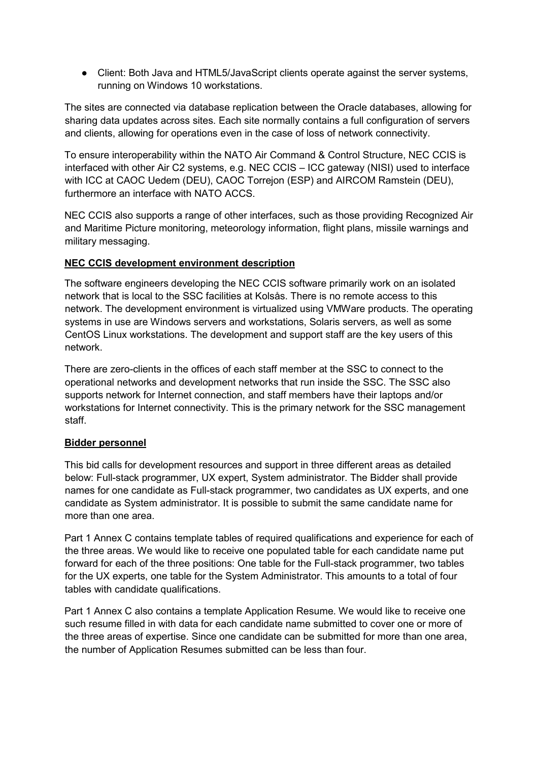- Client: Both Java and HTML5/JavaScript clients operate against the server systems, running on Windows 10 workstations.

The sites are connected via database replication between the Oracle databases, allowing for sharing data updates across sites. Each site normally contains a full configuration of servers and clients, allowing for operations even in the case of loss of network connectivity.

To ensure interoperability within the NATO Air Command & Control Structure, NEC CCIS is interfaced with other Air C2 systems, e.g. NEC CCIS – ICC gateway (NISI) used to interface with ICC at CAOC Uedem (DEU), CAOC Torrejon (ESP) and AIRCOM Ramstein (DEU), furthermore an interface with NATO ACCS.

NEC CCIS also supports a range of other interfaces, such as those providing Recognized Air and Maritime Picture monitoring, meteorology information, flight plans, missile warnings and military messaging.

**NEC CCIS development environment description**

The software engineers developing the NEC CCIS software primarily work on an isolated network that is local to the SSC facilities at Kolsås. There is no remote access to this network. The development environment is virtualized using VMWare products. The operating systems in use are Windows servers and workstations, Solaris servers, as well as some CentOS Linux workstations. The development and support staff are the key users of this network.

There are zero-clients in the offices of each staff member at the SSC to connect to the operational networks and development networks that run inside the SSC. The SSC also supports network for Internet connection, and staff members have their laptops and/or workstations for Internet connectivity. This is the primary network for the SSC management staff.

**Bidder personnel**

This bid calls for development resources and support in three different areas as detailed below: Full-stack programmer, UX expert, System administrator. The Bidder shall provide names for one candidate as Full-stack programmer, two candidates as UX experts, and one candidate as System administrator. It is possible to submit the same candidate name for more than one area.

Part 1 Annex C contains template tables of required qualifications and experience for each of the three areas. We would like to receive one populated table for each candidate name put forward for each of the three positions: One table for the Full-stack programmer, two tables for the UX experts, one table for the System Administrator. This amounts to a total of four tables with candidate qualifications.

Part 1 Annex C also contains a template Application Resume. We would like to receive one such resume filled in with data for each candidate name submitted to cover one or more of the three areas of expertise. Since one candidate can be submitted for more than one area, the number of Application Resumes submitted can be less than four.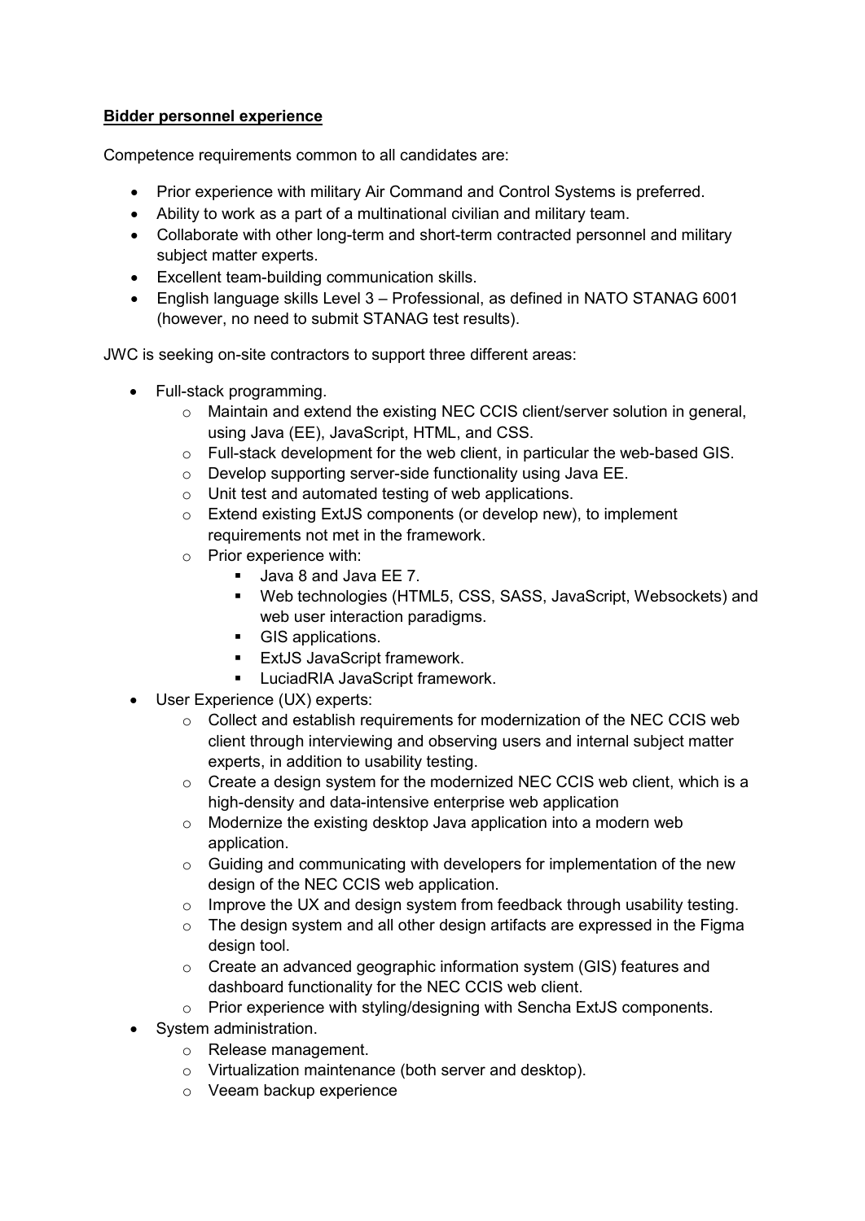**Bidder personnel experience**

Competence requirements common to all candidates are:

- Prior experience with military Air Command and Control Systems is preferred.
- Ability to work as a part of a multinational civilian and military team.
- Collaborate with other long-term and short-term contracted personnel and military subject matter experts.
- Excellent team-building communication skills.
- English language skills Level 3 – Professional, as defined in NATO STANAG 6001 (however, no need to submit STANAG test results).

JWC is seeking on-site contractors to support three different areas:

- Full-stack programming.
  - Maintain and extend the existing NEC CCIS client/server solution in general, using Java (EE), JavaScript, HTML, and CSS.
  - Full-stack development for the web client, in particular the web-based GIS.
  - Develop supporting server-side functionality using Java EE.
  - Unit test and automated testing of web applications.
  - Extend existing ExtJS components (or develop new), to implement requirements not met in the framework.
  - Prior experience with:
    - Java 8 and Java EE 7.
    - Web technologies (HTML5, CSS, SASS, JavaScript, Websockets) and web user interaction paradigms.
    - GIS applications.
    - ExtJS JavaScript framework.
    - LuciadRIA JavaScript framework.
- User Experience (UX) experts:
  - Collect and establish requirements for modernization of the NEC CCIS web client through interviewing and observing users and internal subject matter experts, in addition to usability testing.
  - Create a design system for the modernized NEC CCIS web client, which is a high-density and data-intensive enterprise web application
  - Modernize the existing desktop Java application into a modern web application.
  - Guiding and communicating with developers for implementation of the new design of the NEC CCIS web application.
  - Improve the UX and design system from feedback through usability testing.
  - The design system and all other design artifacts are expressed in the Figma design tool.
  - Create an advanced geographic information system (GIS) features and dashboard functionality for the NEC CCIS web client.
  - Prior experience with styling/designing with Sencha ExtJS components.
- System administration.
  - Release management.
  - Virtualization maintenance (both server and desktop).
  - Veeam backup experience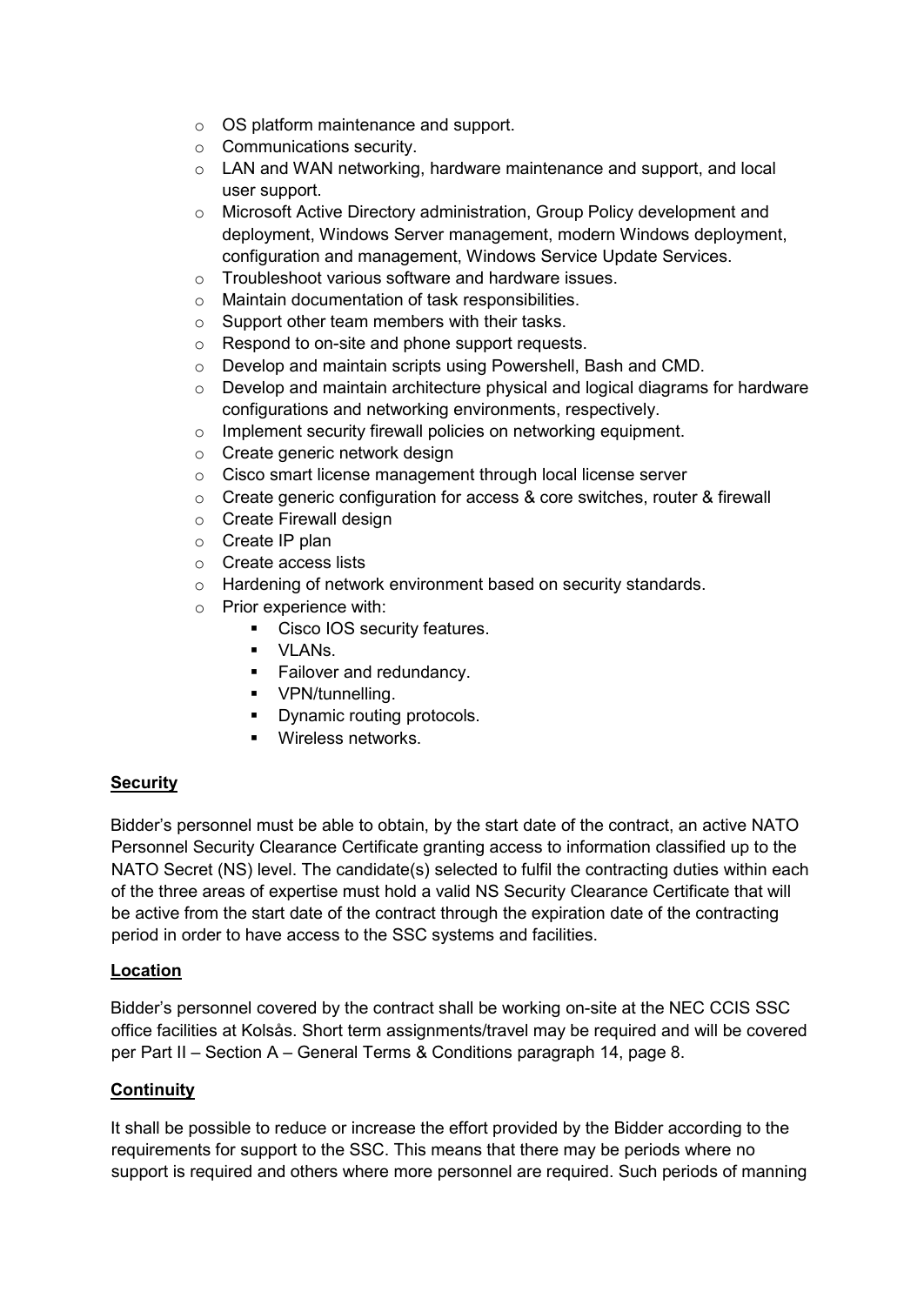- OS platform maintenance and support.
- Communications security.
- LAN and WAN networking, hardware maintenance and support, and local user support.
- Microsoft Active Directory administration, Group Policy development and deployment, Windows Server management, modern Windows deployment, configuration and management, Windows Service Update Services.
- Troubleshoot various software and hardware issues.
- Maintain documentation of task responsibilities.
- Support other team members with their tasks.
- Respond to on-site and phone support requests.
- Develop and maintain scripts using Powershell, Bash and CMD.
- Develop and maintain architecture physical and logical diagrams for hardware configurations and networking environments, respectively.
- Implement security firewall policies on networking equipment.
- Create generic network design
- Cisco smart license management through local license server
- Create generic configuration for access & core switches, router & firewall
- Create Firewall design
- Create IP plan
- Create access lists
- Hardening of network environment based on security standards.
- Prior experience with:
  - Cisco IOS security features.
  - VLANs.
  - Failover and redundancy.
  - VPN/tunnelling.
  - Dynamic routing protocols.
  - Wireless networks.

**Security**

Bidder's personnel must be able to obtain, by the start date of the contract, an active NATO Personnel Security Clearance Certificate granting access to information classified up to the NATO Secret (NS) level. The candidate(s) selected to fulfil the contracting duties within each of the three areas of expertise must hold a valid NS Security Clearance Certificate that will be active from the start date of the contract through the expiration date of the contracting period in order to have access to the SSC systems and facilities.

**Location**

Bidder's personnel covered by the contract shall be working on-site at the NEC CCIS SSC office facilities at Kolsås. Short term assignments/travel may be required and will be covered per Part II – Section A – General Terms & Conditions paragraph 14, page 8.

**Continuity**

It shall be possible to reduce or increase the effort provided by the Bidder according to the requirements for support to the SSC. This means that there may be periods where no support is required and others where more personnel are required. Such periods of manning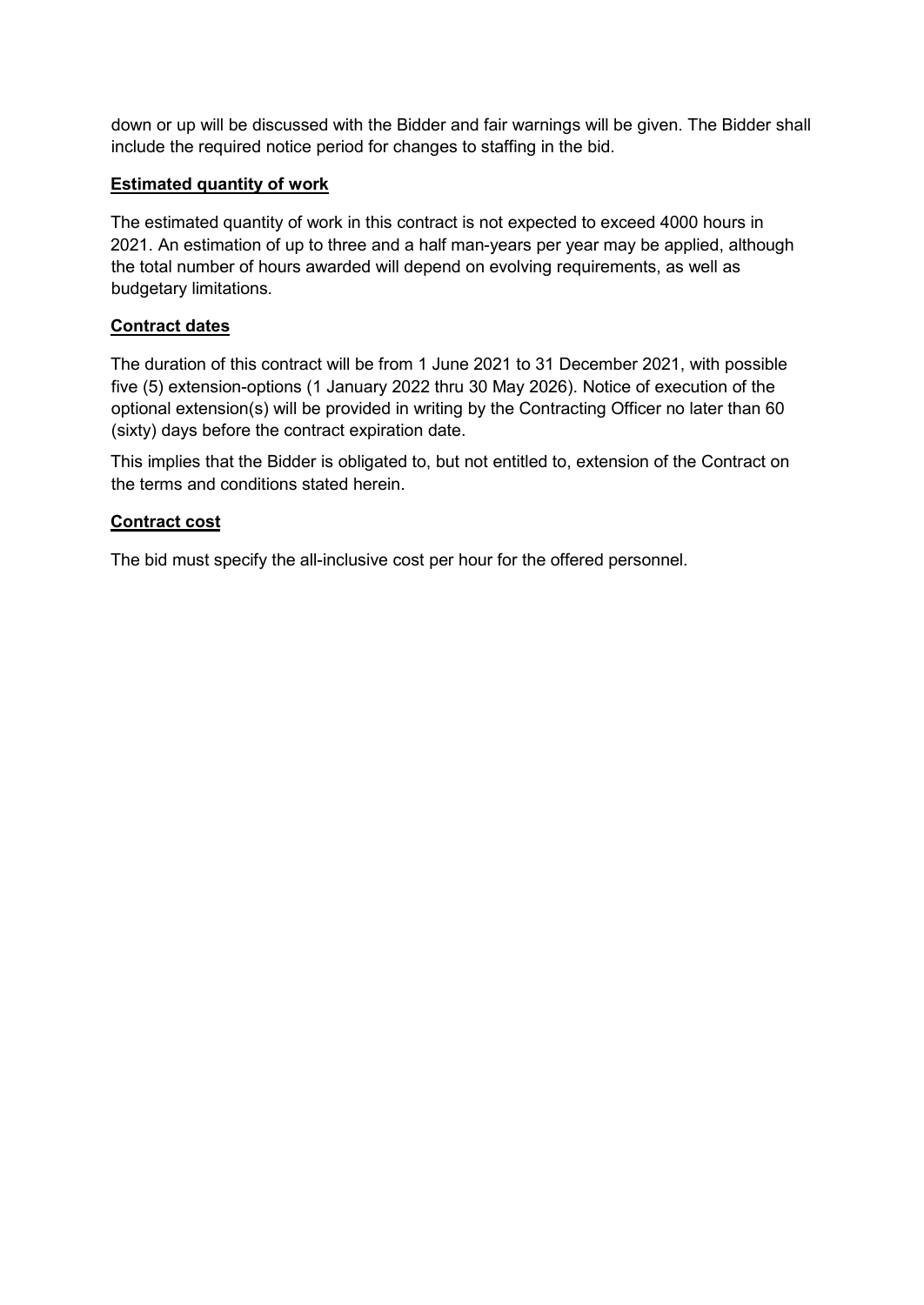down or up will be discussed with the Bidder and fair warnings will be given. The Bidder shall include the required notice period for changes to staffing in the bid.

**Estimated quantity of work**

The estimated quantity of work in this contract is not expected to exceed 4000 hours in 2021. An estimation of up to three and a half man-years per year may be applied, although the total number of hours awarded will depend on evolving requirements, as well as budgetary limitations.

**Contract dates**

The duration of this contract will be from 1 June 2021 to 31 December 2021, with possible five (5) extension-options (1 January 2022 thru 30 May 2026). Notice of execution of the optional extension(s) will be provided in writing by the Contracting Officer no later than 60 (sixty) days before the contract expiration date.

This implies that the Bidder is obligated to, but not entitled to, extension of the Contract on the terms and conditions stated herein.

**Contract cost**

The bid must specify the all-inclusive cost per hour for the offered personnel.